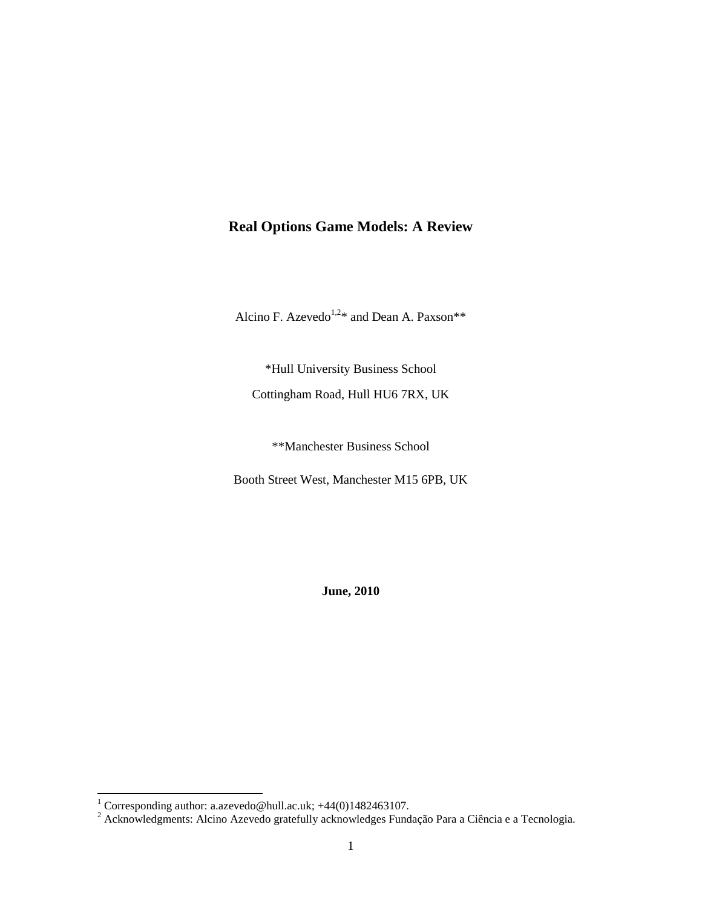# Real Options Game Models: A Review

Alcino F. Azevedo[1,2]* and Dean A. Paxson**

*Hull University Business School

Cottingham Road, Hull HU6 7RX, UK

**Manchester Business School

Booth Street West, Manchester M15 6PB, UK

**June, 2010**

---

[1] Corresponding author: a.azevedo@hull.ac.uk; +44(0)1482463107.

[2] Acknowledgments: Alcino Azevedo gratefully acknowledges Fundação Para a Ciência e a Tecnologia.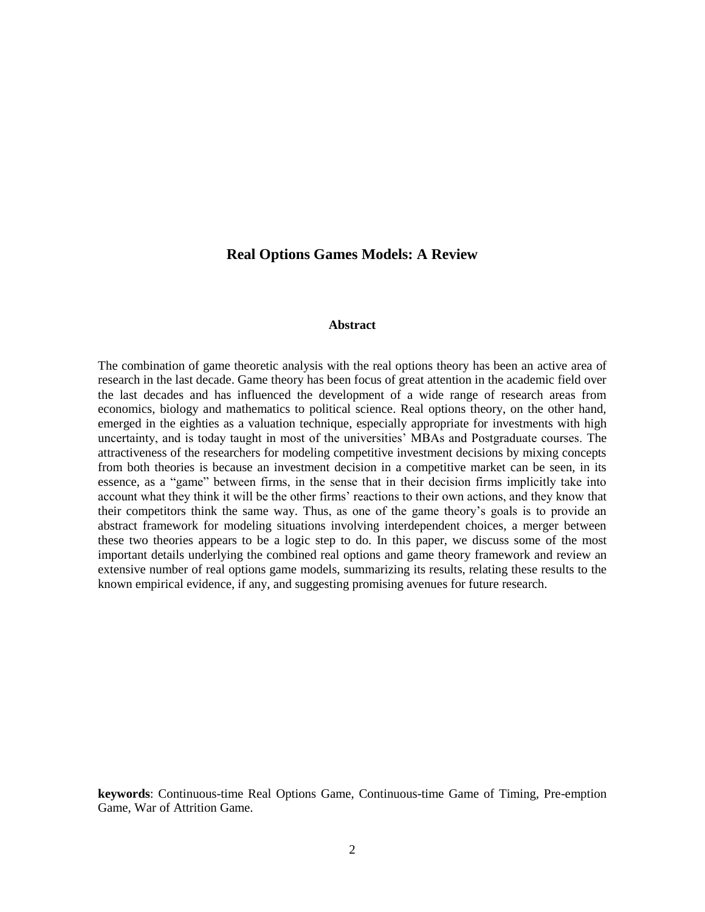# Real Options Games Models: A Review

## Abstract

The combination of game theoretic analysis with the real options theory has been an active area of research in the last decade. Game theory has been focus of great attention in the academic field over the last decades and has influenced the development of a wide range of research areas from economics, biology and mathematics to political science. Real options theory, on the other hand, emerged in the eighties as a valuation technique, especially appropriate for investments with high uncertainty, and is today taught in most of the universities' MBAs and Postgraduate courses. The attractiveness of the researchers for modeling competitive investment decisions by mixing concepts from both theories is because an investment decision in a competitive market can be seen, in its essence, as a "game" between firms, in the sense that in their decision firms implicitly take into account what they think it will be the other firms' reactions to their own actions, and they know that their competitors think the same way. Thus, as one of the game theory's goals is to provide an abstract framework for modeling situations involving interdependent choices, a merger between these two theories appears to be a logic step to do. In this paper, we discuss some of the most important details underlying the combined real options and game theory framework and review an extensive number of real options game models, summarizing its results, relating these results to the known empirical evidence, if any, and suggesting promising avenues for future research.

**keywords**: Continuous-time Real Options Game, Continuous-time Game of Timing, Pre-emption Game, War of Attrition Game.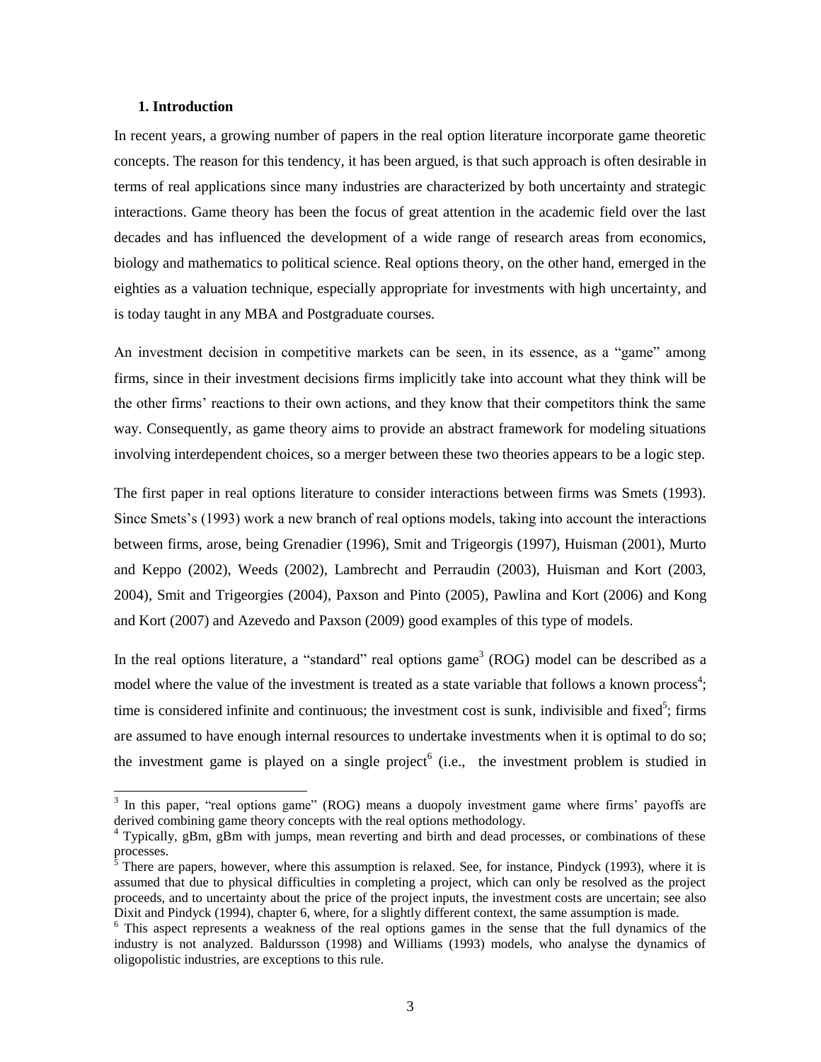## 1. Introduction

In recent years, a growing number of papers in the real option literature incorporate game theoretic concepts. The reason for this tendency, it has been argued, is that such approach is often desirable in terms of real applications since many industries are characterized by both uncertainty and strategic interactions. Game theory has been the focus of great attention in the academic field over the last decades and has influenced the development of a wide range of research areas from economics, biology and mathematics to political science. Real options theory, on the other hand, emerged in the eighties as a valuation technique, especially appropriate for investments with high uncertainty, and is today taught in any MBA and Postgraduate courses.

An investment decision in competitive markets can be seen, in its essence, as a "game" among firms, since in their investment decisions firms implicitly take into account what they think will be the other firms' reactions to their own actions, and they know that their competitors think the same way. Consequently, as game theory aims to provide an abstract framework for modeling situations involving interdependent choices, so a merger between these two theories appears to be a logic step.

The first paper in real options literature to consider interactions between firms was Smets (1993). Since Smets's (1993) work a new branch of real options models, taking into account the interactions between firms, arose, being Grenadier (1996), Smit and Trigeorgis (1997), Huisman (2001), Murto and Keppo (2002), Weeds (2002), Lambrecht and Perraudin (2003), Huisman and Kort (2003, 2004), Smit and Trigeorgies (2004), Paxson and Pinto (2005), Pawlina and Kort (2006) and Kong and Kort (2007) and Azevedo and Paxson (2009) good examples of this type of models.

In the real options literature, a "standard" real options game[3] (ROG) model can be described as a model where the value of the investment is treated as a state variable that follows a known process[4]; time is considered infinite and continuous; the investment cost is sunk, indivisible and fixed[5]; firms are assumed to have enough internal resources to undertake investments when it is optimal to do so; the investment game is played on a single project[6] (i.e., the investment problem is studied in

[3] In this paper, "real options game" (ROG) means a duopoly investment game where firms' payoffs are derived combining game theory concepts with the real options methodology.

[4] Typically, gBm, gBm with jumps, mean reverting and birth and dead processes, or combinations of these processes.

[5] There are papers, however, where this assumption is relaxed. See, for instance, Pindyck (1993), where it is assumed that due to physical difficulties in completing a project, which can only be resolved as the project proceeds, and to uncertainty about the price of the project inputs, the investment costs are uncertain; see also Dixit and Pindyck (1994), chapter 6, where, for a slightly different context, the same assumption is made.

[6] This aspect represents a weakness of the real options games in the sense that the full dynamics of the industry is not analyzed. Baldursson (1998) and Williams (1993) models, who analyse the dynamics of oligopolistic industries, are exceptions to this rule.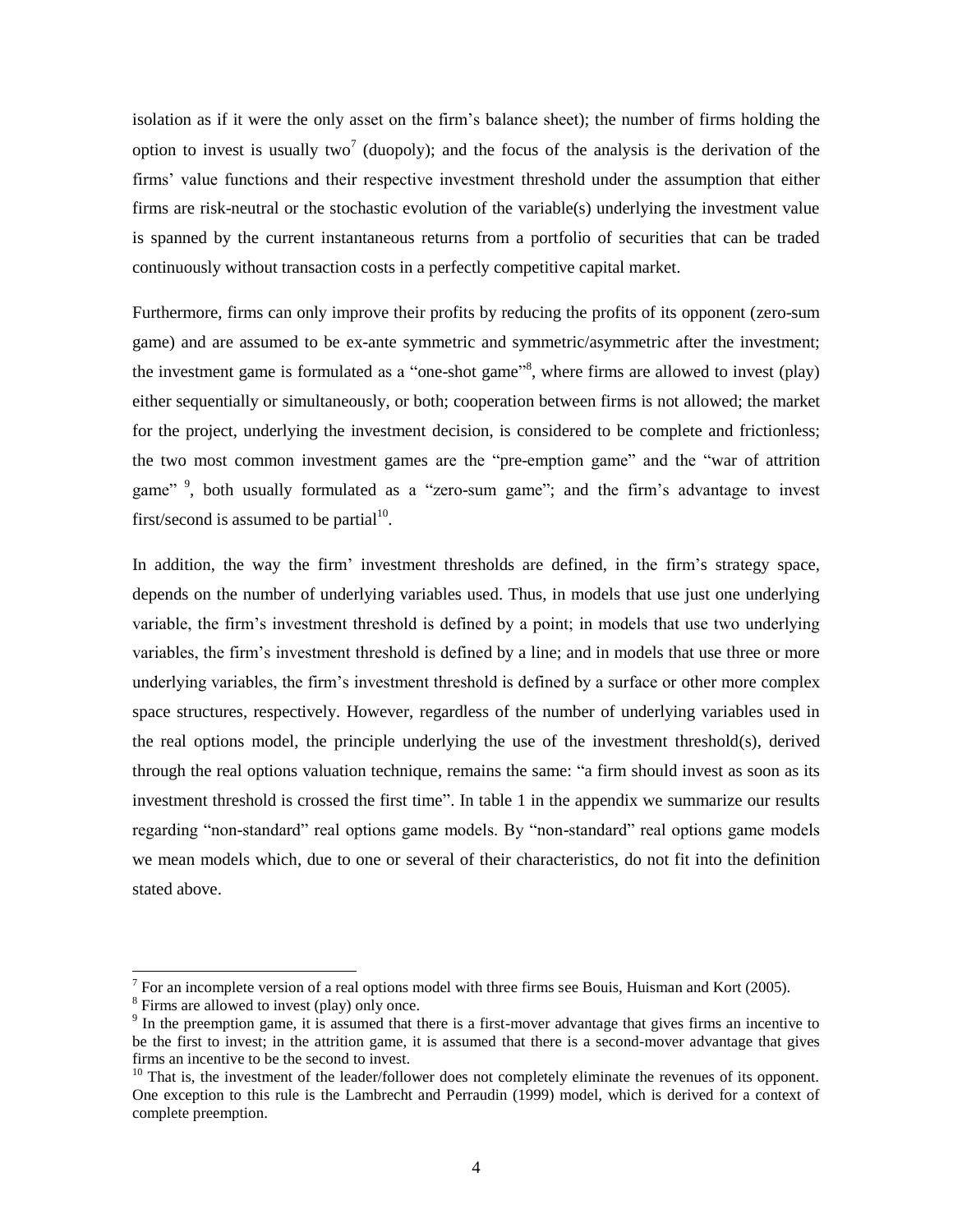isolation as if it were the only asset on the firm's balance sheet); the number of firms holding the option to invest is usually two[7] (duopoly); and the focus of the analysis is the derivation of the firms' value functions and their respective investment threshold under the assumption that either firms are risk-neutral or the stochastic evolution of the variable(s) underlying the investment value is spanned by the current instantaneous returns from a portfolio of securities that can be traded continuously without transaction costs in a perfectly competitive capital market.

Furthermore, firms can only improve their profits by reducing the profits of its opponent (zero-sum game) and are assumed to be ex-ante symmetric and symmetric/asymmetric after the investment; the investment game is formulated as a "one-shot game"[8], where firms are allowed to invest (play) either sequentially or simultaneously, or both; cooperation between firms is not allowed; the market for the project, underlying the investment decision, is considered to be complete and frictionless; the two most common investment games are the "pre-emption game" and the "war of attrition game" [9], both usually formulated as a "zero-sum game"; and the firm's advantage to invest first/second is assumed to be partial[10].

In addition, the way the firm' investment thresholds are defined, in the firm's strategy space, depends on the number of underlying variables used. Thus, in models that use just one underlying variable, the firm's investment threshold is defined by a point; in models that use two underlying variables, the firm's investment threshold is defined by a line; and in models that use three or more underlying variables, the firm's investment threshold is defined by a surface or other more complex space structures, respectively. However, regardless of the number of underlying variables used in the real options model, the principle underlying the use of the investment threshold(s), derived through the real options valuation technique, remains the same: "a firm should invest as soon as its investment threshold is crossed the first time". In table 1 in the appendix we summarize our results regarding "non-standard" real options game models. By "non-standard" real options game models we mean models which, due to one or several of their characteristics, do not fit into the definition stated above.

---

[7] For an incomplete version of a real options model with three firms see Bouis, Huisman and Kort (2005).

[8] Firms are allowed to invest (play) only once.

[9] In the preemption game, it is assumed that there is a first-mover advantage that gives firms an incentive to be the first to invest; in the attrition game, it is assumed that there is a second-mover advantage that gives firms an incentive to be the second to invest.

[10] That is, the investment of the leader/follower does not completely eliminate the revenues of its opponent. One exception to this rule is the Lambrecht and Perraudin (1999) model, which is derived for a context of complete preemption.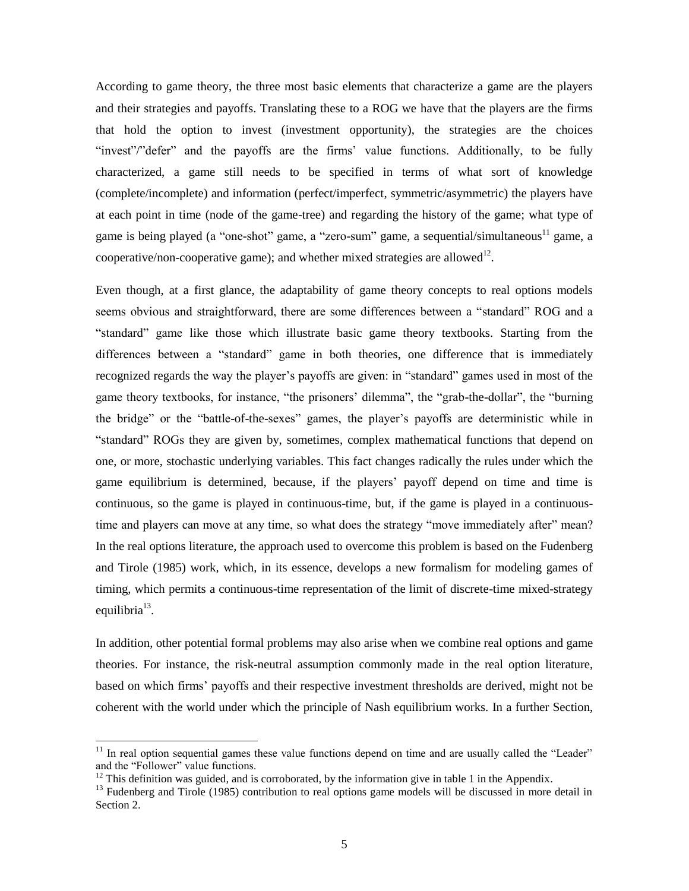According to game theory, the three most basic elements that characterize a game are the players and their strategies and payoffs. Translating these to a ROG we have that the players are the firms that hold the option to invest (investment opportunity), the strategies are the choices "invest"/"defer" and the payoffs are the firms' value functions. Additionally, to be fully characterized, a game still needs to be specified in terms of what sort of knowledge (complete/incomplete) and information (perfect/imperfect, symmetric/asymmetric) the players have at each point in time (node of the game-tree) and regarding the history of the game; what type of game is being played (a "one-shot" game, a "zero-sum" game, a sequential/simultaneous[11] game, a cooperative/non-cooperative game); and whether mixed strategies are allowed[12].

Even though, at a first glance, the adaptability of game theory concepts to real options models seems obvious and straightforward, there are some differences between a "standard" ROG and a "standard" game like those which illustrate basic game theory textbooks. Starting from the differences between a "standard" game in both theories, one difference that is immediately recognized regards the way the player's payoffs are given: in "standard" games used in most of the game theory textbooks, for instance, "the prisoners' dilemma", the "grab-the-dollar", the "burning the bridge" or the "battle-of-the-sexes" games, the player's payoffs are deterministic while in "standard" ROGs they are given by, sometimes, complex mathematical functions that depend on one, or more, stochastic underlying variables. This fact changes radically the rules under which the game equilibrium is determined, because, if the players' payoff depend on time and time is continuous, so the game is played in continuous-time, but, if the game is played in a continuous-time and players can move at any time, so what does the strategy "move immediately after" mean? In the real options literature, the approach used to overcome this problem is based on the Fudenberg and Tirole (1985) work, which, in its essence, develops a new formalism for modeling games of timing, which permits a continuous-time representation of the limit of discrete-time mixed-strategy equilibria[13].

In addition, other potential formal problems may also arise when we combine real options and game theories. For instance, the risk-neutral assumption commonly made in the real option literature, based on which firms' payoffs and their respective investment thresholds are derived, might not be coherent with the world under which the principle of Nash equilibrium works. In a further Section,

---

[11] In real option sequential games these value functions depend on time and are usually called the "Leader" and the "Follower" value functions.

[12] This definition was guided, and is corroborated, by the information give in table 1 in the Appendix.

[13] Fudenberg and Tirole (1985) contribution to real options game models will be discussed in more detail in Section 2.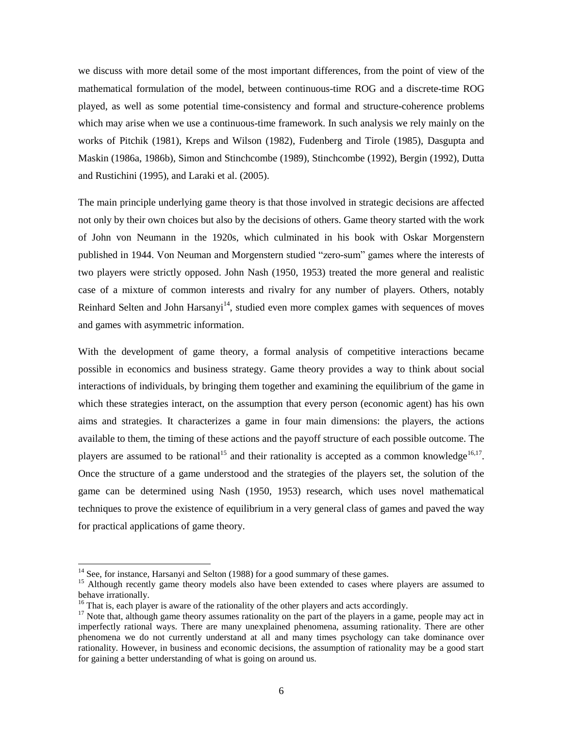we discuss with more detail some of the most important differences, from the point of view of the mathematical formulation of the model, between continuous-time ROG and a discrete-time ROG played, as well as some potential time-consistency and formal and structure-coherence problems which may arise when we use a continuous-time framework. In such analysis we rely mainly on the works of Pitchik (1981), Kreps and Wilson (1982), Fudenberg and Tirole (1985), Dasgupta and Maskin (1986a, 1986b), Simon and Stinchcombe (1989), Stinchcombe (1992), Bergin (1992), Dutta and Rustichini (1995), and Laraki et al. (2005).

The main principle underlying game theory is that those involved in strategic decisions are affected not only by their own choices but also by the decisions of others. Game theory started with the work of John von Neumann in the 1920s, which culminated in his book with Oskar Morgenstern published in 1944. Von Neuman and Morgenstern studied "zero-sum" games where the interests of two players were strictly opposed. John Nash (1950, 1953) treated the more general and realistic case of a mixture of common interests and rivalry for any number of players. Others, notably Reinhard Selten and John Harsanyi[14], studied even more complex games with sequences of moves and games with asymmetric information.

With the development of game theory, a formal analysis of competitive interactions became possible in economics and business strategy. Game theory provides a way to think about social interactions of individuals, by bringing them together and examining the equilibrium of the game in which these strategies interact, on the assumption that every person (economic agent) has his own aims and strategies. It characterizes a game in four main dimensions: the players, the actions available to them, the timing of these actions and the payoff structure of each possible outcome. The players are assumed to be rational[15] and their rationality is accepted as a common knowledge[16,17]. Once the structure of a game understood and the strategies of the players set, the solution of the game can be determined using Nash (1950, 1953) research, which uses novel mathematical techniques to prove the existence of equilibrium in a very general class of games and paved the way for practical applications of game theory.

---

[14] See, for instance, Harsanyi and Selton (1988) for a good summary of these games.

[15] Although recently game theory models also have been extended to cases where players are assumed to behave irrationally.

[16] That is, each player is aware of the rationality of the other players and acts accordingly.

[17] Note that, although game theory assumes rationality on the part of the players in a game, people may act in imperfectly rational ways. There are many unexplained phenomena, assuming rationality. There are other phenomena we do not currently understand at all and many times psychology can take dominance over rationality. However, in business and economic decisions, the assumption of rationality may be a good start for gaining a better understanding of what is going on around us.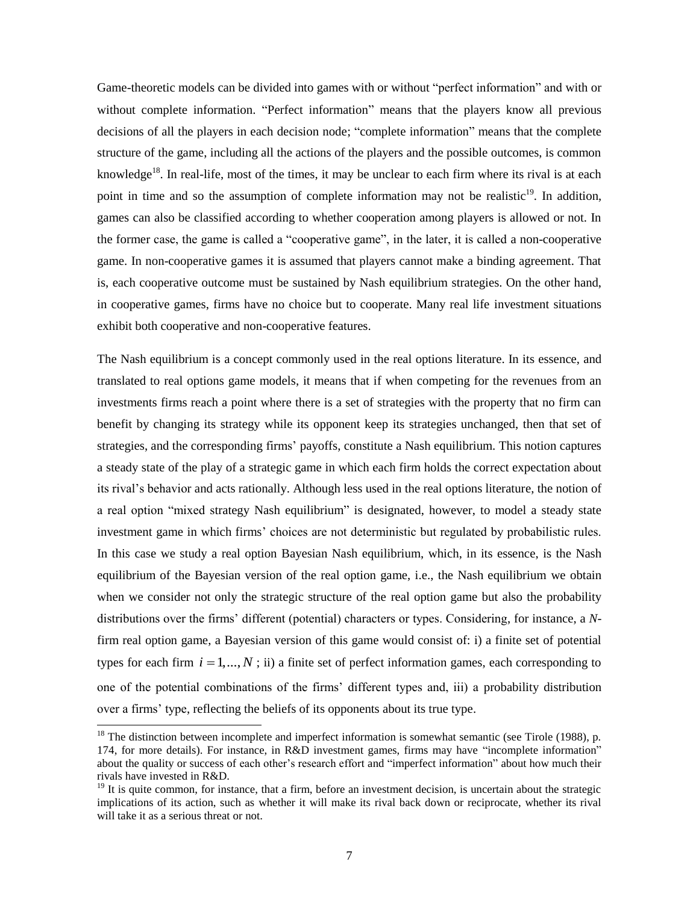Game-theoretic models can be divided into games with or without "perfect information" and with or without complete information. "Perfect information" means that the players know all previous decisions of all the players in each decision node; "complete information" means that the complete structure of the game, including all the actions of the players and the possible outcomes, is common knowledge[18]. In real-life, most of the times, it may be unclear to each firm where its rival is at each point in time and so the assumption of complete information may not be realistic[19]. In addition, games can also be classified according to whether cooperation among players is allowed or not. In the former case, the game is called a "cooperative game", in the later, it is called a non-cooperative game. In non-cooperative games it is assumed that players cannot make a binding agreement. That is, each cooperative outcome must be sustained by Nash equilibrium strategies. On the other hand, in cooperative games, firms have no choice but to cooperate. Many real life investment situations exhibit both cooperative and non-cooperative features.

The Nash equilibrium is a concept commonly used in the real options literature. In its essence, and translated to real options game models, it means that if when competing for the revenues from an investments firms reach a point where there is a set of strategies with the property that no firm can benefit by changing its strategy while its opponent keep its strategies unchanged, then that set of strategies, and the corresponding firms' payoffs, constitute a Nash equilibrium. This notion captures a steady state of the play of a strategic game in which each firm holds the correct expectation about its rival's behavior and acts rationally. Although less used in the real options literature, the notion of a real option "mixed strategy Nash equilibrium" is designated, however, to model a steady state investment game in which firms' choices are not deterministic but regulated by probabilistic rules. In this case we study a real option Bayesian Nash equilibrium, which, in its essence, is the Nash equilibrium of the Bayesian version of the real option game, i.e., the Nash equilibrium we obtain when we consider not only the strategic structure of the real option game but also the probability distributions over the firms' different (potential) characters or types. Considering, for instance, a *N*-firm real option game, a Bayesian version of this game would consist of: i) a finite set of potential types for each firm $i = 1,...,N$ ; ii) a finite set of perfect information games, each corresponding to one of the potential combinations of the firms' different types and, iii) a probability distribution over a firms' type, reflecting the beliefs of its opponents about its true type.

---

[18] The distinction between incomplete and imperfect information is somewhat semantic (see Tirole (1988), p. 174, for more details). For instance, in R&D investment games, firms may have "incomplete information" about the quality or success of each other's research effort and "imperfect information" about how much their rivals have invested in R&D.

[19] It is quite common, for instance, that a firm, before an investment decision, is uncertain about the strategic implications of its action, such as whether it will make its rival back down or reciprocate, whether its rival will take it as a serious threat or not.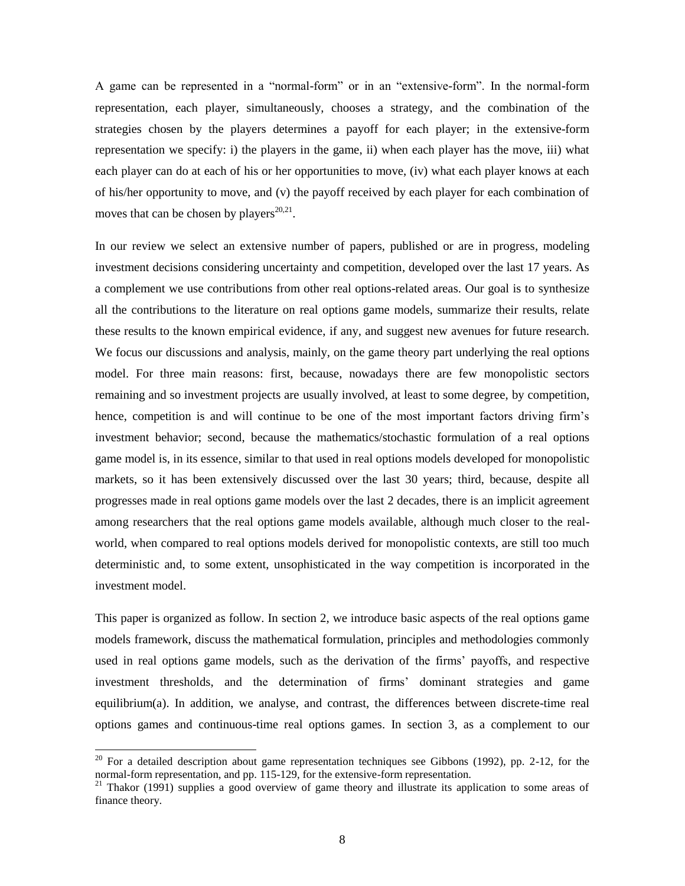A game can be represented in a "normal-form" or in an "extensive-form". In the normal-form representation, each player, simultaneously, chooses a strategy, and the combination of the strategies chosen by the players determines a payoff for each player; in the extensive-form representation we specify: i) the players in the game, ii) when each player has the move, iii) what each player can do at each of his or her opportunities to move, (iv) what each player knows at each of his/her opportunity to move, and (v) the payoff received by each player for each combination of moves that can be chosen by players[20,21].

In our review we select an extensive number of papers, published or are in progress, modeling investment decisions considering uncertainty and competition, developed over the last 17 years. As a complement we use contributions from other real options-related areas. Our goal is to synthesize all the contributions to the literature on real options game models, summarize their results, relate these results to the known empirical evidence, if any, and suggest new avenues for future research. We focus our discussions and analysis, mainly, on the game theory part underlying the real options model. For three main reasons: first, because, nowadays there are few monopolistic sectors remaining and so investment projects are usually involved, at least to some degree, by competition, hence, competition is and will continue to be one of the most important factors driving firm's investment behavior; second, because the mathematics/stochastic formulation of a real options game model is, in its essence, similar to that used in real options models developed for monopolistic markets, so it has been extensively discussed over the last 30 years; third, because, despite all progresses made in real options game models over the last 2 decades, there is an implicit agreement among researchers that the real options game models available, although much closer to the real-world, when compared to real options models derived for monopolistic contexts, are still too much deterministic and, to some extent, unsophisticated in the way competition is incorporated in the investment model.

This paper is organized as follow. In section 2, we introduce basic aspects of the real options game models framework, discuss the mathematical formulation, principles and methodologies commonly used in real options game models, such as the derivation of the firms' payoffs, and respective investment thresholds, and the determination of firms' dominant strategies and game equilibrium(a). In addition, we analyse, and contrast, the differences between discrete-time real options games and continuous-time real options games. In section 3, as a complement to our

---

[20] For a detailed description about game representation techniques see Gibbons (1992), pp. 2-12, for the normal-form representation, and pp. 115-129, for the extensive-form representation.

[21] Thakor (1991) supplies a good overview of game theory and illustrate its application to some areas of finance theory.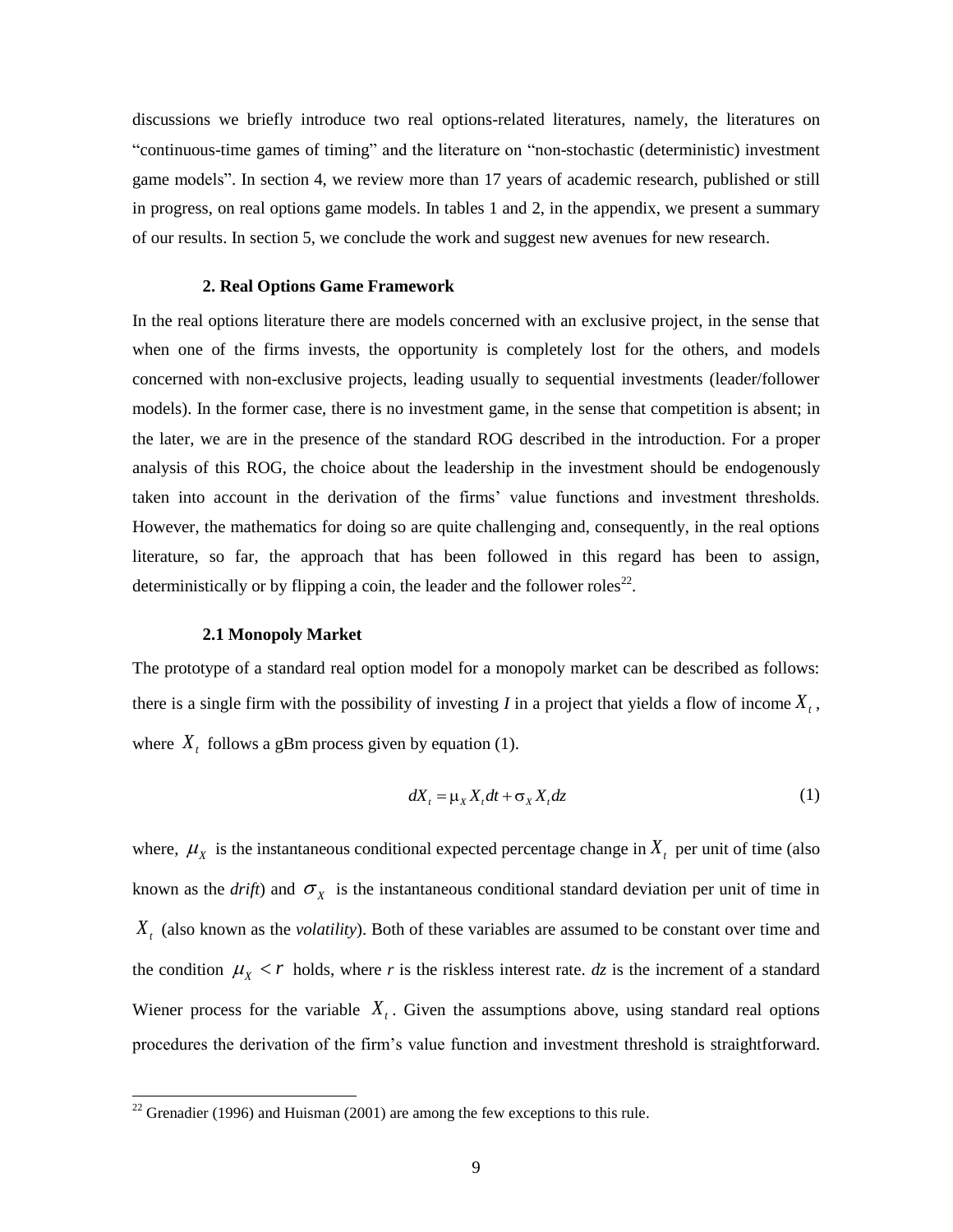discussions we briefly introduce two real options-related literatures, namely, the literatures on "continuous-time games of timing" and the literature on "non-stochastic (deterministic) investment game models". In section 4, we review more than 17 years of academic research, published or still in progress, on real options game models. In tables 1 and 2, in the appendix, we present a summary of our results. In section 5, we conclude the work and suggest new avenues for new research.

## 2. Real Options Game Framework

In the real options literature there are models concerned with an exclusive project, in the sense that when one of the firms invests, the opportunity is completely lost for the others, and models concerned with non-exclusive projects, leading usually to sequential investments (leader/follower models). In the former case, there is no investment game, in the sense that competition is absent; in the later, we are in the presence of the standard ROG described in the introduction. For a proper analysis of this ROG, the choice about the leadership in the investment should be endogenously taken into account in the derivation of the firms' value functions and investment thresholds. However, the mathematics for doing so are quite challenging and, consequently, in the real options literature, so far, the approach that has been followed in this regard has been to assign, deterministically or by flipping a coin, the leader and the follower roles[22].

### 2.1 Monopoly Market

The prototype of a standard real option model for a monopoly market can be described as follows: there is a single firm with the possibility of investing *I* in a project that yields a flow of income $X_t$, where $X_t$ follows a gBm process given by equation (1).

$$dX_t = \mu_X X_t dt + \sigma_X X_t dz \tag{1}$$

where, $\mu_X$ is the instantaneous conditional expected percentage change in $X_t$ per unit of time (also known as the *drift*) and $\sigma_X$ is the instantaneous conditional standard deviation per unit of time in $X_t$ (also known as the *volatility*). Both of these variables are assumed to be constant over time and the condition $\mu_X < r$ holds, where *r* is the riskless interest rate. *dz* is the increment of a standard Wiener process for the variable $X_t$. Given the assumptions above, using standard real options procedures the derivation of the firm's value function and investment threshold is straightforward.

[22] Grenadier (1996) and Huisman (2001) are among the few exceptions to this rule.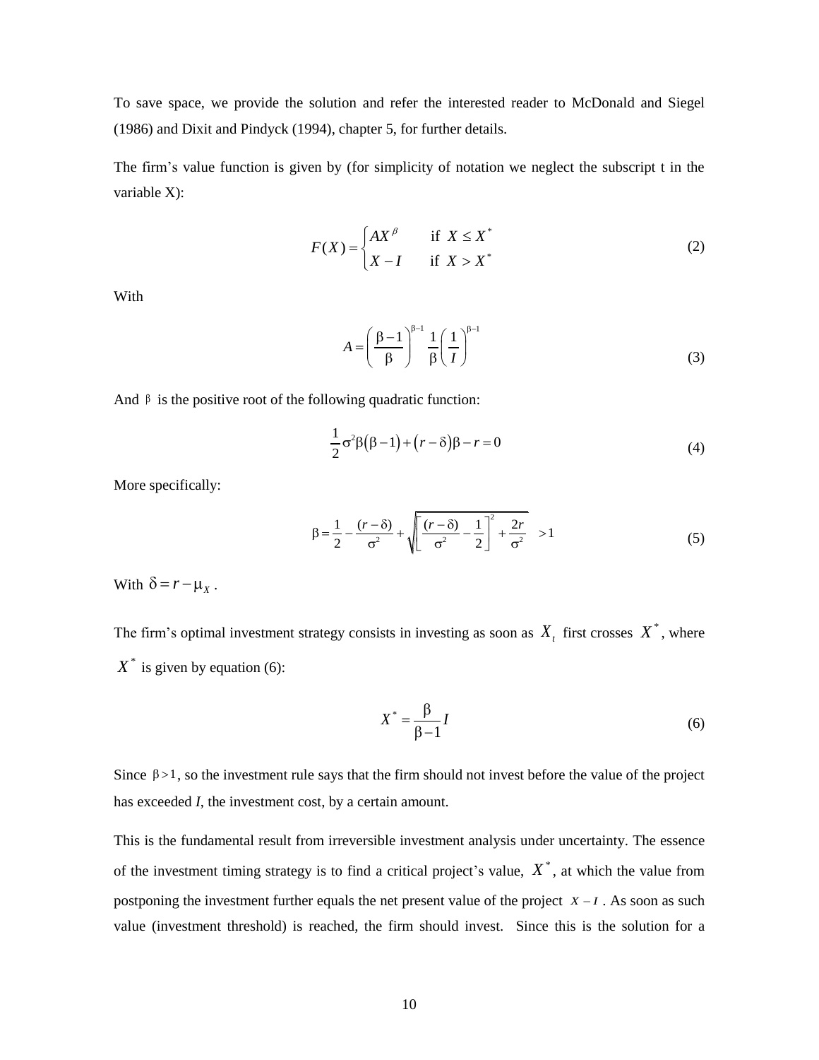To save space, we provide the solution and refer the interested reader to McDonald and Siegel (1986) and Dixit and Pindyck (1994), chapter 5, for further details.

The firm's value function is given by (for simplicity of notation we neglect the subscript t in the variable X):

$$F(X) = \begin{cases} AX^{\beta} & \text{if } X \leq X^* \\ X - I & \text{if } X > X^* \end{cases} \tag{2}$$

With

$$A = \left( \frac{\beta - 1}{\beta} \right)^{\beta - 1} \frac{1}{\beta} \left( \frac{1}{I} \right)^{\beta - 1} \tag{3}$$

And $\beta$ is the positive root of the following quadratic function:

$$\frac{1}{2}\sigma^2 \beta(\beta - 1) + (r - \delta)\beta - r = 0 \tag{4}$$

More specifically:

$$\beta = \frac{1}{2} - \frac{(r-\delta)}{\sigma^2} + \sqrt{\left[ \frac{(r-\delta)}{\sigma^2} - \frac{1}{2} \right]^2 + \frac{2r}{\sigma^2}} > 1 \tag{5}$$

With $\delta = r - \mu_X$.

The firm's optimal investment strategy consists in investing as soon as $X_t$ first crosses $X^*$, where $X^*$ is given by equation (6):

$$X^* = \frac{\beta}{\beta - 1} I \tag{6}$$

Since $\beta > 1$, so the investment rule says that the firm should not invest before the value of the project has exceeded *I*, the investment cost, by a certain amount.

This is the fundamental result from irreversible investment analysis under uncertainty. The essence of the investment timing strategy is to find a critical project's value, $X^*$, at which the value from postponing the investment further equals the net present value of the project $X - I$. As soon as such value (investment threshold) is reached, the firm should invest. Since this is the solution for a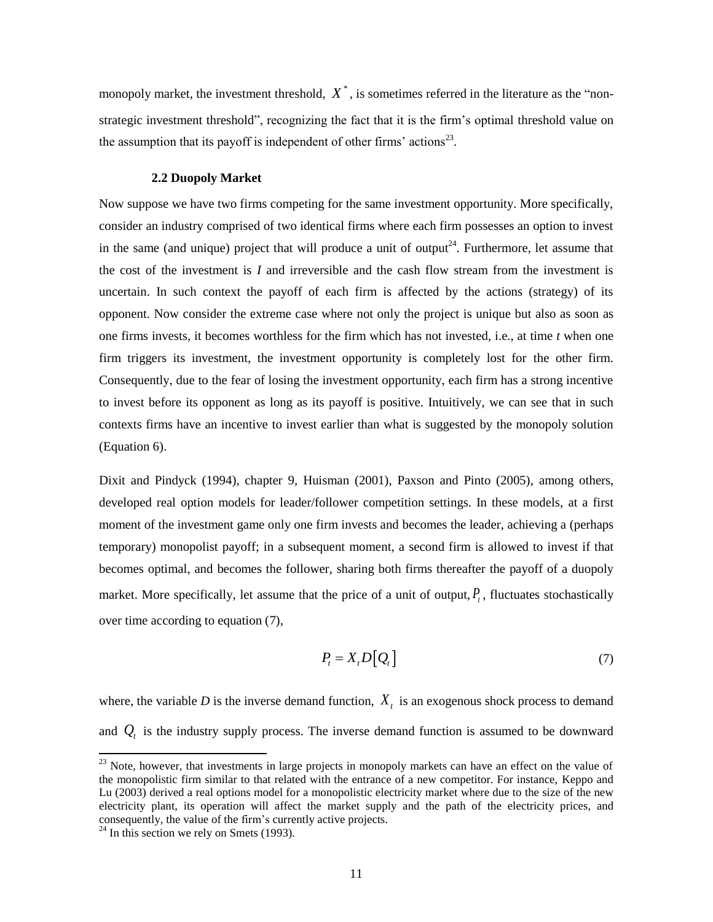monopoly market, the investment threshold, $X^*$, is sometimes referred in the literature as the "non-strategic investment threshold", recognizing the fact that it is the firm's optimal threshold value on the assumption that its payoff is independent of other firms' actions[23].

### 2.2 Duopoly Market

Now suppose we have two firms competing for the same investment opportunity. More specifically, consider an industry comprised of two identical firms where each firm possesses an option to invest in the same (and unique) project that will produce a unit of output[24]. Furthermore, let assume that the cost of the investment is *I* and irreversible and the cash flow stream from the investment is uncertain. In such context the payoff of each firm is affected by the actions (strategy) of its opponent. Now consider the extreme case where not only the project is unique but also as soon as one firms invests, it becomes worthless for the firm which has not invested, i.e., at time *t* when one firm triggers its investment, the investment opportunity is completely lost for the other firm. Consequently, due to the fear of losing the investment opportunity, each firm has a strong incentive to invest before its opponent as long as its payoff is positive. Intuitively, we can see that in such contexts firms have an incentive to invest earlier than what is suggested by the monopoly solution (Equation 6).

Dixit and Pindyck (1994), chapter 9, Huisman (2001), Paxson and Pinto (2005), among others, developed real option models for leader/follower competition settings. In these models, at a first moment of the investment game only one firm invests and becomes the leader, achieving a (perhaps temporary) monopolist payoff; in a subsequent moment, a second firm is allowed to invest if that becomes optimal, and becomes the follower, sharing both firms thereafter the payoff of a duopoly market. More specifically, let assume that the price of a unit of output, $P_t$, fluctuates stochastically over time according to equation (7),

$$P_t = X_t D\left[Q_t\right] \tag{7}$$

where, the variable *D* is the inverse demand function, $X_t$ is an exogenous shock process to demand and $Q_t$ is the industry supply process. The inverse demand function is assumed to be downward

---

[23] Note, however, that investments in large projects in monopoly markets can have an effect on the value of the monopolistic firm similar to that related with the entrance of a new competitor. For instance, Keppo and Lu (2003) derived a real options model for a monopolistic electricity market where due to the size of the new electricity plant, its operation will affect the market supply and the path of the electricity prices, and consequently, the value of the firm's currently active projects.

[24] In this section we rely on Smets (1993).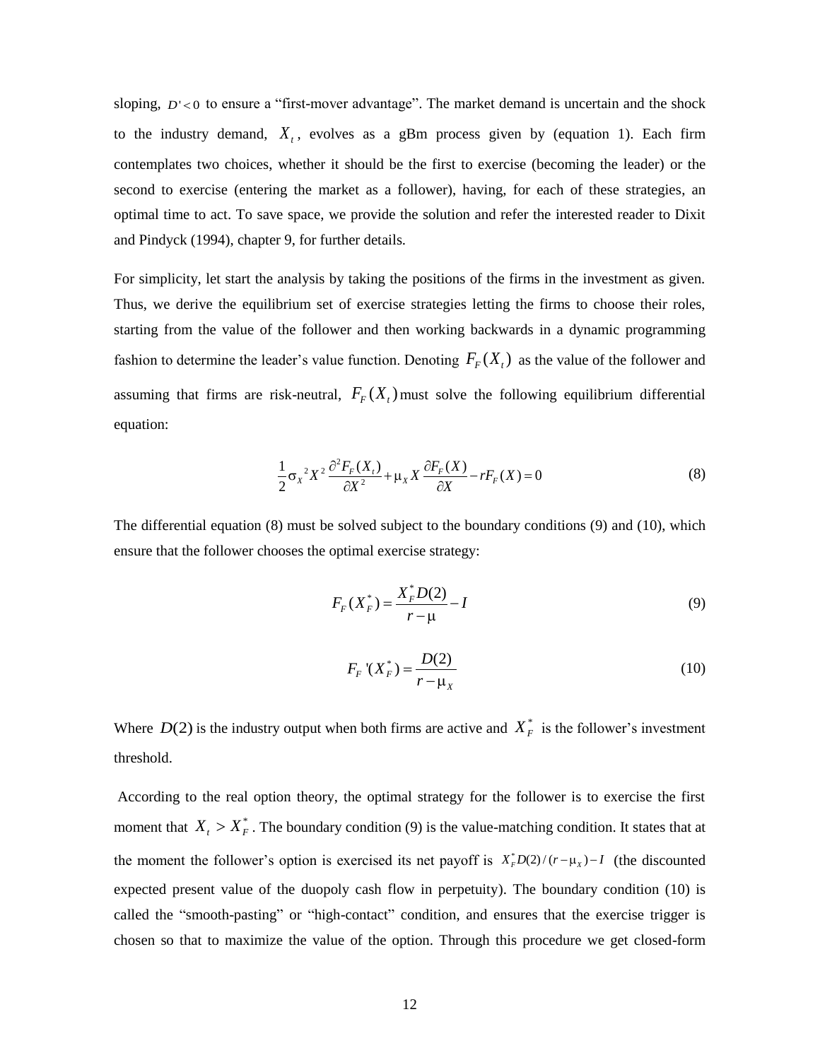sloping, $D' < 0$ to ensure a "first-mover advantage". The market demand is uncertain and the shock to the industry demand, $X_t$, evolves as a gBm process given by (equation 1). Each firm contemplates two choices, whether it should be the first to exercise (becoming the leader) or the second to exercise (entering the market as a follower), having, for each of these strategies, an optimal time to act. To save space, we provide the solution and refer the interested reader to Dixit and Pindyck (1994), chapter 9, for further details.

For simplicity, let start the analysis by taking the positions of the firms in the investment as given. Thus, we derive the equilibrium set of exercise strategies letting the firms to choose their roles, starting from the value of the follower and then working backwards in a dynamic programming fashion to determine the leader's value function. Denoting $F_F(X_t)$ as the value of the follower and assuming that firms are risk-neutral, $F_F(X_t)$ must solve the following equilibrium differential equation:

$$\frac{1}{2}\sigma_X{}^2 X^2 \frac{\partial^2 F_F(X_t)}{\partial X^2} + \mu_X X \frac{\partial F_F(X)}{\partial X} - rF_F(X) = 0 \tag{8}$$

The differential equation (8) must be solved subject to the boundary conditions (9) and (10), which ensure that the follower chooses the optimal exercise strategy:

$$F_F(X_F^*) = \frac{X_F^* D(2)}{r - \mu} - I \tag{9}$$

$$F_F{}'(X_F^*) = \frac{D(2)}{r - \mu_X} \tag{10}$$

Where $D(2)$ is the industry output when both firms are active and $X_F^*$ is the follower's investment threshold.

According to the real option theory, the optimal strategy for the follower is to exercise the first moment that $X_t > X_F^*$. The boundary condition (9) is the value-matching condition. It states that at the moment the follower's option is exercised its net payoff is $X_F^* D(2)/(r - \mu_X) - I$ (the discounted expected present value of the duopoly cash flow in perpetuity). The boundary condition (10) is called the "smooth-pasting" or "high-contact" condition, and ensures that the exercise trigger is chosen so that to maximize the value of the option. Through this procedure we get closed-form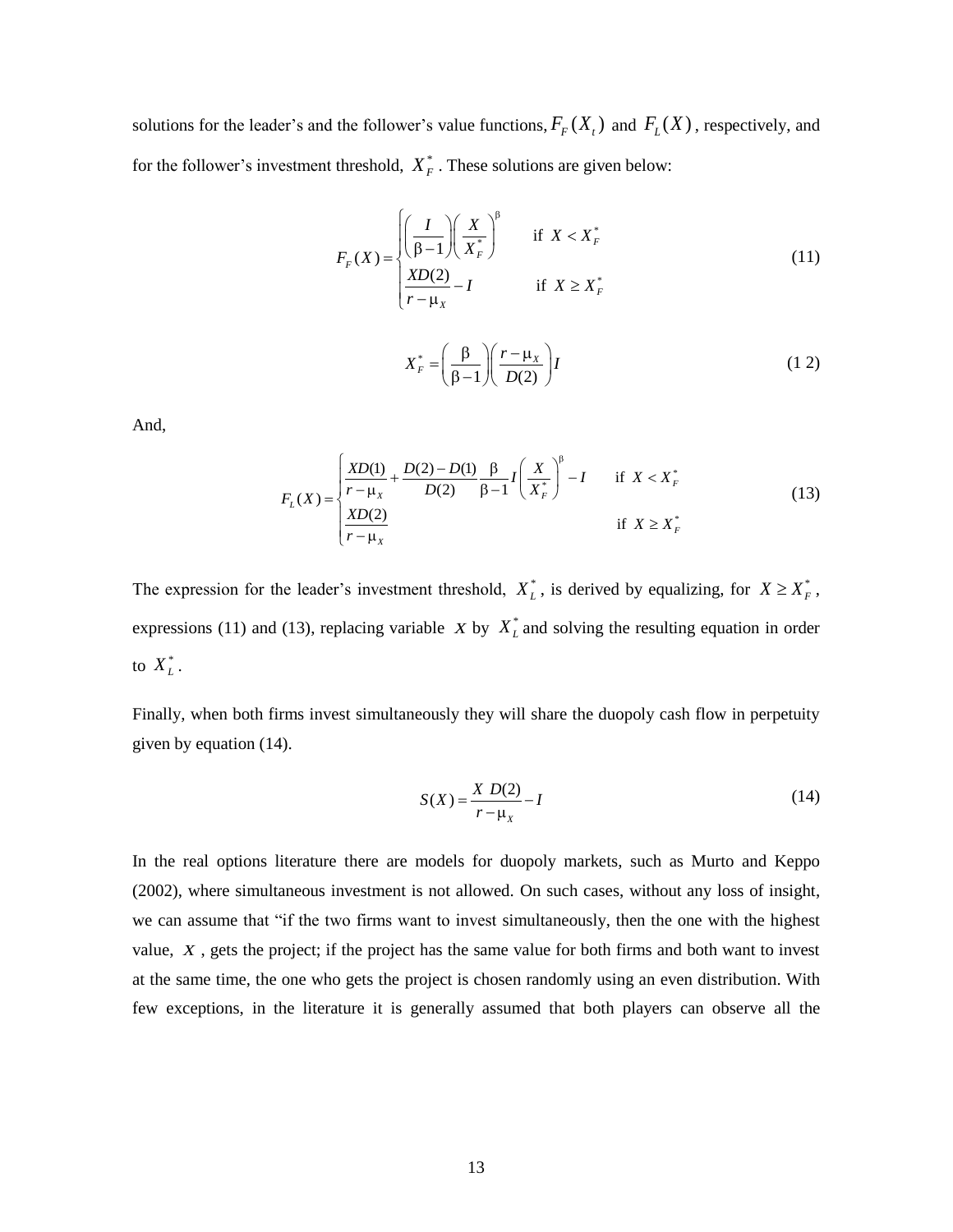solutions for the leader's and the follower's value functions, $F_F(X_t)$ and $F_L(X)$, respectively, and for the follower's investment threshold, $X_F^*$. These solutions are given below:

$$F_F(X) = \begin{cases} \left(\dfrac{I}{\beta - 1}\right)\left(\dfrac{X}{X_F^*}\right)^{\beta} & \text{if } X < X_F^* \\ \dfrac{XD(2)}{r - \mu_X} - I & \text{if } X \geq X_F^* \end{cases} \tag{11}$$

$$X_F^* = \left(\frac{\beta}{\beta - 1}\right)\left(\frac{r - \mu_X}{D(2)}\right) I \tag{12}$$

And,

$$F_L(X) = \begin{cases} \dfrac{XD(1)}{r - \mu_X} + \dfrac{D(2) - D(1)}{D(2)} \dfrac{\beta}{\beta - 1} I \left(\dfrac{X}{X_F^*}\right)^{\beta} - I & \text{if } X < X_F^* \\ \dfrac{XD(2)}{r - \mu_X} & \text{if } X \geq X_F^* \end{cases} \tag{13}$$

The expression for the leader's investment threshold, $X_L^*$, is derived by equalizing, for $X \geq X_F^*$, expressions (11) and (13), replacing variable $X$ by $X_L^*$ and solving the resulting equation in order to $X_L^*$.

Finally, when both firms invest simultaneously they will share the duopoly cash flow in perpetuity given by equation (14).

$$S(X) = \frac{X\ D(2)}{r - \mu_X} - I \tag{14}$$

In the real options literature there are models for duopoly markets, such as Murto and Keppo (2002), where simultaneous investment is not allowed. On such cases, without any loss of insight, we can assume that "if the two firms want to invest simultaneously, then the one with the highest value, $X$, gets the project; if the project has the same value for both firms and both want to invest at the same time, the one who gets the project is chosen randomly using an even distribution. With few exceptions, in the literature it is generally assumed that both players can observe all the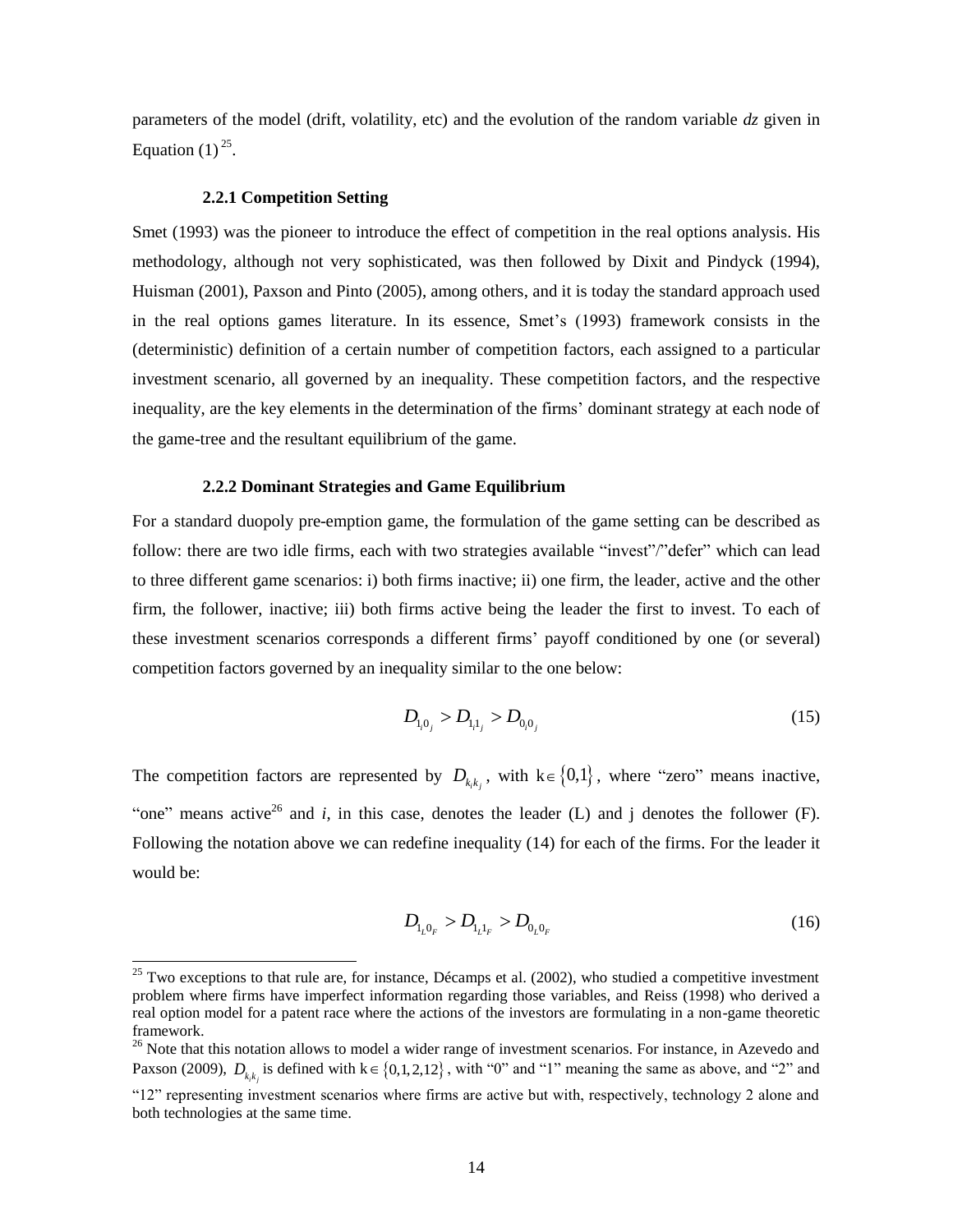parameters of the model (drift, volatility, etc) and the evolution of the random variable *dz* given in Equation (1)[25].

### 2.2.1 Competition Setting

Smet (1993) was the pioneer to introduce the effect of competition in the real options analysis. His methodology, although not very sophisticated, was then followed by Dixit and Pindyck (1994), Huisman (2001), Paxson and Pinto (2005), among others, and it is today the standard approach used in the real options games literature. In its essence, Smet's (1993) framework consists in the (deterministic) definition of a certain number of competition factors, each assigned to a particular investment scenario, all governed by an inequality. These competition factors, and the respective inequality, are the key elements in the determination of the firms' dominant strategy at each node of the game-tree and the resultant equilibrium of the game.

### 2.2.2 Dominant Strategies and Game Equilibrium

For a standard duopoly pre-emption game, the formulation of the game setting can be described as follow: there are two idle firms, each with two strategies available "invest"/"defer" which can lead to three different game scenarios: i) both firms inactive; ii) one firm, the leader, active and the other firm, the follower, inactive; iii) both firms active being the leader the first to invest. To each of these investment scenarios corresponds a different firms' payoff conditioned by one (or several) competition factors governed by an inequality similar to the one below:

$$D_{1_i 0_j} > D_{1_i 1_j} > D_{0_i 0_j} \tag{15}$$

The competition factors are represented by $D_{k_i k_j}$, with $\mathrm{k} \in \{0,1\}$, where "zero" means inactive, "one" means active[26] and *i*, in this case, denotes the leader (L) and j denotes the follower (F). Following the notation above we can redefine inequality (14) for each of the firms. For the leader it would be:

$$D_{1_L 0_F} > D_{1_L 1_F} > D_{0_L 0_F} \tag{16}$$

---

[25] Two exceptions to that rule are, for instance, Décamps et al. (2002), who studied a competitive investment problem where firms have imperfect information regarding those variables, and Reiss (1998) who derived a real option model for a patent race where the actions of the investors are formulating in a non-game theoretic framework.

[26] Note that this notation allows to model a wider range of investment scenarios. For instance, in Azevedo and Paxson (2009), $D_{k_i k_j}$ is defined with $\mathrm{k} \in \{0,1,2,12\}$, with "0" and "1" meaning the same as above, and "2" and "12" representing investment scenarios where firms are active but with, respectively, technology 2 alone and both technologies at the same time.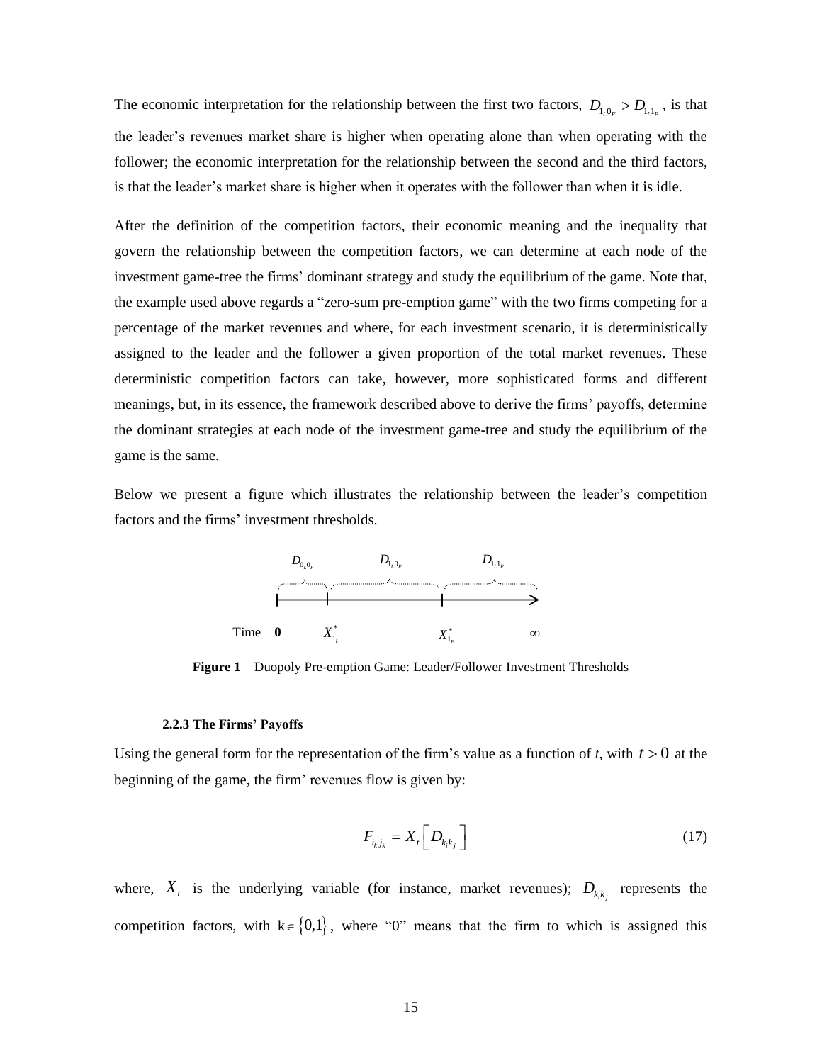The economic interpretation for the relationship between the first two factors, $D_{1_L 0_F} > D_{1_L 1_F}$, is that the leader's revenues market share is higher when operating alone than when operating with the follower; the economic interpretation for the relationship between the second and the third factors, is that the leader's market share is higher when it operates with the follower than when it is idle.

After the definition of the competition factors, their economic meaning and the inequality that govern the relationship between the competition factors, we can determine at each node of the investment game-tree the firms' dominant strategy and study the equilibrium of the game. Note that, the example used above regards a "zero-sum pre-emption game" with the two firms competing for a percentage of the market revenues and where, for each investment scenario, it is deterministically assigned to the leader and the follower a given proportion of the total market revenues. These deterministic competition factors can take, however, more sophisticated forms and different meanings, but, in its essence, the framework described above to derive the firms' payoffs, determine the dominant strategies at each node of the investment game-tree and study the equilibrium of the game is the same.

Below we present a figure which illustrates the relationship between the leader's competition factors and the firms' investment thresholds.

$D_{0_L 0_F}$ $\quad D_{1_L 0_F}$ $\quad D_{1_L 1_F}$

Time **0** $\quad X^*_{1_L}$ $\quad X^*_{1_F}$ $\quad \infty$

**Figure 1** – Duopoly Pre-emption Game: Leader/Follower Investment Thresholds

### 2.2.3 The Firms' Payoffs

Using the general form for the representation of the firm's value as a function of *t*, with $t > 0$ at the beginning of the game, the firm' revenues flow is given by:

$$F_{i_k j_k} = X_t \left[ D_{k_i k_j} \right] \tag{17}$$

where, $X_t$ is the underlying variable (for instance, market revenues); $D_{k_j k_j}$ represents the competition factors, with $k \in \{0,1\}$, where "0" means that the firm to which is assigned this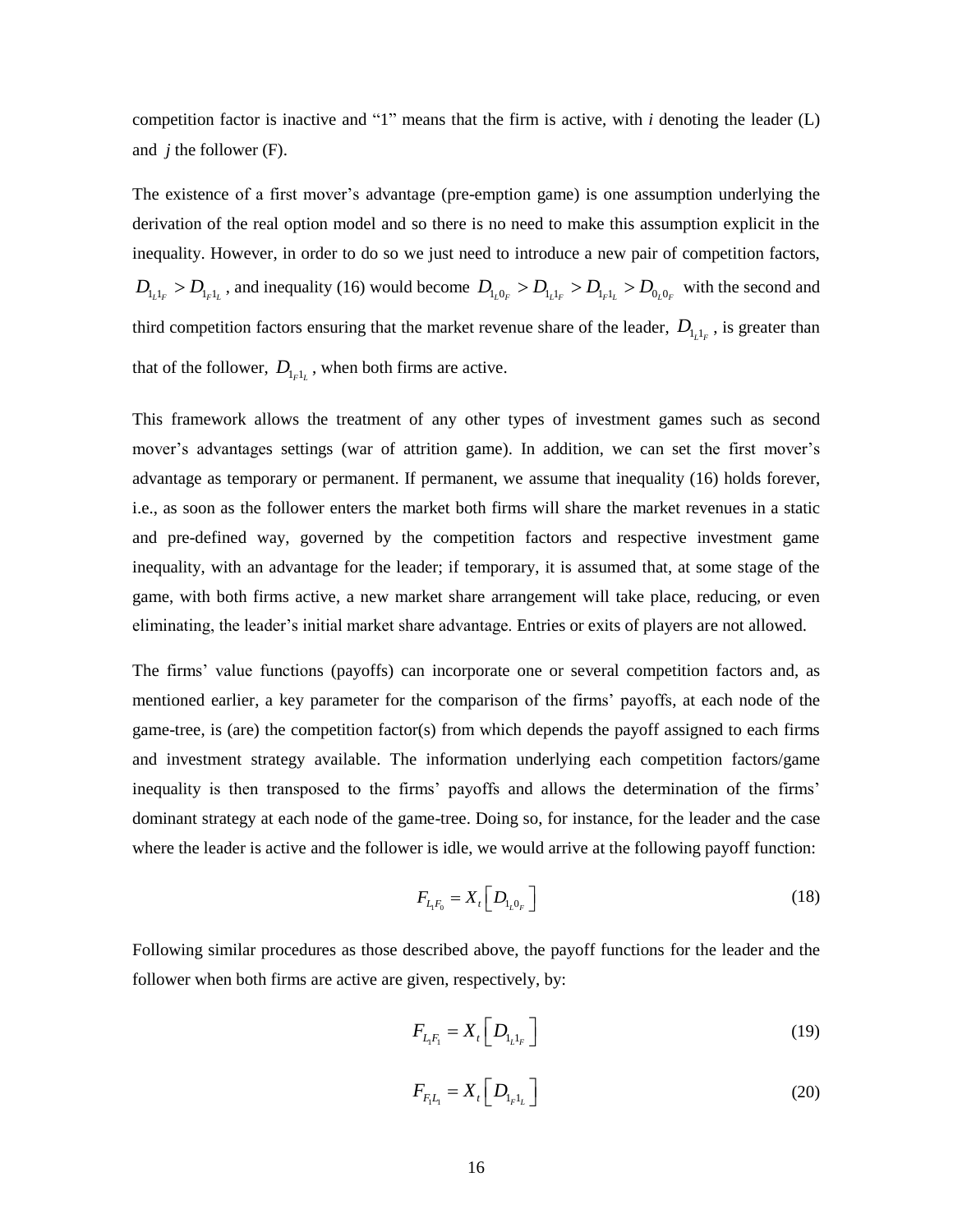competition factor is inactive and "1" means that the firm is active, with *i* denoting the leader (L) and *j* the follower (F).

The existence of a first mover's advantage (pre-emption game) is one assumption underlying the derivation of the real option model and so there is no need to make this assumption explicit in the inequality. However, in order to do so we just need to introduce a new pair of competition factors, $D_{1_L 1_F} > D_{1_F 1_L}$, and inequality (16) would become $D_{1_L 0_F} > D_{1_L 1_F} > D_{1_F 1_L} > D_{0_L 0_F}$ with the second and third competition factors ensuring that the market revenue share of the leader, $D_{1_L 1_F}$, is greater than that of the follower, $D_{1_F 1_L}$, when both firms are active.

This framework allows the treatment of any other types of investment games such as second mover's advantages settings (war of attrition game). In addition, we can set the first mover's advantage as temporary or permanent. If permanent, we assume that inequality (16) holds forever, i.e., as soon as the follower enters the market both firms will share the market revenues in a static and pre-defined way, governed by the competition factors and respective investment game inequality, with an advantage for the leader; if temporary, it is assumed that, at some stage of the game, with both firms active, a new market share arrangement will take place, reducing, or even eliminating, the leader's initial market share advantage. Entries or exits of players are not allowed.

The firms' value functions (payoffs) can incorporate one or several competition factors and, as mentioned earlier, a key parameter for the comparison of the firms' payoffs, at each node of the game-tree, is (are) the competition factor(s) from which depends the payoff assigned to each firms and investment strategy available. The information underlying each competition factors/game inequality is then transposed to the firms' payoffs and allows the determination of the firms' dominant strategy at each node of the game-tree. Doing so, for instance, for the leader and the case where the leader is active and the follower is idle, we would arrive at the following payoff function:

$$F_{L_1 F_0} = X_t \left[ D_{1_L 0_F} \right] \tag{18}$$

Following similar procedures as those described above, the payoff functions for the leader and the follower when both firms are active are given, respectively, by:

$$F_{L_1 F_1} = X_t \left[ D_{1_L 1_F} \right] \tag{19}$$

$$F_{F_1 L_1} = X_t \left[ D_{1_F 1_L} \right] \tag{20}$$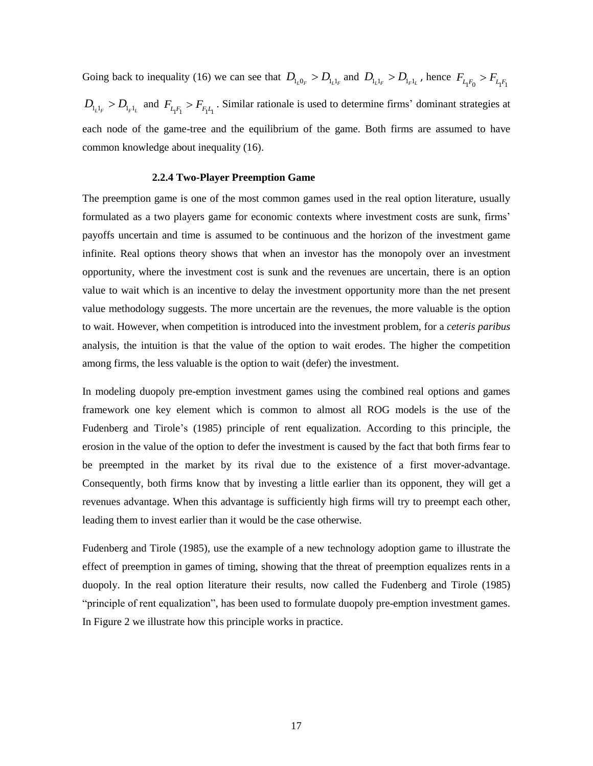Going back to inequality (16) we can see that $D_{1_L 0_F} > D_{1_L 1_F}$ and $D_{1_L 1_F} > D_{1_F 1_L}$, hence $F_{L_1 F_0} > F_{L_1 F_1}$ $D_{1_L 1_F} > D_{1_F 1_L}$ and $F_{L_1 F_1} > F_{F_1 L_1}$. Similar rationale is used to determine firms' dominant strategies at each node of the game-tree and the equilibrium of the game. Both firms are assumed to have common knowledge about inequality (16).

### 2.2.4 Two-Player Preemption Game

The preemption game is one of the most common games used in the real option literature, usually formulated as a two players game for economic contexts where investment costs are sunk, firms' payoffs uncertain and time is assumed to be continuous and the horizon of the investment game infinite. Real options theory shows that when an investor has the monopoly over an investment opportunity, where the investment cost is sunk and the revenues are uncertain, there is an option value to wait which is an incentive to delay the investment opportunity more than the net present value methodology suggests. The more uncertain are the revenues, the more valuable is the option to wait. However, when competition is introduced into the investment problem, for a *ceteris paribus* analysis, the intuition is that the value of the option to wait erodes. The higher the competition among firms, the less valuable is the option to wait (defer) the investment.

In modeling duopoly pre-emption investment games using the combined real options and games framework one key element which is common to almost all ROG models is the use of the Fudenberg and Tirole's (1985) principle of rent equalization. According to this principle, the erosion in the value of the option to defer the investment is caused by the fact that both firms fear to be preempted in the market by its rival due to the existence of a first mover-advantage. Consequently, both firms know that by investing a little earlier than its opponent, they will get a revenues advantage. When this advantage is sufficiently high firms will try to preempt each other, leading them to invest earlier than it would be the case otherwise.

Fudenberg and Tirole (1985), use the example of a new technology adoption game to illustrate the effect of preemption in games of timing, showing that the threat of preemption equalizes rents in a duopoly. In the real option literature their results, now called the Fudenberg and Tirole (1985) "principle of rent equalization", has been used to formulate duopoly pre-emption investment games. In Figure 2 we illustrate how this principle works in practice.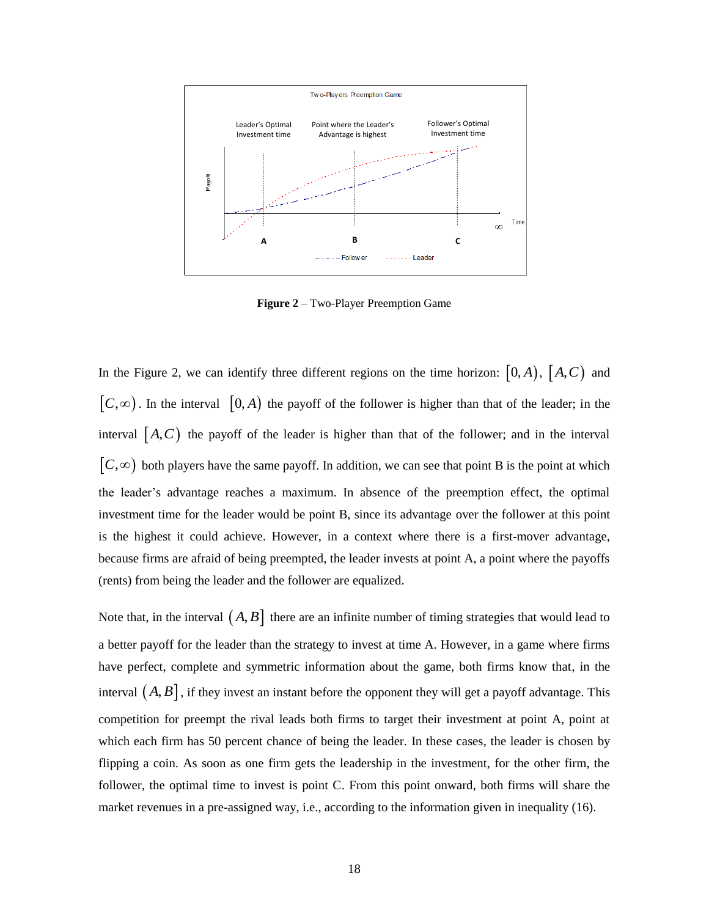**Figure 2** – Two-Player Preemption Game

In the Figure 2, we can identify three different regions on the time horizon: $[0, A)$, $[A, C)$ and $[C, \infty)$. In the interval $[0, A)$ the payoff of the follower is higher than that of the leader; in the interval $[A, C)$ the payoff of the leader is higher than that of the follower; and in the interval $[C, \infty)$ both players have the same payoff. In addition, we can see that point B is the point at which the leader's advantage reaches a maximum. In absence of the preemption effect, the optimal investment time for the leader would be point B, since its advantage over the follower at this point is the highest it could achieve. However, in a context where there is a first-mover advantage, because firms are afraid of being preempted, the leader invests at point A, a point where the payoffs (rents) from being the leader and the follower are equalized.

Note that, in the interval $(A, B]$ there are an infinite number of timing strategies that would lead to a better payoff for the leader than the strategy to invest at time A. However, in a game where firms have perfect, complete and symmetric information about the game, both firms know that, in the interval $(A, B]$, if they invest an instant before the opponent they will get a payoff advantage. This competition for preempt the rival leads both firms to target their investment at point A, point at which each firm has 50 percent chance of being the leader. In these cases, the leader is chosen by flipping a coin. As soon as one firm gets the leadership in the investment, for the other firm, the follower, the optimal time to invest is point C. From this point onward, both firms will share the market revenues in a pre-assigned way, i.e., according to the information given in inequality (16).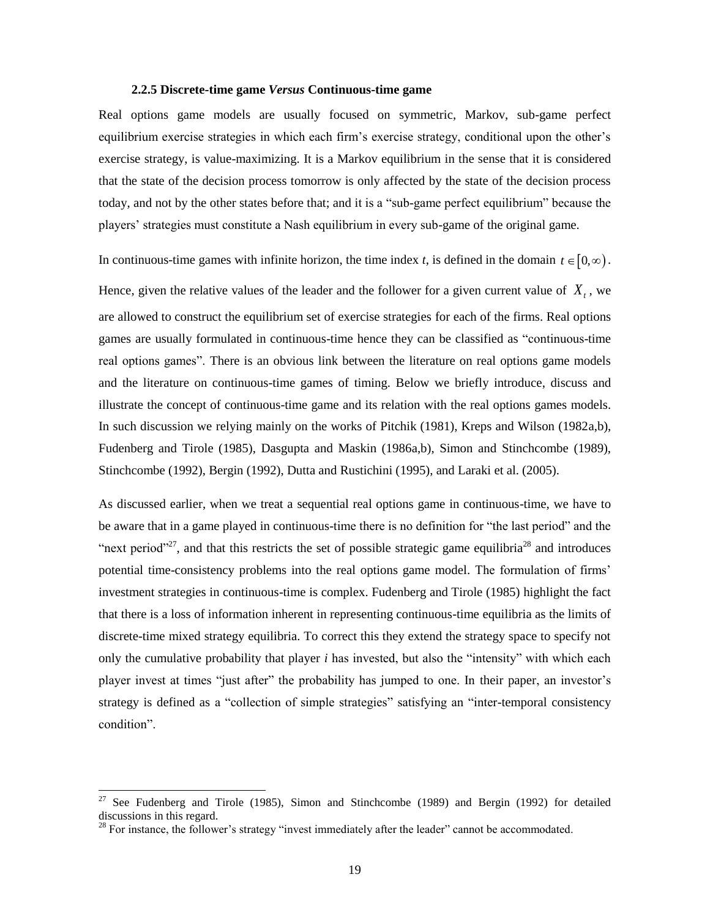### 2.2.5 Discrete-time game *Versus* Continuous-time game

Real options game models are usually focused on symmetric, Markov, sub-game perfect equilibrium exercise strategies in which each firm's exercise strategy, conditional upon the other's exercise strategy, is value-maximizing. It is a Markov equilibrium in the sense that it is considered that the state of the decision process tomorrow is only affected by the state of the decision process today, and not by the other states before that; and it is a "sub-game perfect equilibrium" because the players' strategies must constitute a Nash equilibrium in every sub-game of the original game.

In continuous-time games with infinite horizon, the time index *t*, is defined in the domain $t \in [0, \infty)$. Hence, given the relative values of the leader and the follower for a given current value of $X_t$, we are allowed to construct the equilibrium set of exercise strategies for each of the firms. Real options games are usually formulated in continuous-time hence they can be classified as "continuous-time real options games". There is an obvious link between the literature on real options game models and the literature on continuous-time games of timing. Below we briefly introduce, discuss and illustrate the concept of continuous-time game and its relation with the real options games models. In such discussion we relying mainly on the works of Pitchik (1981), Kreps and Wilson (1982a,b), Fudenberg and Tirole (1985), Dasgupta and Maskin (1986a,b), Simon and Stinchcombe (1989), Stinchcombe (1992), Bergin (1992), Dutta and Rustichini (1995), and Laraki et al. (2005).

As discussed earlier, when we treat a sequential real options game in continuous-time, we have to be aware that in a game played in continuous-time there is no definition for "the last period" and the "next period"[27], and that this restricts the set of possible strategic game equilibria[28] and introduces potential time-consistency problems into the real options game model. The formulation of firms' investment strategies in continuous-time is complex. Fudenberg and Tirole (1985) highlight the fact that there is a loss of information inherent in representing continuous-time equilibria as the limits of discrete-time mixed strategy equilibria. To correct this they extend the strategy space to specify not only the cumulative probability that player *i* has invested, but also the "intensity" with which each player invest at times "just after" the probability has jumped to one. In their paper, an investor's strategy is defined as a "collection of simple strategies" satisfying an "inter-temporal consistency condition".

[27] See Fudenberg and Tirole (1985), Simon and Stinchcombe (1989) and Bergin (1992) for detailed discussions in this regard.

[28] For instance, the follower's strategy "invest immediately after the leader" cannot be accommodated.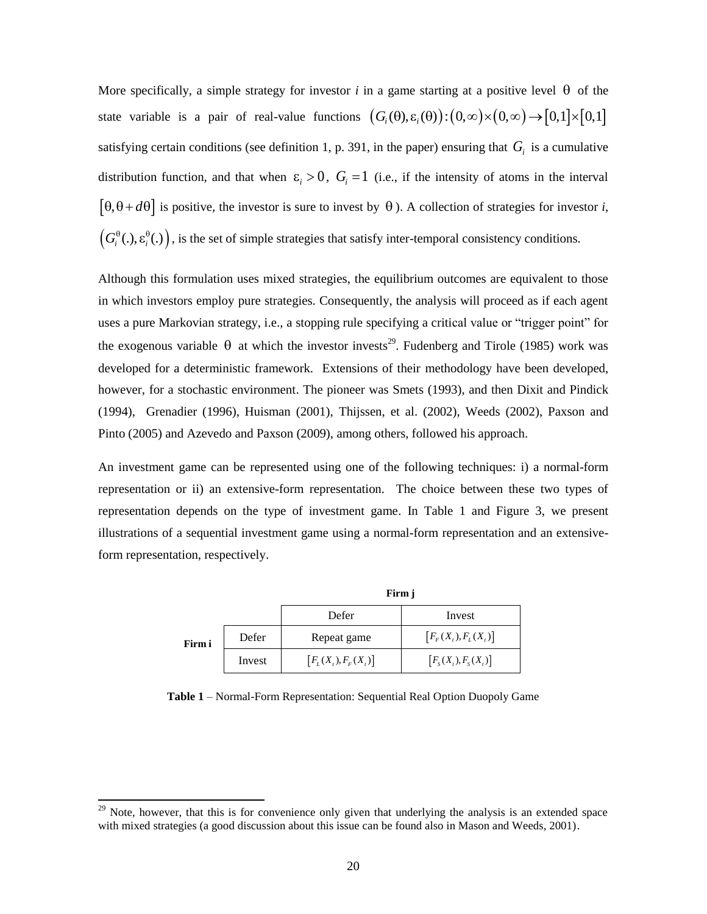More specifically, a simple strategy for investor *i* in a game starting at a positive level $\theta$ of the state variable is a pair of real-value functions $\left(G_i(\theta), \varepsilon_i(\theta)\right): (0,\infty)\times(0,\infty) \to [0,1]\times[0,1]$ satisfying certain conditions (see definition 1, p. 391, in the paper) ensuring that $G_i$ is a cumulative distribution function, and that when $\varepsilon_i > 0$, $G_i = 1$ (i.e., if the intensity of atoms in the interval $[\theta, \theta + d\theta]$ is positive, the investor is sure to invest by $\theta$). A collection of strategies for investor *i*, $\left(G_i^{\theta}(.), \varepsilon_i^{\theta}(.)\right)$, is the set of simple strategies that satisfy inter-temporal consistency conditions.

Although this formulation uses mixed strategies, the equilibrium outcomes are equivalent to those in which investors employ pure strategies. Consequently, the analysis will proceed as if each agent uses a pure Markovian strategy, i.e., a stopping rule specifying a critical value or "trigger point" for the exogenous variable $\theta$ at which the investor invests[29]. Fudenberg and Tirole (1985) work was developed for a deterministic framework. Extensions of their methodology have been developed, however, for a stochastic environment. The pioneer was Smets (1993), and then Dixit and Pindick (1994), Grenadier (1996), Huisman (2001), Thijssen, et al. (2002), Weeds (2002), Paxson and Pinto (2005) and Azevedo and Paxson (2009), among others, followed his approach.

An investment game can be represented using one of the following techniques: i) a normal-form representation or ii) an extensive-form representation. The choice between these two types of representation depends on the type of investment game. In Table 1 and Figure 3, we present illustrations of a sequential investment game using a normal-form representation and an extensive-form representation, respectively.

| | | **Firm j** | |
|---|---|---|---|
| | | Defer | Invest |
| **Firm i** | Defer | Repeat game | $[F_F(X_t), F_L(X_t)]$ |
| | Invest | $[F_L(X_t), F_F(X_t)]$ | $[F_S(X_t), F_S(X_t)]$ |

**Table 1** – Normal-Form Representation: Sequential Real Option Duopoly Game

[29] Note, however, that this is for convenience only given that underlying the analysis is an extended space with mixed strategies (a good discussion about this issue can be found also in Mason and Weeds, 2001).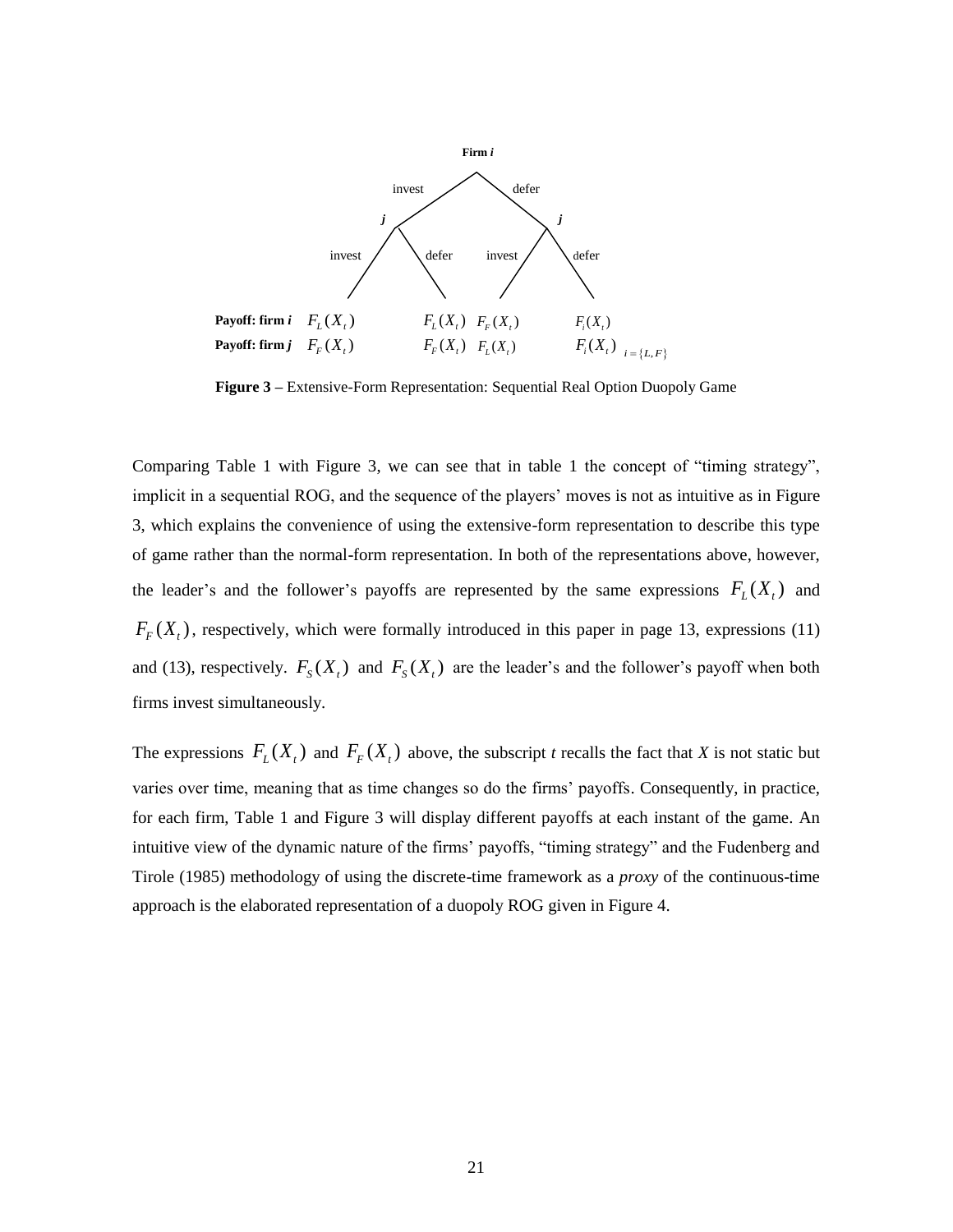Firm $i$

| | invest | | defer | |
|---|---|---|---|---|
| | $j$ | | $j$ | |
| | invest | defer | invest | defer |
| **Payoff: firm $i$** | $F_L(X_t)$ | $F_L(X_t)$ | $F_F(X_t)$ | $F_i(X_t)$ |
| **Payoff: firm $j$** | $F_F(X_t)$ | $F_F(X_t)$ | $F_L(X_t)$ | $F_i(X_t)$ $\quad i=\{L,F\}$ |

**Figure 3 –** Extensive-Form Representation: Sequential Real Option Duopoly Game

Comparing Table 1 with Figure 3, we can see that in table 1 the concept of "timing strategy", implicit in a sequential ROG, and the sequence of the players' moves is not as intuitive as in Figure 3, which explains the convenience of using the extensive-form representation to describe this type of game rather than the normal-form representation. In both of the representations above, however, the leader's and the follower's payoffs are represented by the same expressions $F_L(X_t)$ and $F_F(X_t)$, respectively, which were formally introduced in this paper in page 13, expressions (11) and (13), respectively. $F_S(X_t)$ and $F_S(X_t)$ are the leader's and the follower's payoff when both firms invest simultaneously.

The expressions $F_L(X_t)$ and $F_F(X_t)$ above, the subscript *t* recalls the fact that *X* is not static but varies over time, meaning that as time changes so do the firms' payoffs. Consequently, in practice, for each firm, Table 1 and Figure 3 will display different payoffs at each instant of the game. An intuitive view of the dynamic nature of the firms' payoffs, "timing strategy" and the Fudenberg and Tirole (1985) methodology of using the discrete-time framework as a *proxy* of the continuous-time approach is the elaborated representation of a duopoly ROG given in Figure 4.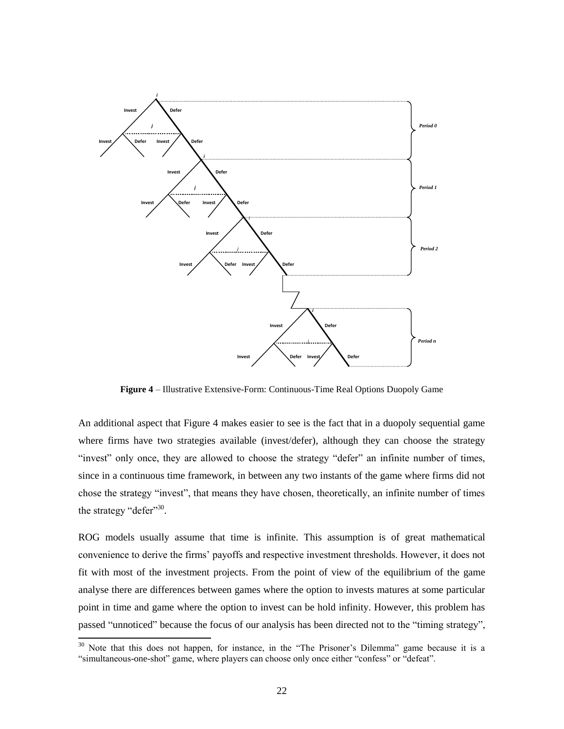**Figure 4** – Illustrative Extensive-Form: Continuous-Time Real Options Duopoly Game

An additional aspect that Figure 4 makes easier to see is the fact that in a duopoly sequential game where firms have two strategies available (invest/defer), although they can choose the strategy "invest" only once, they are allowed to choose the strategy "defer" an infinite number of times, since in a continuous time framework, in between any two instants of the game where firms did not chose the strategy "invest", that means they have chosen, theoretically, an infinite number of times the strategy "defer"[30].

ROG models usually assume that time is infinite. This assumption is of great mathematical convenience to derive the firms' payoffs and respective investment thresholds. However, it does not fit with most of the investment projects. From the point of view of the equilibrium of the game analyse there are differences between games where the option to invests matures at some particular point in time and game where the option to invest can be hold infinity. However, this problem has passed "unnoticed" because the focus of our analysis has been directed not to the "timing strategy",

[30] Note that this does not happen, for instance, in the "The Prisoner's Dilemma" game because it is a "simultaneous-one-shot" game, where players can choose only once either "confess" or "defeat".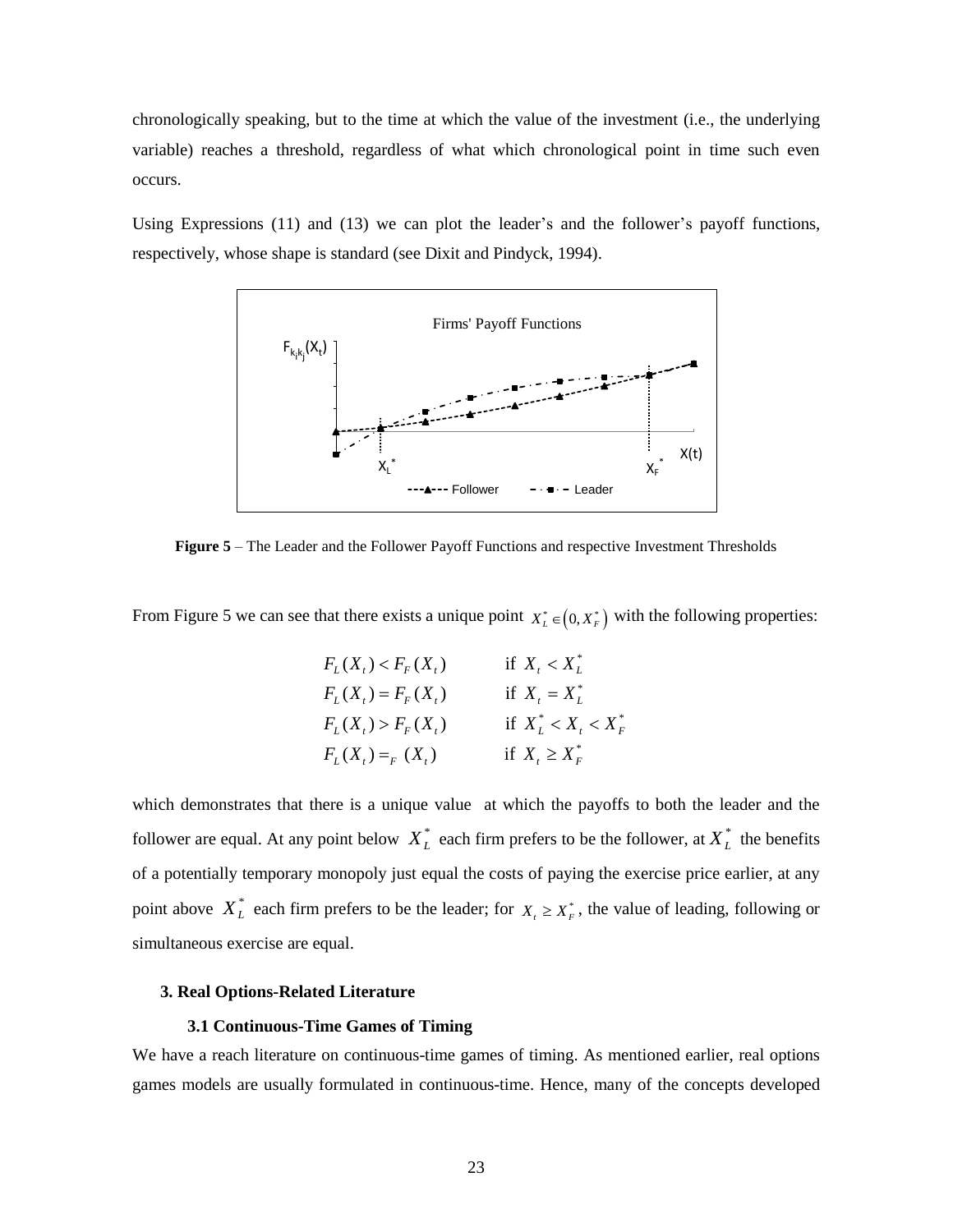chronologically speaking, but to the time at which the value of the investment (i.e., the underlying variable) reaches a threshold, regardless of what which chronological point in time such even occurs.

Using Expressions (11) and (13) we can plot the leader's and the follower's payoff functions, respectively, whose shape is standard (see Dixit and Pindyck, 1994).

**Figure 5** – The Leader and the Follower Payoff Functions and respective Investment Thresholds

From Figure 5 we can see that there exists a unique point $X_L^* \in (0, X_F^*)$ with the following properties:

$$
\begin{array}{ll}
F_L(X_t) < F_F(X_t) & \text{if } X_t < X_L^* \\
F_L(X_t) = F_F(X_t) & \text{if } X_t = X_L^* \\
F_L(X_t) > F_F(X_t) & \text{if } X_L^* < X_t < X_F^* \\
F_L(X_t) =_F (X_t) & \text{if } X_t \geq X_F^*
\end{array}
$$

which demonstrates that there is a unique value at which the payoffs to both the leader and the follower are equal. At any point below $X_L^*$ each firm prefers to be the follower, at $X_L^*$ the benefits of a potentially temporary monopoly just equal the costs of paying the exercise price earlier, at any point above $X_L^*$ each firm prefers to be the leader; for $X_t \geq X_F^*$, the value of leading, following or simultaneous exercise are equal.

## 3. Real Options-Related Literature

### 3.1 Continuous-Time Games of Timing

We have a reach literature on continuous-time games of timing. As mentioned earlier, real options games models are usually formulated in continuous-time. Hence, many of the concepts developed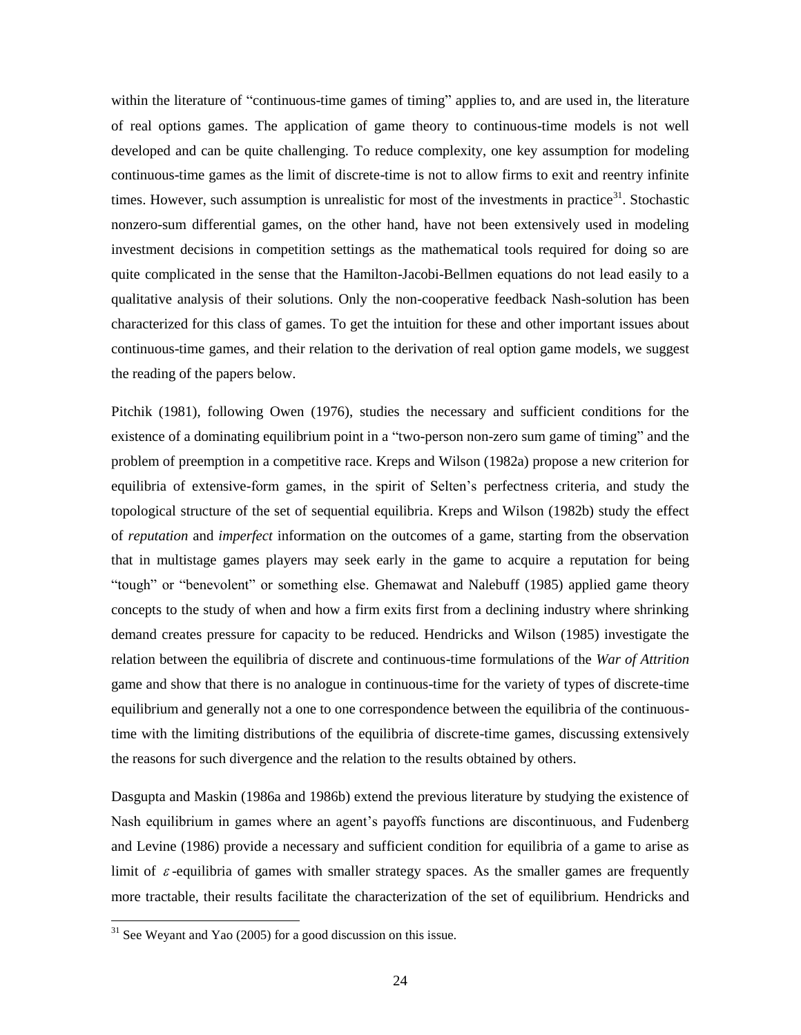within the literature of "continuous-time games of timing" applies to, and are used in, the literature of real options games. The application of game theory to continuous-time models is not well developed and can be quite challenging. To reduce complexity, one key assumption for modeling continuous-time games as the limit of discrete-time is not to allow firms to exit and reentry infinite times. However, such assumption is unrealistic for most of the investments in practice[31]. Stochastic nonzero-sum differential games, on the other hand, have not been extensively used in modeling investment decisions in competition settings as the mathematical tools required for doing so are quite complicated in the sense that the Hamilton-Jacobi-Bellmen equations do not lead easily to a qualitative analysis of their solutions. Only the non-cooperative feedback Nash-solution has been characterized for this class of games. To get the intuition for these and other important issues about continuous-time games, and their relation to the derivation of real option game models, we suggest the reading of the papers below.

Pitchik (1981), following Owen (1976), studies the necessary and sufficient conditions for the existence of a dominating equilibrium point in a "two-person non-zero sum game of timing" and the problem of preemption in a competitive race. Kreps and Wilson (1982a) propose a new criterion for equilibria of extensive-form games, in the spirit of Selten's perfectness criteria, and study the topological structure of the set of sequential equilibria. Kreps and Wilson (1982b) study the effect of *reputation* and *imperfect* information on the outcomes of a game, starting from the observation that in multistage games players may seek early in the game to acquire a reputation for being "tough" or "benevolent" or something else. Ghemawat and Nalebuff (1985) applied game theory concepts to the study of when and how a firm exits first from a declining industry where shrinking demand creates pressure for capacity to be reduced. Hendricks and Wilson (1985) investigate the relation between the equilibria of discrete and continuous-time formulations of the *War of Attrition* game and show that there is no analogue in continuous-time for the variety of types of discrete-time equilibrium and generally not a one to one correspondence between the equilibria of the continuous-time with the limiting distributions of the equilibria of discrete-time games, discussing extensively the reasons for such divergence and the relation to the results obtained by others.

Dasgupta and Maskin (1986a and 1986b) extend the previous literature by studying the existence of Nash equilibrium in games where an agent's payoffs functions are discontinuous, and Fudenberg and Levine (1986) provide a necessary and sufficient condition for equilibria of a game to arise as limit of $\varepsilon$-equilibria of games with smaller strategy spaces. As the smaller games are frequently more tractable, their results facilitate the characterization of the set of equilibrium. Hendricks and

[31] See Weyant and Yao (2005) for a good discussion on this issue.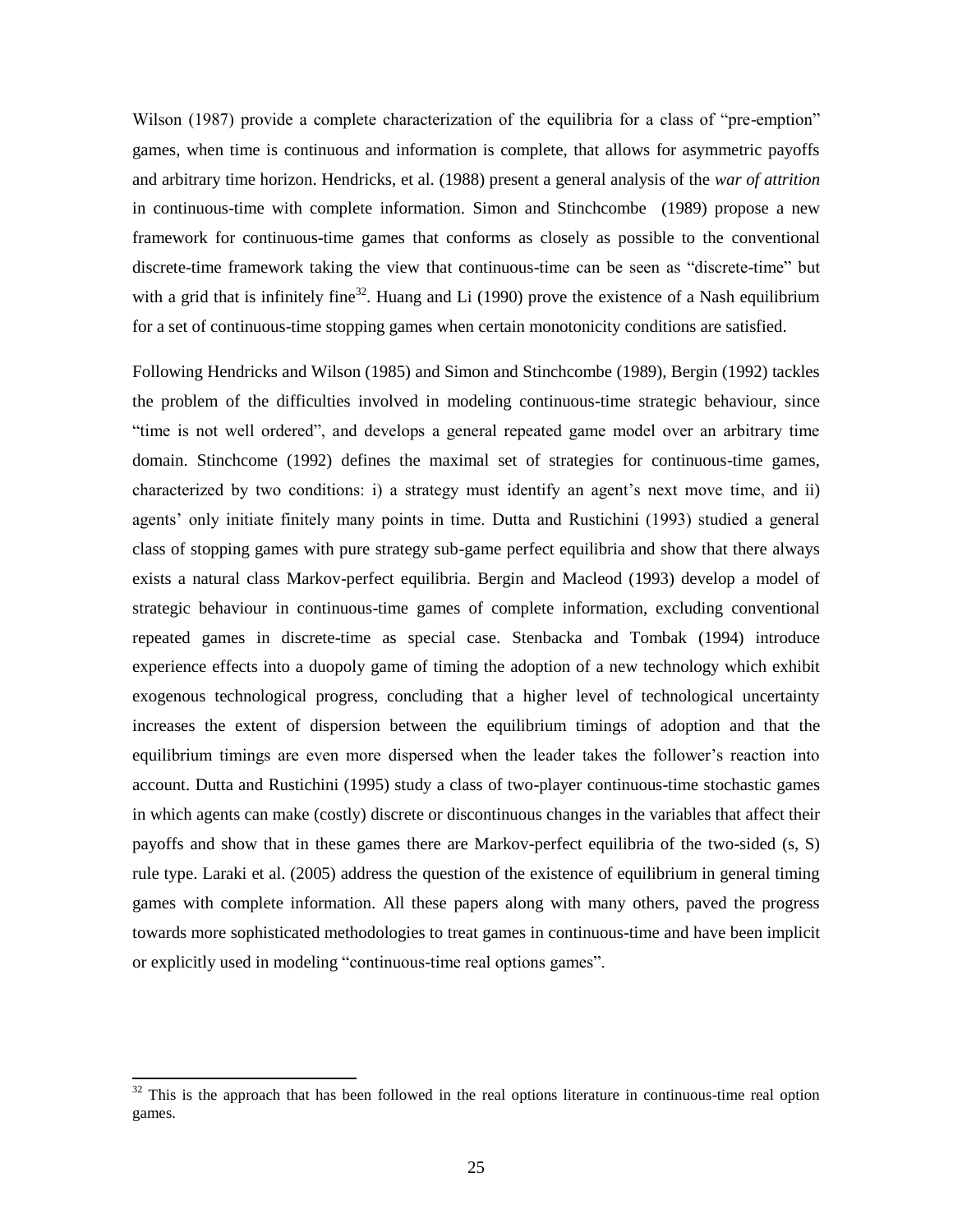Wilson (1987) provide a complete characterization of the equilibria for a class of "pre-emption" games, when time is continuous and information is complete, that allows for asymmetric payoffs and arbitrary time horizon. Hendricks, et al. (1988) present a general analysis of the *war of attrition* in continuous-time with complete information. Simon and Stinchcombe (1989) propose a new framework for continuous-time games that conforms as closely as possible to the conventional discrete-time framework taking the view that continuous-time can be seen as "discrete-time" but with a grid that is infinitely fine[32]. Huang and Li (1990) prove the existence of a Nash equilibrium for a set of continuous-time stopping games when certain monotonicity conditions are satisfied.

Following Hendricks and Wilson (1985) and Simon and Stinchcombe (1989), Bergin (1992) tackles the problem of the difficulties involved in modeling continuous-time strategic behaviour, since "time is not well ordered", and develops a general repeated game model over an arbitrary time domain. Stinchcome (1992) defines the maximal set of strategies for continuous-time games, characterized by two conditions: i) a strategy must identify an agent's next move time, and ii) agents' only initiate finitely many points in time. Dutta and Rustichini (1993) studied a general class of stopping games with pure strategy sub-game perfect equilibria and show that there always exists a natural class Markov-perfect equilibria. Bergin and Macleod (1993) develop a model of strategic behaviour in continuous-time games of complete information, excluding conventional repeated games in discrete-time as special case. Stenbacka and Tombak (1994) introduce experience effects into a duopoly game of timing the adoption of a new technology which exhibit exogenous technological progress, concluding that a higher level of technological uncertainty increases the extent of dispersion between the equilibrium timings of adoption and that the equilibrium timings are even more dispersed when the leader takes the follower's reaction into account. Dutta and Rustichini (1995) study a class of two-player continuous-time stochastic games in which agents can make (costly) discrete or discontinuous changes in the variables that affect their payoffs and show that in these games there are Markov-perfect equilibria of the two-sided (s, S) rule type. Laraki et al. (2005) address the question of the existence of equilibrium in general timing games with complete information. All these papers along with many others, paved the progress towards more sophisticated methodologies to treat games in continuous-time and have been implicit or explicitly used in modeling "continuous-time real options games".

[32] This is the approach that has been followed in the real options literature in continuous-time real option games.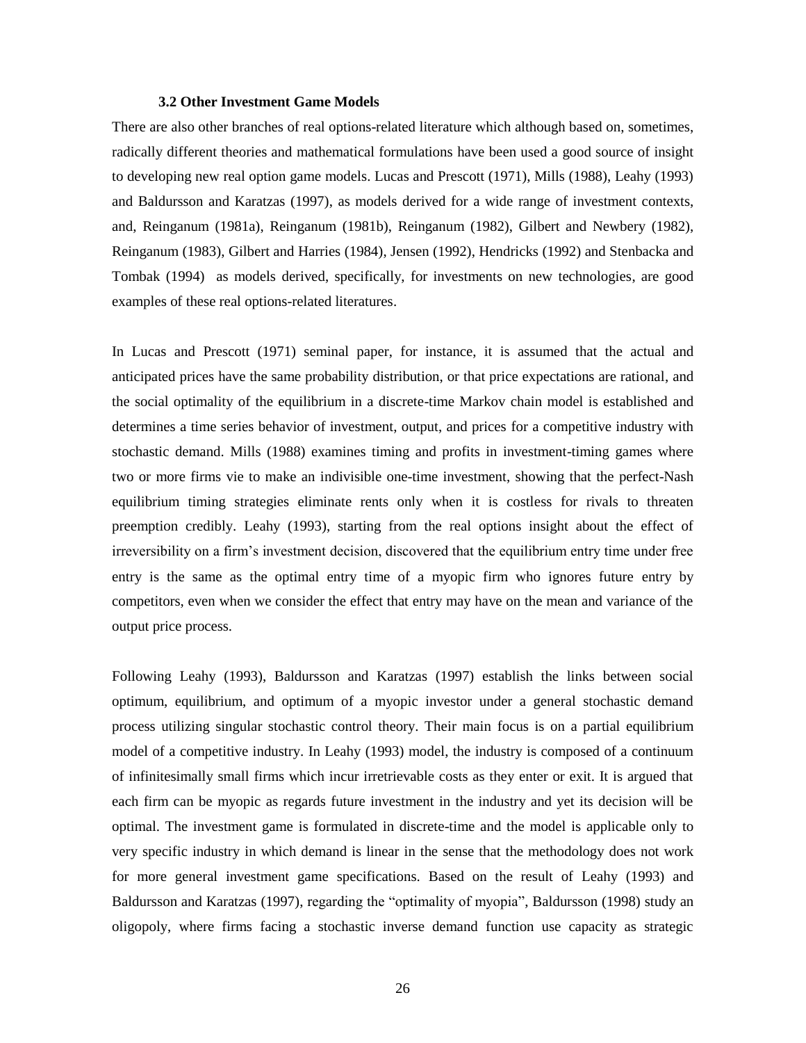### 3.2 Other Investment Game Models

There are also other branches of real options-related literature which although based on, sometimes, radically different theories and mathematical formulations have been used a good source of insight to developing new real option game models. Lucas and Prescott (1971), Mills (1988), Leahy (1993) and Baldursson and Karatzas (1997), as models derived for a wide range of investment contexts, and, Reinganum (1981a), Reinganum (1981b), Reinganum (1982), Gilbert and Newbery (1982), Reinganum (1983), Gilbert and Harries (1984), Jensen (1992), Hendricks (1992) and Stenbacka and Tombak (1994) as models derived, specifically, for investments on new technologies, are good examples of these real options-related literatures.

In Lucas and Prescott (1971) seminal paper, for instance, it is assumed that the actual and anticipated prices have the same probability distribution, or that price expectations are rational, and the social optimality of the equilibrium in a discrete-time Markov chain model is established and determines a time series behavior of investment, output, and prices for a competitive industry with stochastic demand. Mills (1988) examines timing and profits in investment-timing games where two or more firms vie to make an indivisible one-time investment, showing that the perfect-Nash equilibrium timing strategies eliminate rents only when it is costless for rivals to threaten preemption credibly. Leahy (1993), starting from the real options insight about the effect of irreversibility on a firm's investment decision, discovered that the equilibrium entry time under free entry is the same as the optimal entry time of a myopic firm who ignores future entry by competitors, even when we consider the effect that entry may have on the mean and variance of the output price process.

Following Leahy (1993), Baldursson and Karatzas (1997) establish the links between social optimum, equilibrium, and optimum of a myopic investor under a general stochastic demand process utilizing singular stochastic control theory. Their main focus is on a partial equilibrium model of a competitive industry. In Leahy (1993) model, the industry is composed of a continuum of infinitesimally small firms which incur irretrievable costs as they enter or exit. It is argued that each firm can be myopic as regards future investment in the industry and yet its decision will be optimal. The investment game is formulated in discrete-time and the model is applicable only to very specific industry in which demand is linear in the sense that the methodology does not work for more general investment game specifications. Based on the result of Leahy (1993) and Baldursson and Karatzas (1997), regarding the "optimality of myopia", Baldursson (1998) study an oligopoly, where firms facing a stochastic inverse demand function use capacity as strategic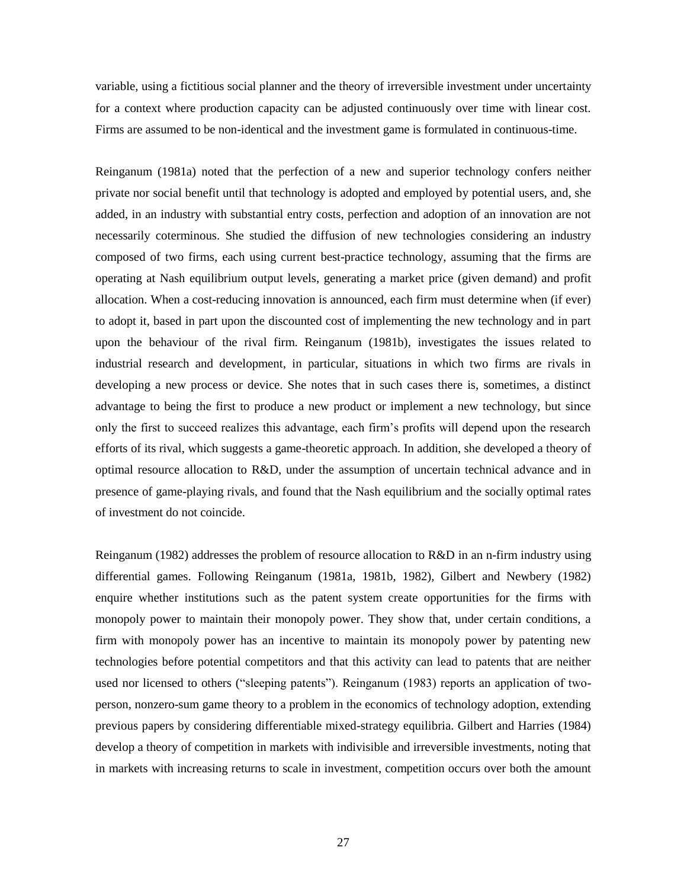variable, using a fictitious social planner and the theory of irreversible investment under uncertainty for a context where production capacity can be adjusted continuously over time with linear cost. Firms are assumed to be non-identical and the investment game is formulated in continuous-time.

Reinganum (1981a) noted that the perfection of a new and superior technology confers neither private nor social benefit until that technology is adopted and employed by potential users, and, she added, in an industry with substantial entry costs, perfection and adoption of an innovation are not necessarily coterminous. She studied the diffusion of new technologies considering an industry composed of two firms, each using current best-practice technology, assuming that the firms are operating at Nash equilibrium output levels, generating a market price (given demand) and profit allocation. When a cost-reducing innovation is announced, each firm must determine when (if ever) to adopt it, based in part upon the discounted cost of implementing the new technology and in part upon the behaviour of the rival firm. Reinganum (1981b), investigates the issues related to industrial research and development, in particular, situations in which two firms are rivals in developing a new process or device. She notes that in such cases there is, sometimes, a distinct advantage to being the first to produce a new product or implement a new technology, but since only the first to succeed realizes this advantage, each firm's profits will depend upon the research efforts of its rival, which suggests a game-theoretic approach. In addition, she developed a theory of optimal resource allocation to R&D, under the assumption of uncertain technical advance and in presence of game-playing rivals, and found that the Nash equilibrium and the socially optimal rates of investment do not coincide.

Reinganum (1982) addresses the problem of resource allocation to R&D in an n-firm industry using differential games. Following Reinganum (1981a, 1981b, 1982), Gilbert and Newbery (1982) enquire whether institutions such as the patent system create opportunities for the firms with monopoly power to maintain their monopoly power. They show that, under certain conditions, a firm with monopoly power has an incentive to maintain its monopoly power by patenting new technologies before potential competitors and that this activity can lead to patents that are neither used nor licensed to others ("sleeping patents"). Reinganum (1983) reports an application of two-person, nonzero-sum game theory to a problem in the economics of technology adoption, extending previous papers by considering differentiable mixed-strategy equilibria. Gilbert and Harries (1984) develop a theory of competition in markets with indivisible and irreversible investments, noting that in markets with increasing returns to scale in investment, competition occurs over both the amount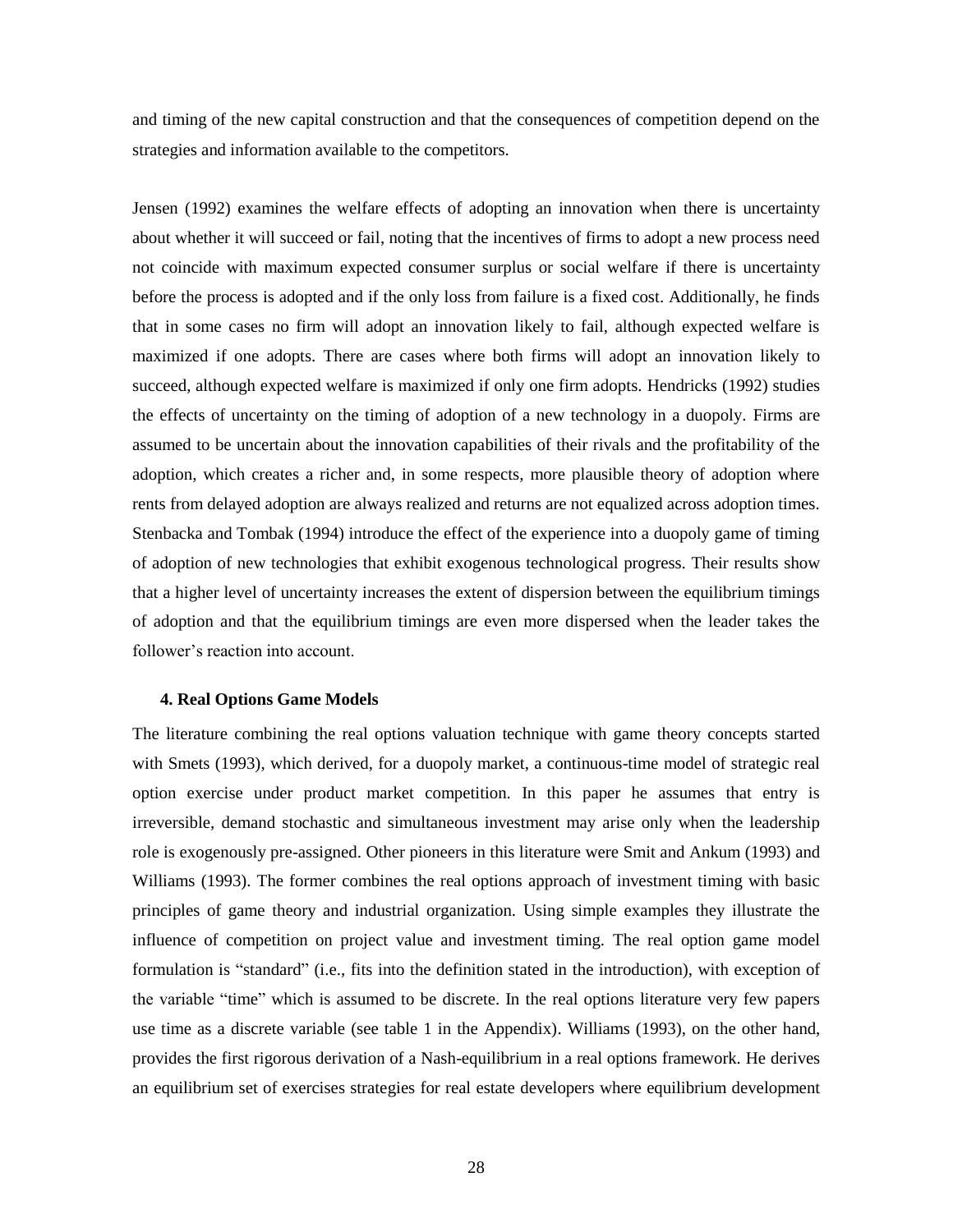and timing of the new capital construction and that the consequences of competition depend on the strategies and information available to the competitors.

Jensen (1992) examines the welfare effects of adopting an innovation when there is uncertainty about whether it will succeed or fail, noting that the incentives of firms to adopt a new process need not coincide with maximum expected consumer surplus or social welfare if there is uncertainty before the process is adopted and if the only loss from failure is a fixed cost. Additionally, he finds that in some cases no firm will adopt an innovation likely to fail, although expected welfare is maximized if one adopts. There are cases where both firms will adopt an innovation likely to succeed, although expected welfare is maximized if only one firm adopts. Hendricks (1992) studies the effects of uncertainty on the timing of adoption of a new technology in a duopoly. Firms are assumed to be uncertain about the innovation capabilities of their rivals and the profitability of the adoption, which creates a richer and, in some respects, more plausible theory of adoption where rents from delayed adoption are always realized and returns are not equalized across adoption times. Stenbacka and Tombak (1994) introduce the effect of the experience into a duopoly game of timing of adoption of new technologies that exhibit exogenous technological progress. Their results show that a higher level of uncertainty increases the extent of dispersion between the equilibrium timings of adoption and that the equilibrium timings are even more dispersed when the leader takes the follower's reaction into account.

## 4. Real Options Game Models

The literature combining the real options valuation technique with game theory concepts started with Smets (1993), which derived, for a duopoly market, a continuous-time model of strategic real option exercise under product market competition. In this paper he assumes that entry is irreversible, demand stochastic and simultaneous investment may arise only when the leadership role is exogenously pre-assigned. Other pioneers in this literature were Smit and Ankum (1993) and Williams (1993). The former combines the real options approach of investment timing with basic principles of game theory and industrial organization. Using simple examples they illustrate the influence of competition on project value and investment timing. The real option game model formulation is "standard" (i.e., fits into the definition stated in the introduction), with exception of the variable "time" which is assumed to be discrete. In the real options literature very few papers use time as a discrete variable (see table 1 in the Appendix). Williams (1993), on the other hand, provides the first rigorous derivation of a Nash-equilibrium in a real options framework. He derives an equilibrium set of exercises strategies for real estate developers where equilibrium development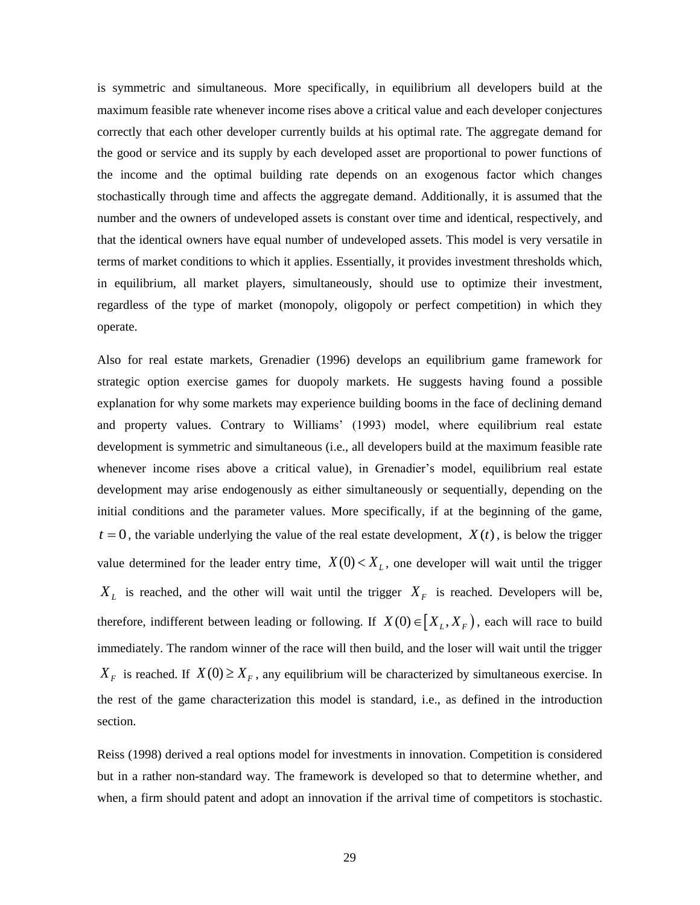is symmetric and simultaneous. More specifically, in equilibrium all developers build at the maximum feasible rate whenever income rises above a critical value and each developer conjectures correctly that each other developer currently builds at his optimal rate. The aggregate demand for the good or service and its supply by each developed asset are proportional to power functions of the income and the optimal building rate depends on an exogenous factor which changes stochastically through time and affects the aggregate demand. Additionally, it is assumed that the number and the owners of undeveloped assets is constant over time and identical, respectively, and that the identical owners have equal number of undeveloped assets. This model is very versatile in terms of market conditions to which it applies. Essentially, it provides investment thresholds which, in equilibrium, all market players, simultaneously, should use to optimize their investment, regardless of the type of market (monopoly, oligopoly or perfect competition) in which they operate.

Also for real estate markets, Grenadier (1996) develops an equilibrium game framework for strategic option exercise games for duopoly markets. He suggests having found a possible explanation for why some markets may experience building booms in the face of declining demand and property values. Contrary to Williams' (1993) model, where equilibrium real estate development is symmetric and simultaneous (i.e., all developers build at the maximum feasible rate whenever income rises above a critical value), in Grenadier's model, equilibrium real estate development may arise endogenously as either simultaneously or sequentially, depending on the initial conditions and the parameter values. More specifically, if at the beginning of the game, $t = 0$, the variable underlying the value of the real estate development, $X(t)$, is below the trigger value determined for the leader entry time, $X(0) < X_L$, one developer will wait until the trigger $X_L$ is reached, and the other will wait until the trigger $X_F$ is reached. Developers will be, therefore, indifferent between leading or following. If $X(0) \in [X_L, X_F)$, each will race to build immediately. The random winner of the race will then build, and the loser will wait until the trigger $X_F$ is reached. If $X(0) \geq X_F$, any equilibrium will be characterized by simultaneous exercise. In the rest of the game characterization this model is standard, i.e., as defined in the introduction section.

Reiss (1998) derived a real options model for investments in innovation. Competition is considered but in a rather non-standard way. The framework is developed so that to determine whether, and when, a firm should patent and adopt an innovation if the arrival time of competitors is stochastic.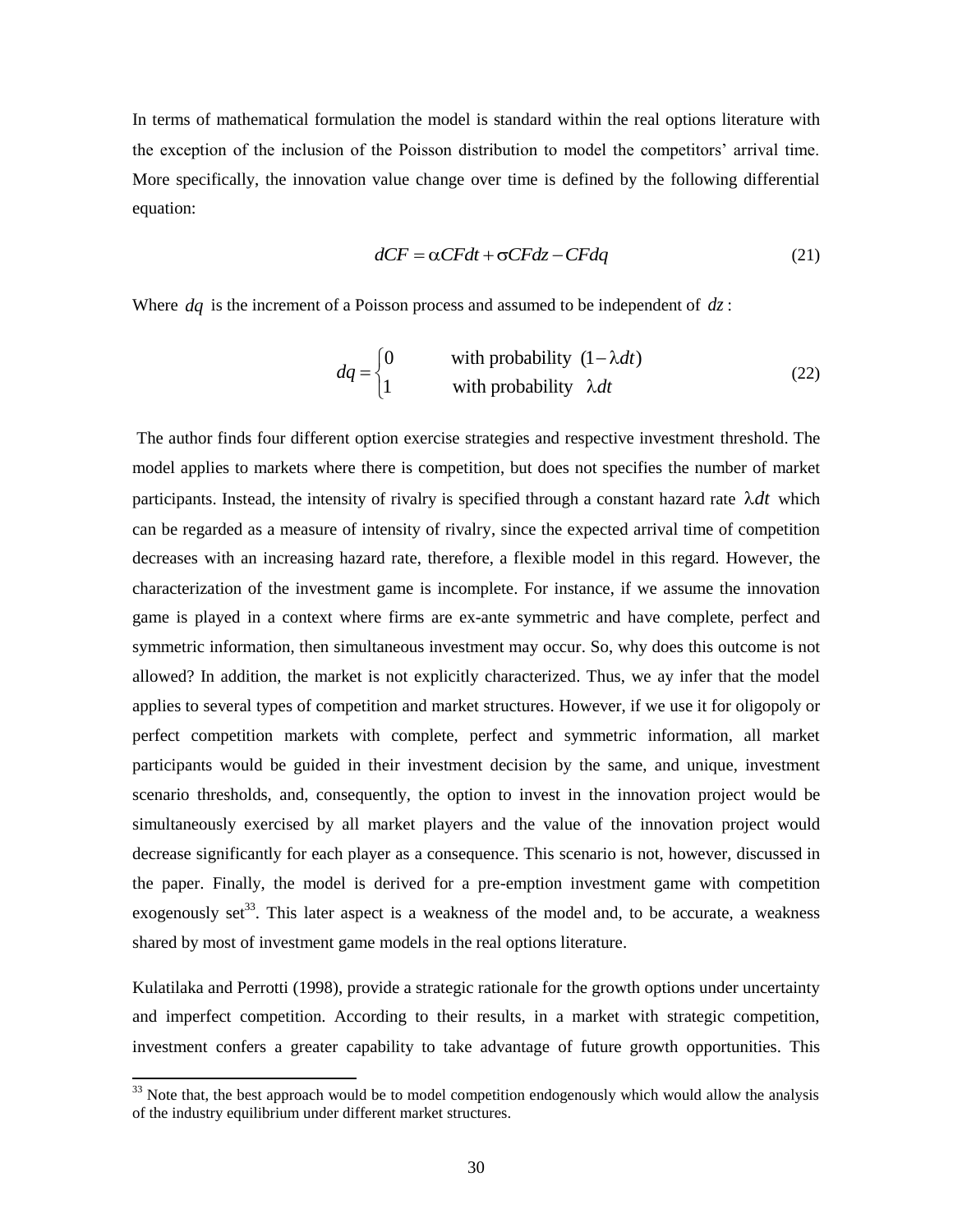In terms of mathematical formulation the model is standard within the real options literature with the exception of the inclusion of the Poisson distribution to model the competitors' arrival time. More specifically, the innovation value change over time is defined by the following differential equation:

$$dCF = \alpha CFdt + \sigma CFdz - CFdq \tag{21}$$

Where $dq$ is the increment of a Poisson process and assumed to be independent of $dz$:

$$dq = \begin{cases} 0 & \text{with probability } (1-\lambda dt) \\ 1 & \text{with probability } \lambda dt \end{cases} \tag{22}$$

The author finds four different option exercise strategies and respective investment threshold. The model applies to markets where there is competition, but does not specifies the number of market participants. Instead, the intensity of rivalry is specified through a constant hazard rate $\lambda dt$ which can be regarded as a measure of intensity of rivalry, since the expected arrival time of competition decreases with an increasing hazard rate, therefore, a flexible model in this regard. However, the characterization of the investment game is incomplete. For instance, if we assume the innovation game is played in a context where firms are ex-ante symmetric and have complete, perfect and symmetric information, then simultaneous investment may occur. So, why does this outcome is not allowed? In addition, the market is not explicitly characterized. Thus, we ay infer that the model applies to several types of competition and market structures. However, if we use it for oligopoly or perfect competition markets with complete, perfect and symmetric information, all market participants would be guided in their investment decision by the same, and unique, investment scenario thresholds, and, consequently, the option to invest in the innovation project would be simultaneously exercised by all market players and the value of the innovation project would decrease significantly for each player as a consequence. This scenario is not, however, discussed in the paper. Finally, the model is derived for a pre-emption investment game with competition exogenously set[33]. This later aspect is a weakness of the model and, to be accurate, a weakness shared by most of investment game models in the real options literature.

Kulatilaka and Perrotti (1998), provide a strategic rationale for the growth options under uncertainty and imperfect competition. According to their results, in a market with strategic competition, investment confers a greater capability to take advantage of future growth opportunities. This

[33] Note that, the best approach would be to model competition endogenously which would allow the analysis of the industry equilibrium under different market structures.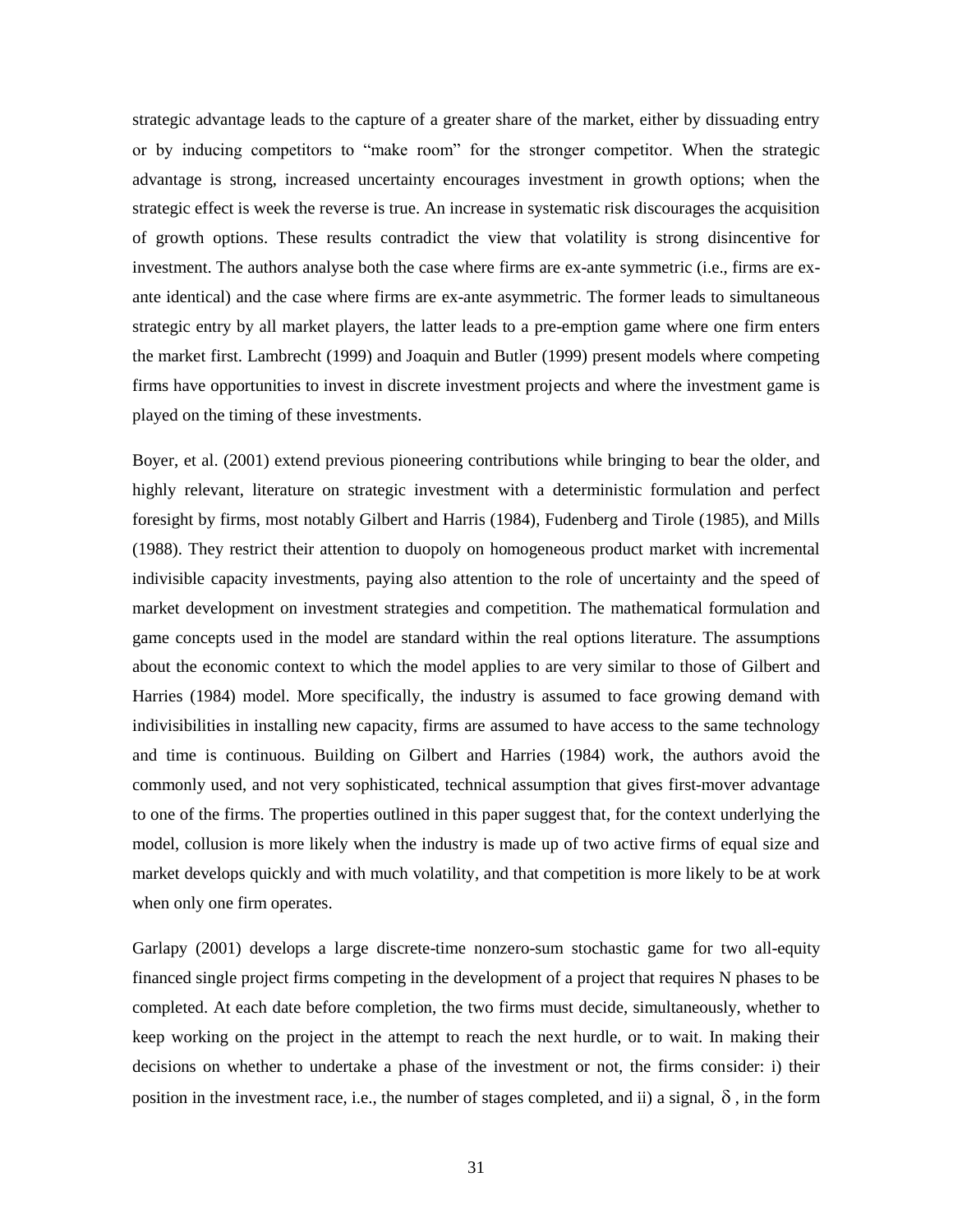strategic advantage leads to the capture of a greater share of the market, either by dissuading entry or by inducing competitors to "make room" for the stronger competitor. When the strategic advantage is strong, increased uncertainty encourages investment in growth options; when the strategic effect is week the reverse is true. An increase in systematic risk discourages the acquisition of growth options. These results contradict the view that volatility is strong disincentive for investment. The authors analyse both the case where firms are ex-ante symmetric (i.e., firms are ex-ante identical) and the case where firms are ex-ante asymmetric. The former leads to simultaneous strategic entry by all market players, the latter leads to a pre-emption game where one firm enters the market first. Lambrecht (1999) and Joaquin and Butler (1999) present models where competing firms have opportunities to invest in discrete investment projects and where the investment game is played on the timing of these investments.

Boyer, et al. (2001) extend previous pioneering contributions while bringing to bear the older, and highly relevant, literature on strategic investment with a deterministic formulation and perfect foresight by firms, most notably Gilbert and Harris (1984), Fudenberg and Tirole (1985), and Mills (1988). They restrict their attention to duopoly on homogeneous product market with incremental indivisible capacity investments, paying also attention to the role of uncertainty and the speed of market development on investment strategies and competition. The mathematical formulation and game concepts used in the model are standard within the real options literature. The assumptions about the economic context to which the model applies to are very similar to those of Gilbert and Harries (1984) model. More specifically, the industry is assumed to face growing demand with indivisibilities in installing new capacity, firms are assumed to have access to the same technology and time is continuous. Building on Gilbert and Harries (1984) work, the authors avoid the commonly used, and not very sophisticated, technical assumption that gives first-mover advantage to one of the firms. The properties outlined in this paper suggest that, for the context underlying the model, collusion is more likely when the industry is made up of two active firms of equal size and market develops quickly and with much volatility, and that competition is more likely to be at work when only one firm operates.

Garlapy (2001) develops a large discrete-time nonzero-sum stochastic game for two all-equity financed single project firms competing in the development of a project that requires N phases to be completed. At each date before completion, the two firms must decide, simultaneously, whether to keep working on the project in the attempt to reach the next hurdle, or to wait. In making their decisions on whether to undertake a phase of the investment or not, the firms consider: i) their position in the investment race, i.e., the number of stages completed, and ii) a signal, $\delta$, in the form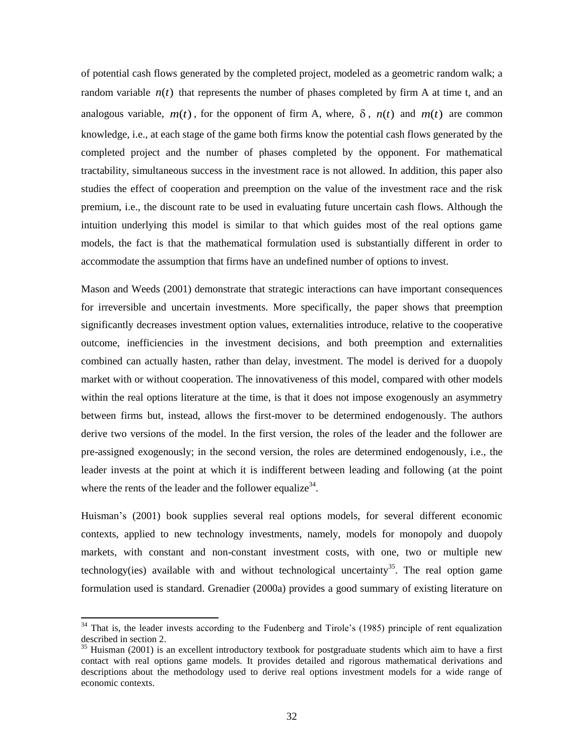of potential cash flows generated by the completed project, modeled as a geometric random walk; a random variable $n(t)$ that represents the number of phases completed by firm A at time t, and an analogous variable, $m(t)$, for the opponent of firm A, where, $\delta$, $n(t)$ and $m(t)$ are common knowledge, i.e., at each stage of the game both firms know the potential cash flows generated by the completed project and the number of phases completed by the opponent. For mathematical tractability, simultaneous success in the investment race is not allowed. In addition, this paper also studies the effect of cooperation and preemption on the value of the investment race and the risk premium, i.e., the discount rate to be used in evaluating future uncertain cash flows. Although the intuition underlying this model is similar to that which guides most of the real options game models, the fact is that the mathematical formulation used is substantially different in order to accommodate the assumption that firms have an undefined number of options to invest.

Mason and Weeds (2001) demonstrate that strategic interactions can have important consequences for irreversible and uncertain investments. More specifically, the paper shows that preemption significantly decreases investment option values, externalities introduce, relative to the cooperative outcome, inefficiencies in the investment decisions, and both preemption and externalities combined can actually hasten, rather than delay, investment. The model is derived for a duopoly market with or without cooperation. The innovativeness of this model, compared with other models within the real options literature at the time, is that it does not impose exogenously an asymmetry between firms but, instead, allows the first-mover to be determined endogenously. The authors derive two versions of the model. In the first version, the roles of the leader and the follower are pre-assigned exogenously; in the second version, the roles are determined endogenously, i.e., the leader invests at the point at which it is indifferent between leading and following (at the point where the rents of the leader and the follower equalize[34].

Huisman's (2001) book supplies several real options models, for several different economic contexts, applied to new technology investments, namely, models for monopoly and duopoly markets, with constant and non-constant investment costs, with one, two or multiple new technology(ies) available with and without technological uncertainty[35]. The real option game formulation used is standard. Grenadier (2000a) provides a good summary of existing literature on

---

[34] That is, the leader invests according to the Fudenberg and Tirole's (1985) principle of rent equalization described in section 2.

[35] Huisman (2001) is an excellent introductory textbook for postgraduate students which aim to have a first contact with real options game models. It provides detailed and rigorous mathematical derivations and descriptions about the methodology used to derive real options investment models for a wide range of economic contexts.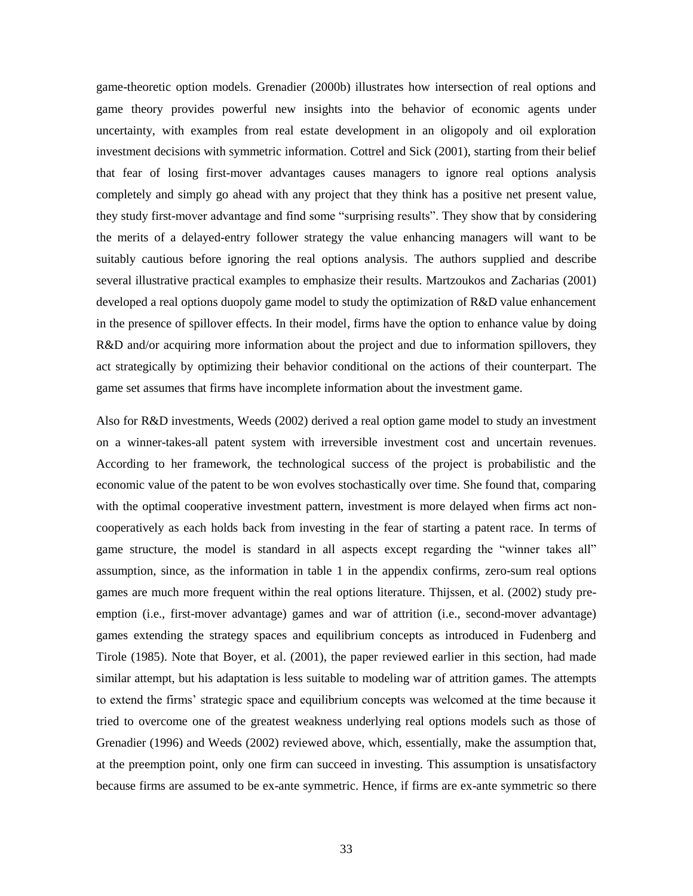game-theoretic option models. Grenadier (2000b) illustrates how intersection of real options and game theory provides powerful new insights into the behavior of economic agents under uncertainty, with examples from real estate development in an oligopoly and oil exploration investment decisions with symmetric information. Cottrel and Sick (2001), starting from their belief that fear of losing first-mover advantages causes managers to ignore real options analysis completely and simply go ahead with any project that they think has a positive net present value, they study first-mover advantage and find some "surprising results". They show that by considering the merits of a delayed-entry follower strategy the value enhancing managers will want to be suitably cautious before ignoring the real options analysis. The authors supplied and describe several illustrative practical examples to emphasize their results. Martzoukos and Zacharias (2001) developed a real options duopoly game model to study the optimization of R&D value enhancement in the presence of spillover effects. In their model, firms have the option to enhance value by doing R&D and/or acquiring more information about the project and due to information spillovers, they act strategically by optimizing their behavior conditional on the actions of their counterpart. The game set assumes that firms have incomplete information about the investment game.

Also for R&D investments, Weeds (2002) derived a real option game model to study an investment on a winner-takes-all patent system with irreversible investment cost and uncertain revenues. According to her framework, the technological success of the project is probabilistic and the economic value of the patent to be won evolves stochastically over time. She found that, comparing with the optimal cooperative investment pattern, investment is more delayed when firms act non-cooperatively as each holds back from investing in the fear of starting a patent race. In terms of game structure, the model is standard in all aspects except regarding the "winner takes all" assumption, since, as the information in table 1 in the appendix confirms, zero-sum real options games are much more frequent within the real options literature. Thijssen, et al. (2002) study pre-emption (i.e., first-mover advantage) games and war of attrition (i.e., second-mover advantage) games extending the strategy spaces and equilibrium concepts as introduced in Fudenberg and Tirole (1985). Note that Boyer, et al. (2001), the paper reviewed earlier in this section, had made similar attempt, but his adaptation is less suitable to modeling war of attrition games. The attempts to extend the firms' strategic space and equilibrium concepts was welcomed at the time because it tried to overcome one of the greatest weakness underlying real options models such as those of Grenadier (1996) and Weeds (2002) reviewed above, which, essentially, make the assumption that, at the preemption point, only one firm can succeed in investing. This assumption is unsatisfactory because firms are assumed to be ex-ante symmetric. Hence, if firms are ex-ante symmetric so there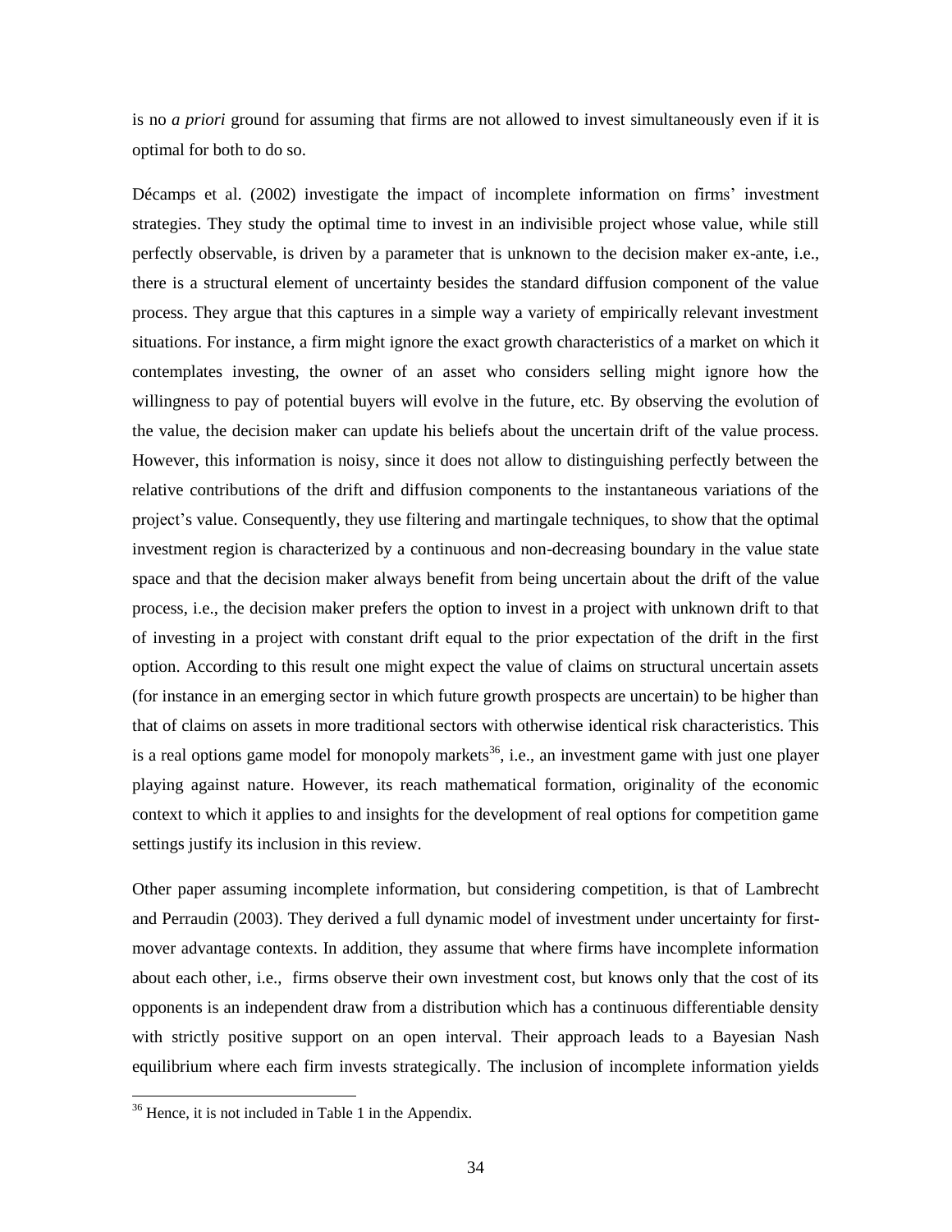is no *a priori* ground for assuming that firms are not allowed to invest simultaneously even if it is optimal for both to do so.

Décamps et al. (2002) investigate the impact of incomplete information on firms' investment strategies. They study the optimal time to invest in an indivisible project whose value, while still perfectly observable, is driven by a parameter that is unknown to the decision maker ex-ante, i.e., there is a structural element of uncertainty besides the standard diffusion component of the value process. They argue that this captures in a simple way a variety of empirically relevant investment situations. For instance, a firm might ignore the exact growth characteristics of a market on which it contemplates investing, the owner of an asset who considers selling might ignore how the willingness to pay of potential buyers will evolve in the future, etc. By observing the evolution of the value, the decision maker can update his beliefs about the uncertain drift of the value process. However, this information is noisy, since it does not allow to distinguishing perfectly between the relative contributions of the drift and diffusion components to the instantaneous variations of the project's value. Consequently, they use filtering and martingale techniques, to show that the optimal investment region is characterized by a continuous and non-decreasing boundary in the value state space and that the decision maker always benefit from being uncertain about the drift of the value process, i.e., the decision maker prefers the option to invest in a project with unknown drift to that of investing in a project with constant drift equal to the prior expectation of the drift in the first option. According to this result one might expect the value of claims on structural uncertain assets (for instance in an emerging sector in which future growth prospects are uncertain) to be higher than that of claims on assets in more traditional sectors with otherwise identical risk characteristics. This is a real options game model for monopoly markets[36], i.e., an investment game with just one player playing against nature. However, its reach mathematical formation, originality of the economic context to which it applies to and insights for the development of real options for competition game settings justify its inclusion in this review.

Other paper assuming incomplete information, but considering competition, is that of Lambrecht and Perraudin (2003). They derived a full dynamic model of investment under uncertainty for first-mover advantage contexts. In addition, they assume that where firms have incomplete information about each other, i.e., firms observe their own investment cost, but knows only that the cost of its opponents is an independent draw from a distribution which has a continuous differentiable density with strictly positive support on an open interval. Their approach leads to a Bayesian Nash equilibrium where each firm invests strategically. The inclusion of incomplete information yields

[36] Hence, it is not included in Table 1 in the Appendix.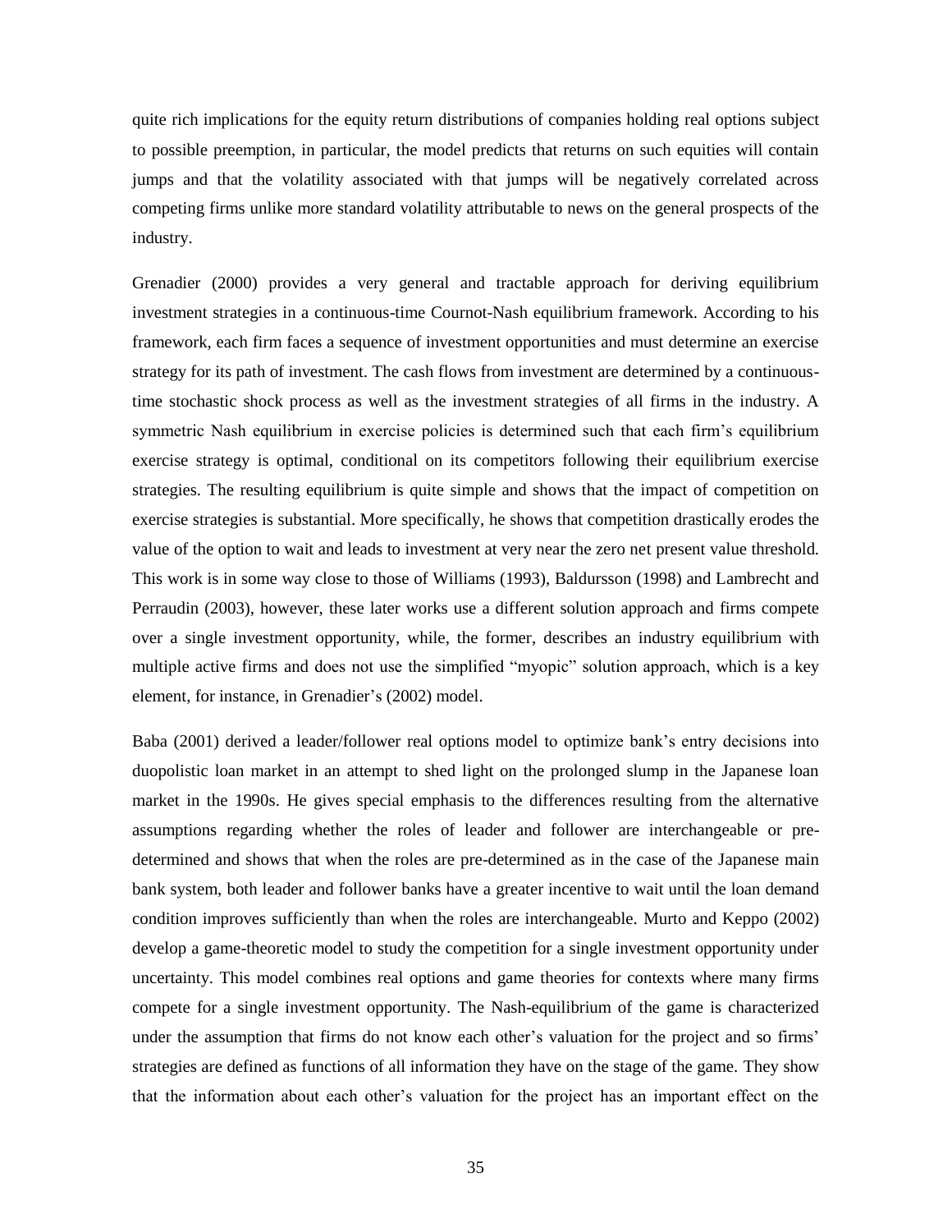quite rich implications for the equity return distributions of companies holding real options subject to possible preemption, in particular, the model predicts that returns on such equities will contain jumps and that the volatility associated with that jumps will be negatively correlated across competing firms unlike more standard volatility attributable to news on the general prospects of the industry.

Grenadier (2000) provides a very general and tractable approach for deriving equilibrium investment strategies in a continuous-time Cournot-Nash equilibrium framework. According to his framework, each firm faces a sequence of investment opportunities and must determine an exercise strategy for its path of investment. The cash flows from investment are determined by a continuous-time stochastic shock process as well as the investment strategies of all firms in the industry. A symmetric Nash equilibrium in exercise policies is determined such that each firm's equilibrium exercise strategy is optimal, conditional on its competitors following their equilibrium exercise strategies. The resulting equilibrium is quite simple and shows that the impact of competition on exercise strategies is substantial. More specifically, he shows that competition drastically erodes the value of the option to wait and leads to investment at very near the zero net present value threshold. This work is in some way close to those of Williams (1993), Baldursson (1998) and Lambrecht and Perraudin (2003), however, these later works use a different solution approach and firms compete over a single investment opportunity, while, the former, describes an industry equilibrium with multiple active firms and does not use the simplified "myopic" solution approach, which is a key element, for instance, in Grenadier's (2002) model.

Baba (2001) derived a leader/follower real options model to optimize bank's entry decisions into duopolistic loan market in an attempt to shed light on the prolonged slump in the Japanese loan market in the 1990s. He gives special emphasis to the differences resulting from the alternative assumptions regarding whether the roles of leader and follower are interchangeable or pre-determined and shows that when the roles are pre-determined as in the case of the Japanese main bank system, both leader and follower banks have a greater incentive to wait until the loan demand condition improves sufficiently than when the roles are interchangeable. Murto and Keppo (2002) develop a game-theoretic model to study the competition for a single investment opportunity under uncertainty. This model combines real options and game theories for contexts where many firms compete for a single investment opportunity. The Nash-equilibrium of the game is characterized under the assumption that firms do not know each other's valuation for the project and so firms' strategies are defined as functions of all information they have on the stage of the game. They show that the information about each other's valuation for the project has an important effect on the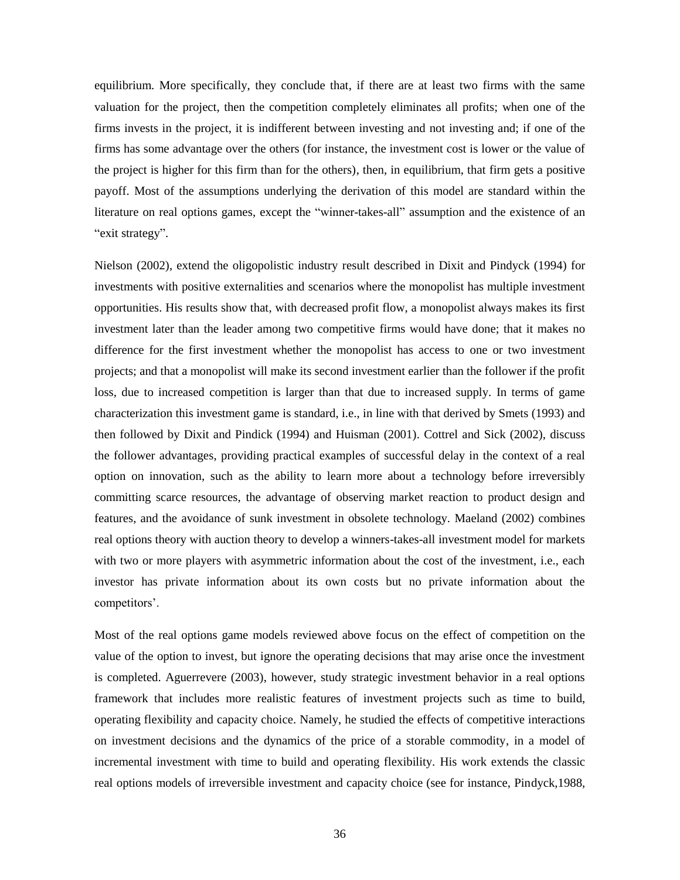equilibrium. More specifically, they conclude that, if there are at least two firms with the same valuation for the project, then the competition completely eliminates all profits; when one of the firms invests in the project, it is indifferent between investing and not investing and; if one of the firms has some advantage over the others (for instance, the investment cost is lower or the value of the project is higher for this firm than for the others), then, in equilibrium, that firm gets a positive payoff. Most of the assumptions underlying the derivation of this model are standard within the literature on real options games, except the "winner-takes-all" assumption and the existence of an "exit strategy".

Nielson (2002), extend the oligopolistic industry result described in Dixit and Pindyck (1994) for investments with positive externalities and scenarios where the monopolist has multiple investment opportunities. His results show that, with decreased profit flow, a monopolist always makes its first investment later than the leader among two competitive firms would have done; that it makes no difference for the first investment whether the monopolist has access to one or two investment projects; and that a monopolist will make its second investment earlier than the follower if the profit loss, due to increased competition is larger than that due to increased supply. In terms of game characterization this investment game is standard, i.e., in line with that derived by Smets (1993) and then followed by Dixit and Pindick (1994) and Huisman (2001). Cottrel and Sick (2002), discuss the follower advantages, providing practical examples of successful delay in the context of a real option on innovation, such as the ability to learn more about a technology before irreversibly committing scarce resources, the advantage of observing market reaction to product design and features, and the avoidance of sunk investment in obsolete technology. Maeland (2002) combines real options theory with auction theory to develop a winners-takes-all investment model for markets with two or more players with asymmetric information about the cost of the investment, i.e., each investor has private information about its own costs but no private information about the competitors'.

Most of the real options game models reviewed above focus on the effect of competition on the value of the option to invest, but ignore the operating decisions that may arise once the investment is completed. Aguerrevere (2003), however, study strategic investment behavior in a real options framework that includes more realistic features of investment projects such as time to build, operating flexibility and capacity choice. Namely, he studied the effects of competitive interactions on investment decisions and the dynamics of the price of a storable commodity, in a model of incremental investment with time to build and operating flexibility. His work extends the classic real options models of irreversible investment and capacity choice (see for instance, Pindyck,1988,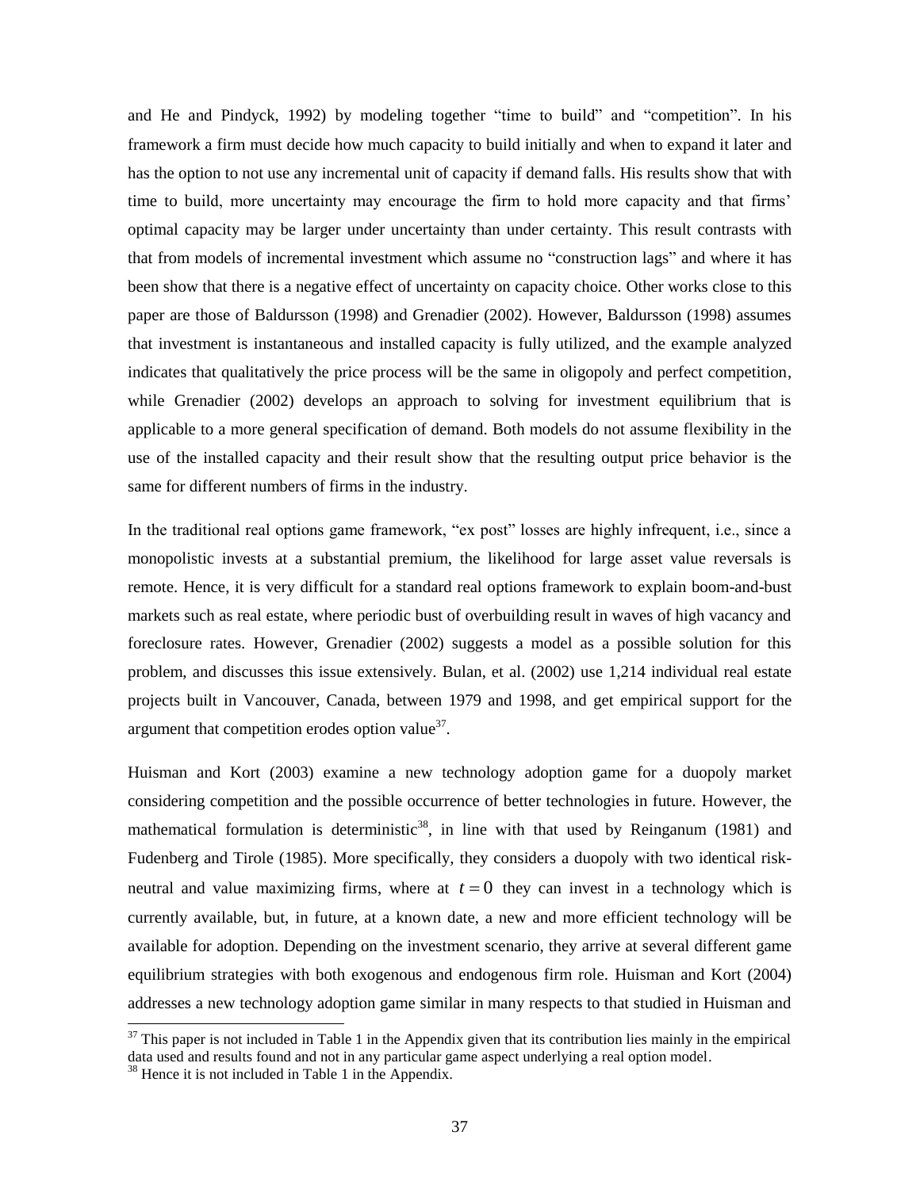and He and Pindyck, 1992) by modeling together "time to build" and "competition". In his framework a firm must decide how much capacity to build initially and when to expand it later and has the option to not use any incremental unit of capacity if demand falls. His results show that with time to build, more uncertainty may encourage the firm to hold more capacity and that firms' optimal capacity may be larger under uncertainty than under certainty. This result contrasts with that from models of incremental investment which assume no "construction lags" and where it has been show that there is a negative effect of uncertainty on capacity choice. Other works close to this paper are those of Baldursson (1998) and Grenadier (2002). However, Baldursson (1998) assumes that investment is instantaneous and installed capacity is fully utilized, and the example analyzed indicates that qualitatively the price process will be the same in oligopoly and perfect competition, while Grenadier (2002) develops an approach to solving for investment equilibrium that is applicable to a more general specification of demand. Both models do not assume flexibility in the use of the installed capacity and their result show that the resulting output price behavior is the same for different numbers of firms in the industry.

In the traditional real options game framework, "ex post" losses are highly infrequent, i.e., since a monopolistic invests at a substantial premium, the likelihood for large asset value reversals is remote. Hence, it is very difficult for a standard real options framework to explain boom-and-bust markets such as real estate, where periodic bust of overbuilding result in waves of high vacancy and foreclosure rates. However, Grenadier (2002) suggests a model as a possible solution for this problem, and discusses this issue extensively. Bulan, et al. (2002) use 1,214 individual real estate projects built in Vancouver, Canada, between 1979 and 1998, and get empirical support for the argument that competition erodes option value[37].

Huisman and Kort (2003) examine a new technology adoption game for a duopoly market considering competition and the possible occurrence of better technologies in future. However, the mathematical formulation is deterministic[38], in line with that used by Reinganum (1981) and Fudenberg and Tirole (1985). More specifically, they considers a duopoly with two identical risk-neutral and value maximizing firms, where at $t = 0$ they can invest in a technology which is currently available, but, in future, at a known date, a new and more efficient technology will be available for adoption. Depending on the investment scenario, they arrive at several different game equilibrium strategies with both exogenous and endogenous firm role. Huisman and Kort (2004) addresses a new technology adoption game similar in many respects to that studied in Huisman and

[37] This paper is not included in Table 1 in the Appendix given that its contribution lies mainly in the empirical data used and results found and not in any particular game aspect underlying a real option model.

[38] Hence it is not included in Table 1 in the Appendix.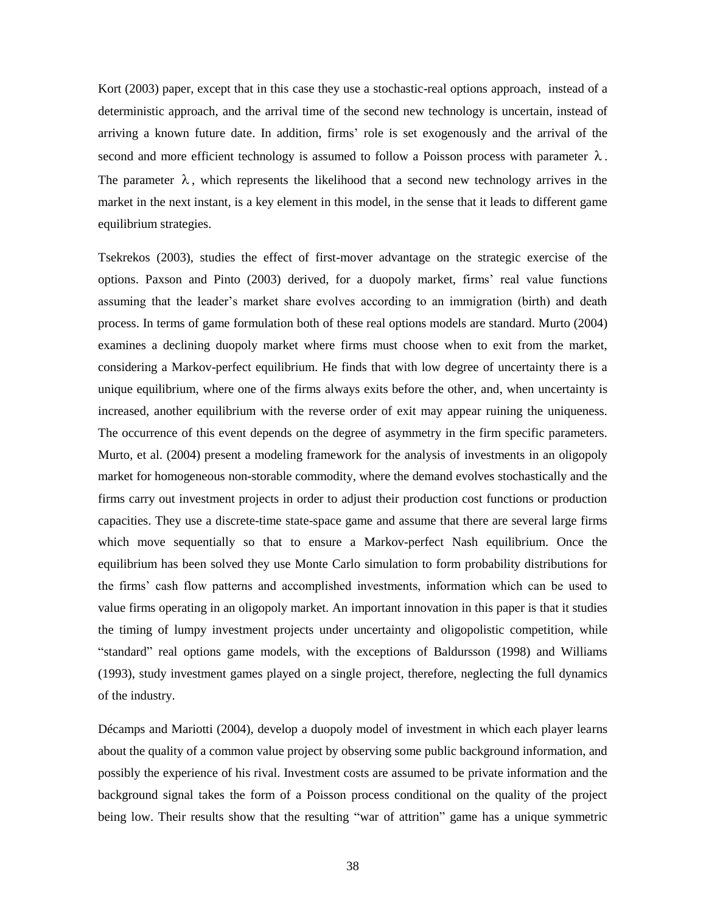Kort (2003) paper, except that in this case they use a stochastic-real options approach, instead of a deterministic approach, and the arrival time of the second new technology is uncertain, instead of arriving a known future date. In addition, firms' role is set exogenously and the arrival of the second and more efficient technology is assumed to follow a Poisson process with parameter $\lambda$. The parameter $\lambda$, which represents the likelihood that a second new technology arrives in the market in the next instant, is a key element in this model, in the sense that it leads to different game equilibrium strategies.

Tsekrekos (2003), studies the effect of first-mover advantage on the strategic exercise of the options. Paxson and Pinto (2003) derived, for a duopoly market, firms' real value functions assuming that the leader's market share evolves according to an immigration (birth) and death process. In terms of game formulation both of these real options models are standard. Murto (2004) examines a declining duopoly market where firms must choose when to exit from the market, considering a Markov-perfect equilibrium. He finds that with low degree of uncertainty there is a unique equilibrium, where one of the firms always exits before the other, and, when uncertainty is increased, another equilibrium with the reverse order of exit may appear ruining the uniqueness. The occurrence of this event depends on the degree of asymmetry in the firm specific parameters. Murto, et al. (2004) present a modeling framework for the analysis of investments in an oligopoly market for homogeneous non-storable commodity, where the demand evolves stochastically and the firms carry out investment projects in order to adjust their production cost functions or production capacities. They use a discrete-time state-space game and assume that there are several large firms which move sequentially so that to ensure a Markov-perfect Nash equilibrium. Once the equilibrium has been solved they use Monte Carlo simulation to form probability distributions for the firms' cash flow patterns and accomplished investments, information which can be used to value firms operating in an oligopoly market. An important innovation in this paper is that it studies the timing of lumpy investment projects under uncertainty and oligopolistic competition, while "standard" real options game models, with the exceptions of Baldursson (1998) and Williams (1993), study investment games played on a single project, therefore, neglecting the full dynamics of the industry.

Décamps and Mariotti (2004), develop a duopoly model of investment in which each player learns about the quality of a common value project by observing some public background information, and possibly the experience of his rival. Investment costs are assumed to be private information and the background signal takes the form of a Poisson process conditional on the quality of the project being low. Their results show that the resulting "war of attrition" game has a unique symmetric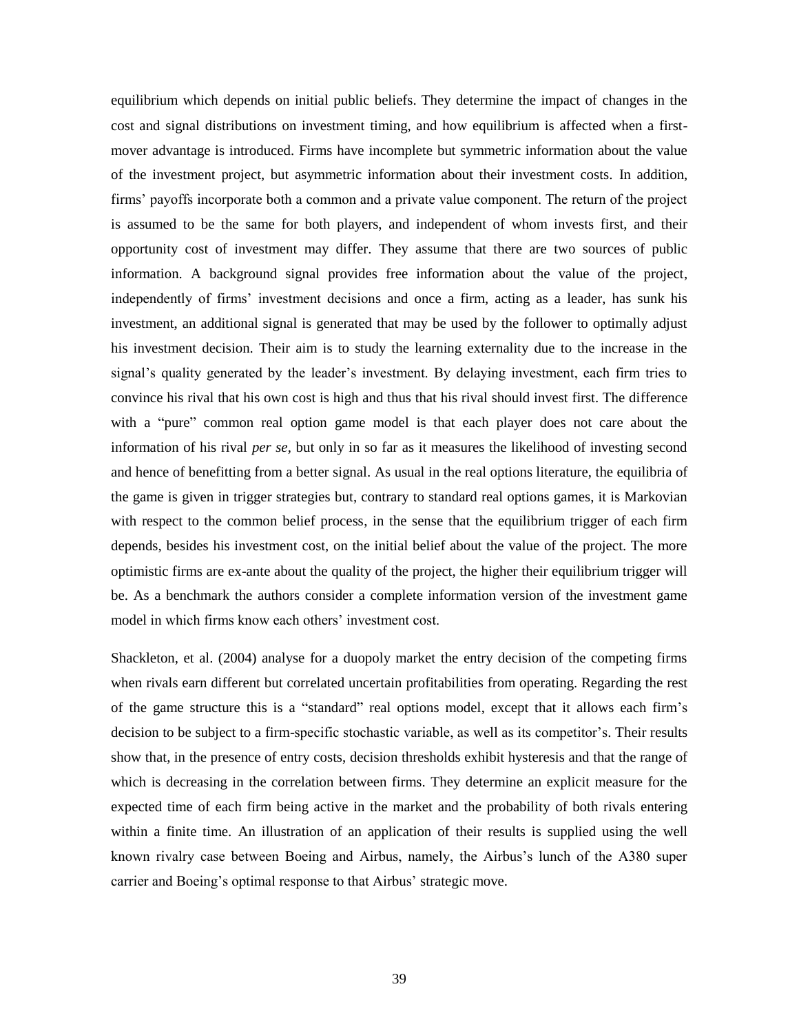equilibrium which depends on initial public beliefs. They determine the impact of changes in the cost and signal distributions on investment timing, and how equilibrium is affected when a first-mover advantage is introduced. Firms have incomplete but symmetric information about the value of the investment project, but asymmetric information about their investment costs. In addition, firms' payoffs incorporate both a common and a private value component. The return of the project is assumed to be the same for both players, and independent of whom invests first, and their opportunity cost of investment may differ. They assume that there are two sources of public information. A background signal provides free information about the value of the project, independently of firms' investment decisions and once a firm, acting as a leader, has sunk his investment, an additional signal is generated that may be used by the follower to optimally adjust his investment decision. Their aim is to study the learning externality due to the increase in the signal's quality generated by the leader's investment. By delaying investment, each firm tries to convince his rival that his own cost is high and thus that his rival should invest first. The difference with a "pure" common real option game model is that each player does not care about the information of his rival *per se*, but only in so far as it measures the likelihood of investing second and hence of benefitting from a better signal. As usual in the real options literature, the equilibria of the game is given in trigger strategies but, contrary to standard real options games, it is Markovian with respect to the common belief process, in the sense that the equilibrium trigger of each firm depends, besides his investment cost, on the initial belief about the value of the project. The more optimistic firms are ex-ante about the quality of the project, the higher their equilibrium trigger will be. As a benchmark the authors consider a complete information version of the investment game model in which firms know each others' investment cost.

Shackleton, et al. (2004) analyse for a duopoly market the entry decision of the competing firms when rivals earn different but correlated uncertain profitabilities from operating. Regarding the rest of the game structure this is a "standard" real options model, except that it allows each firm's decision to be subject to a firm-specific stochastic variable, as well as its competitor's. Their results show that, in the presence of entry costs, decision thresholds exhibit hysteresis and that the range of which is decreasing in the correlation between firms. They determine an explicit measure for the expected time of each firm being active in the market and the probability of both rivals entering within a finite time. An illustration of an application of their results is supplied using the well known rivalry case between Boeing and Airbus, namely, the Airbus's lunch of the A380 super carrier and Boeing's optimal response to that Airbus' strategic move.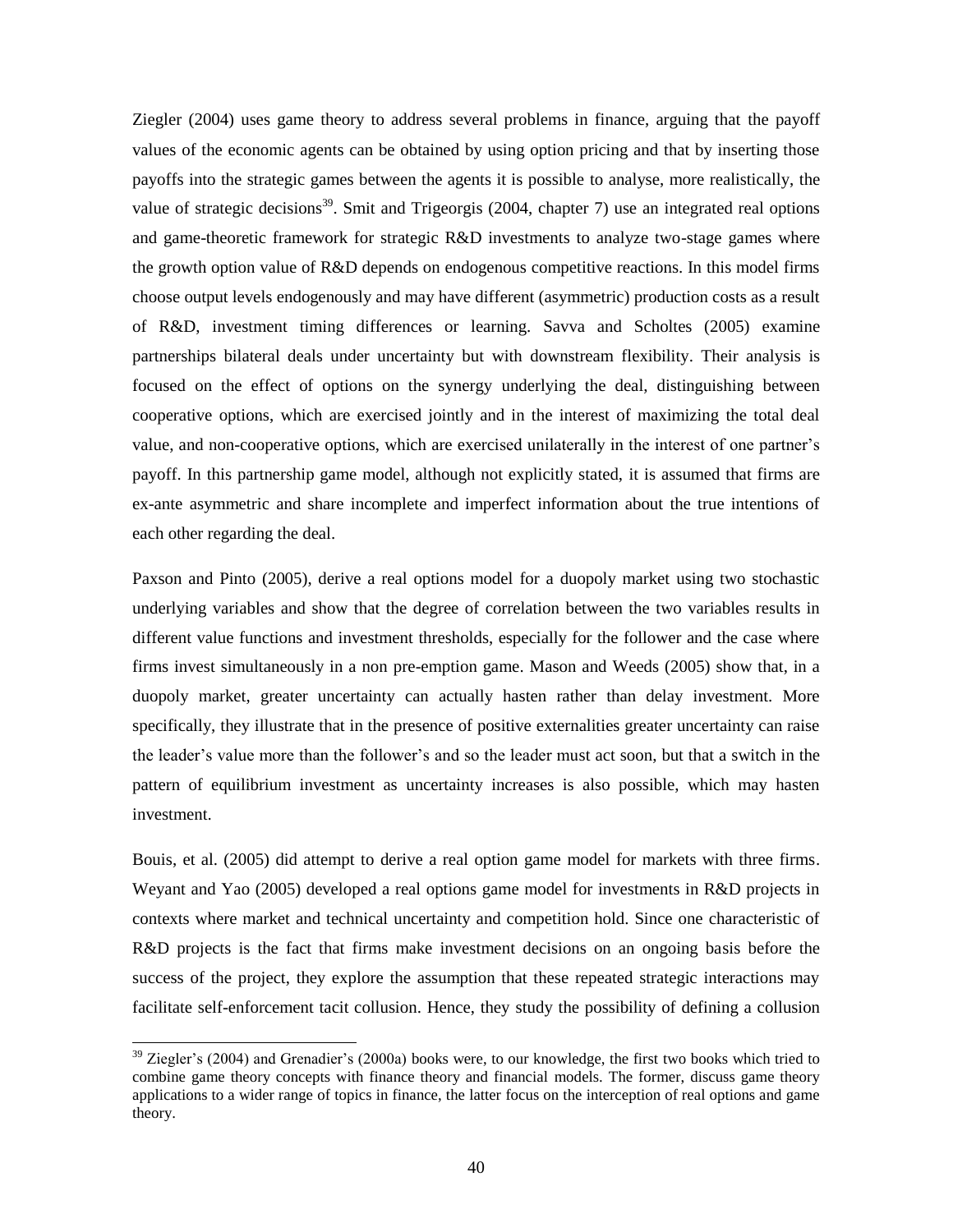Ziegler (2004) uses game theory to address several problems in finance, arguing that the payoff values of the economic agents can be obtained by using option pricing and that by inserting those payoffs into the strategic games between the agents it is possible to analyse, more realistically, the value of strategic decisions[39]. Smit and Trigeorgis (2004, chapter 7) use an integrated real options and game-theoretic framework for strategic R&D investments to analyze two-stage games where the growth option value of R&D depends on endogenous competitive reactions. In this model firms choose output levels endogenously and may have different (asymmetric) production costs as a result of R&D, investment timing differences or learning. Savva and Scholtes (2005) examine partnerships bilateral deals under uncertainty but with downstream flexibility. Their analysis is focused on the effect of options on the synergy underlying the deal, distinguishing between cooperative options, which are exercised jointly and in the interest of maximizing the total deal value, and non-cooperative options, which are exercised unilaterally in the interest of one partner's payoff. In this partnership game model, although not explicitly stated, it is assumed that firms are ex-ante asymmetric and share incomplete and imperfect information about the true intentions of each other regarding the deal.

Paxson and Pinto (2005), derive a real options model for a duopoly market using two stochastic underlying variables and show that the degree of correlation between the two variables results in different value functions and investment thresholds, especially for the follower and the case where firms invest simultaneously in a non pre-emption game. Mason and Weeds (2005) show that, in a duopoly market, greater uncertainty can actually hasten rather than delay investment. More specifically, they illustrate that in the presence of positive externalities greater uncertainty can raise the leader's value more than the follower's and so the leader must act soon, but that a switch in the pattern of equilibrium investment as uncertainty increases is also possible, which may hasten investment.

Bouis, et al. (2005) did attempt to derive a real option game model for markets with three firms. Weyant and Yao (2005) developed a real options game model for investments in R&D projects in contexts where market and technical uncertainty and competition hold. Since one characteristic of R&D projects is the fact that firms make investment decisions on an ongoing basis before the success of the project, they explore the assumption that these repeated strategic interactions may facilitate self-enforcement tacit collusion. Hence, they study the possibility of defining a collusion

---

[39] Ziegler's (2004) and Grenadier's (2000a) books were, to our knowledge, the first two books which tried to combine game theory concepts with finance theory and financial models. The former, discuss game theory applications to a wider range of topics in finance, the latter focus on the interception of real options and game theory.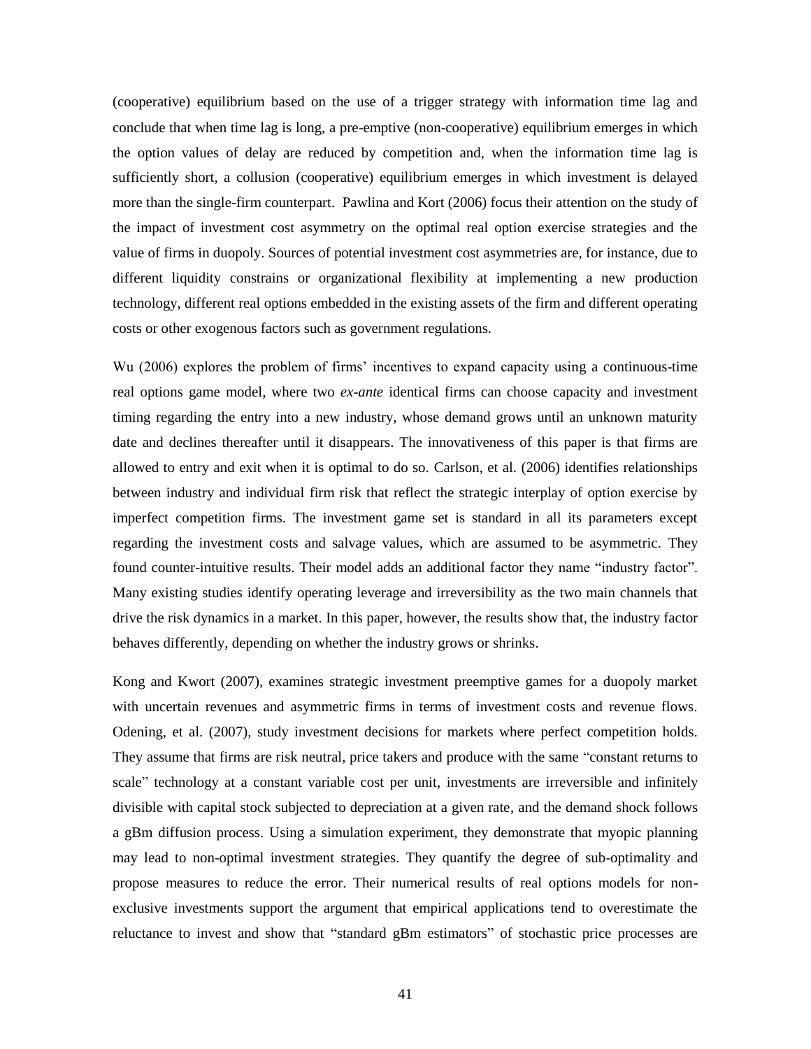(cooperative) equilibrium based on the use of a trigger strategy with information time lag and conclude that when time lag is long, a pre-emptive (non-cooperative) equilibrium emerges in which the option values of delay are reduced by competition and, when the information time lag is sufficiently short, a collusion (cooperative) equilibrium emerges in which investment is delayed more than the single-firm counterpart. Pawlina and Kort (2006) focus their attention on the study of the impact of investment cost asymmetry on the optimal real option exercise strategies and the value of firms in duopoly. Sources of potential investment cost asymmetries are, for instance, due to different liquidity constrains or organizational flexibility at implementing a new production technology, different real options embedded in the existing assets of the firm and different operating costs or other exogenous factors such as government regulations.

Wu (2006) explores the problem of firms' incentives to expand capacity using a continuous-time real options game model, where two *ex-ante* identical firms can choose capacity and investment timing regarding the entry into a new industry, whose demand grows until an unknown maturity date and declines thereafter until it disappears. The innovativeness of this paper is that firms are allowed to entry and exit when it is optimal to do so. Carlson, et al. (2006) identifies relationships between industry and individual firm risk that reflect the strategic interplay of option exercise by imperfect competition firms. The investment game set is standard in all its parameters except regarding the investment costs and salvage values, which are assumed to be asymmetric. They found counter-intuitive results. Their model adds an additional factor they name "industry factor". Many existing studies identify operating leverage and irreversibility as the two main channels that drive the risk dynamics in a market. In this paper, however, the results show that, the industry factor behaves differently, depending on whether the industry grows or shrinks.

Kong and Kwort (2007), examines strategic investment preemptive games for a duopoly market with uncertain revenues and asymmetric firms in terms of investment costs and revenue flows. Odening, et al. (2007), study investment decisions for markets where perfect competition holds. They assume that firms are risk neutral, price takers and produce with the same "constant returns to scale" technology at a constant variable cost per unit, investments are irreversible and infinitely divisible with capital stock subjected to depreciation at a given rate, and the demand shock follows a gBm diffusion process. Using a simulation experiment, they demonstrate that myopic planning may lead to non-optimal investment strategies. They quantify the degree of sub-optimality and propose measures to reduce the error. Their numerical results of real options models for non-exclusive investments support the argument that empirical applications tend to overestimate the reluctance to invest and show that "standard gBm estimators" of stochastic price processes are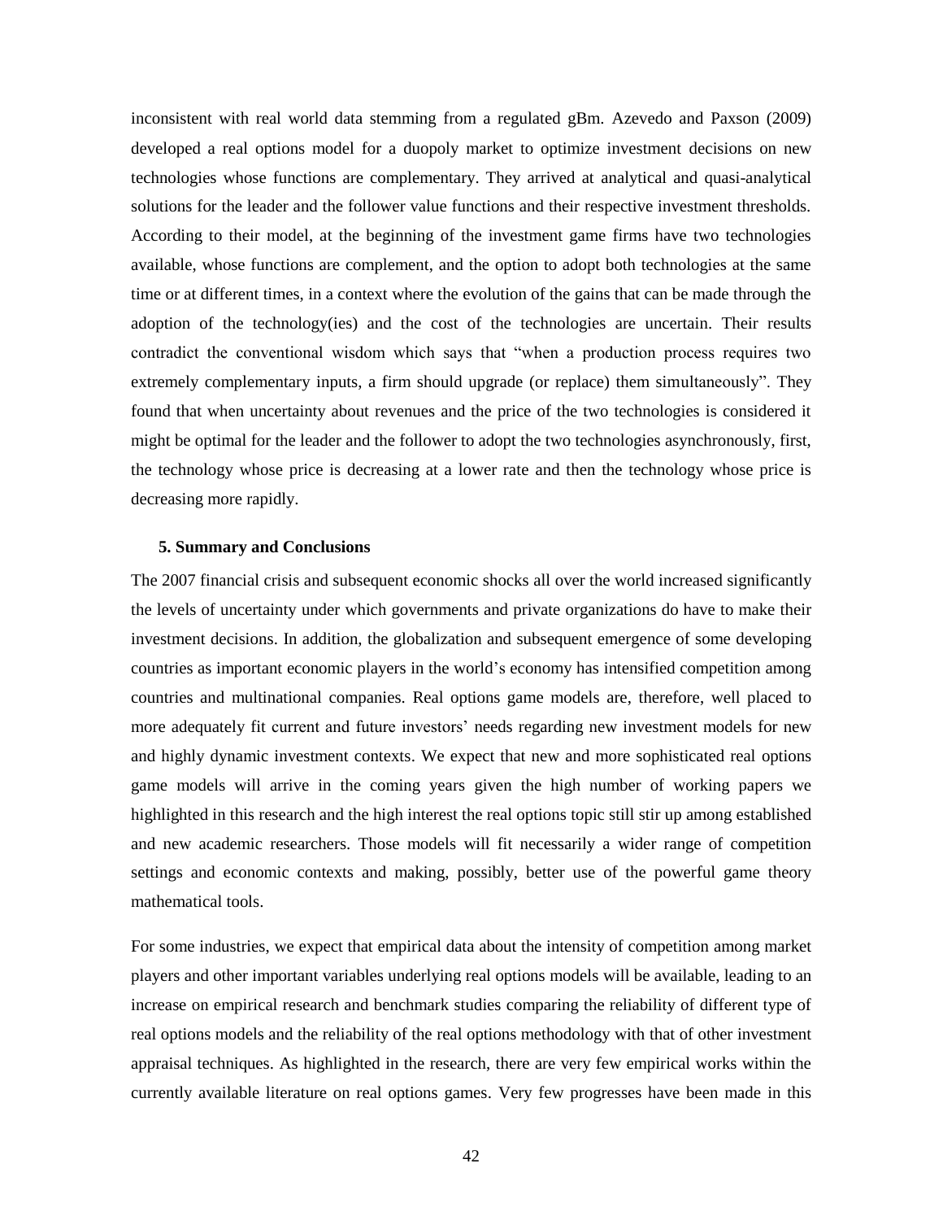inconsistent with real world data stemming from a regulated gBm. Azevedo and Paxson (2009) developed a real options model for a duopoly market to optimize investment decisions on new technologies whose functions are complementary. They arrived at analytical and quasi-analytical solutions for the leader and the follower value functions and their respective investment thresholds. According to their model, at the beginning of the investment game firms have two technologies available, whose functions are complement, and the option to adopt both technologies at the same time or at different times, in a context where the evolution of the gains that can be made through the adoption of the technology(ies) and the cost of the technologies are uncertain. Their results contradict the conventional wisdom which says that "when a production process requires two extremely complementary inputs, a firm should upgrade (or replace) them simultaneously". They found that when uncertainty about revenues and the price of the two technologies is considered it might be optimal for the leader and the follower to adopt the two technologies asynchronously, first, the technology whose price is decreasing at a lower rate and then the technology whose price is decreasing more rapidly.

## 5. Summary and Conclusions

The 2007 financial crisis and subsequent economic shocks all over the world increased significantly the levels of uncertainty under which governments and private organizations do have to make their investment decisions. In addition, the globalization and subsequent emergence of some developing countries as important economic players in the world's economy has intensified competition among countries and multinational companies. Real options game models are, therefore, well placed to more adequately fit current and future investors' needs regarding new investment models for new and highly dynamic investment contexts. We expect that new and more sophisticated real options game models will arrive in the coming years given the high number of working papers we highlighted in this research and the high interest the real options topic still stir up among established and new academic researchers. Those models will fit necessarily a wider range of competition settings and economic contexts and making, possibly, better use of the powerful game theory mathematical tools.

For some industries, we expect that empirical data about the intensity of competition among market players and other important variables underlying real options models will be available, leading to an increase on empirical research and benchmark studies comparing the reliability of different type of real options models and the reliability of the real options methodology with that of other investment appraisal techniques. As highlighted in the research, there are very few empirical works within the currently available literature on real options games. Very few progresses have been made in this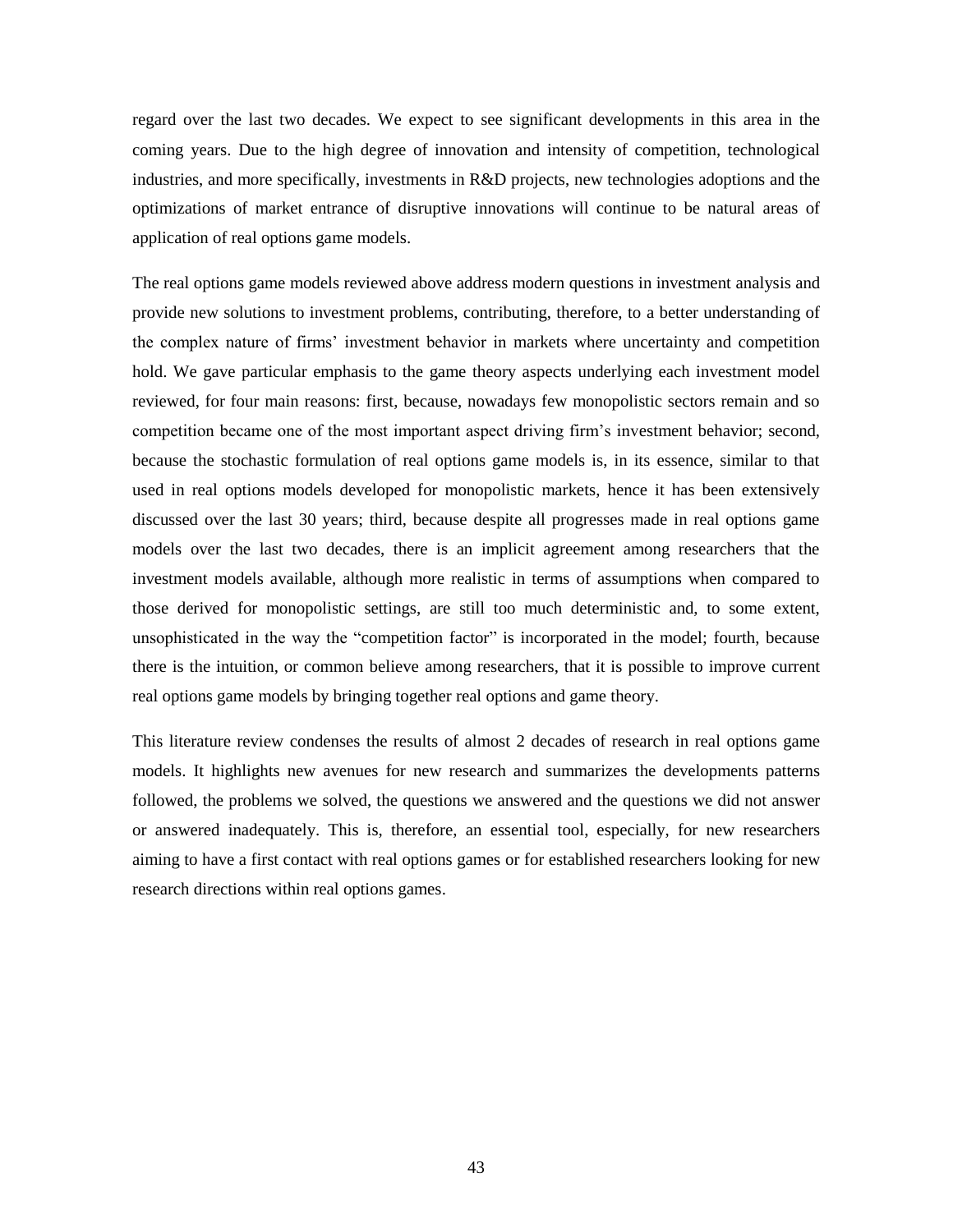regard over the last two decades. We expect to see significant developments in this area in the coming years. Due to the high degree of innovation and intensity of competition, technological industries, and more specifically, investments in R&D projects, new technologies adoptions and the optimizations of market entrance of disruptive innovations will continue to be natural areas of application of real options game models.

The real options game models reviewed above address modern questions in investment analysis and provide new solutions to investment problems, contributing, therefore, to a better understanding of the complex nature of firms' investment behavior in markets where uncertainty and competition hold. We gave particular emphasis to the game theory aspects underlying each investment model reviewed, for four main reasons: first, because, nowadays few monopolistic sectors remain and so competition became one of the most important aspect driving firm's investment behavior; second, because the stochastic formulation of real options game models is, in its essence, similar to that used in real options models developed for monopolistic markets, hence it has been extensively discussed over the last 30 years; third, because despite all progresses made in real options game models over the last two decades, there is an implicit agreement among researchers that the investment models available, although more realistic in terms of assumptions when compared to those derived for monopolistic settings, are still too much deterministic and, to some extent, unsophisticated in the way the "competition factor" is incorporated in the model; fourth, because there is the intuition, or common believe among researchers, that it is possible to improve current real options game models by bringing together real options and game theory.

This literature review condenses the results of almost 2 decades of research in real options game models. It highlights new avenues for new research and summarizes the developments patterns followed, the problems we solved, the questions we answered and the questions we did not answer or answered inadequately. This is, therefore, an essential tool, especially, for new researchers aiming to have a first contact with real options games or for established researchers looking for new research directions within real options games.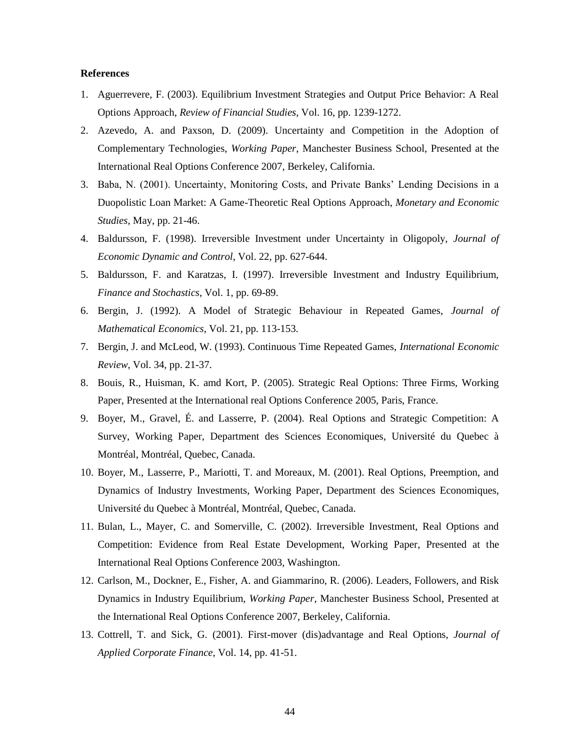**References**

1. Aguerrevere, F. (2003). Equilibrium Investment Strategies and Output Price Behavior: A Real Options Approach, *Review of Financial Studies*, Vol. 16, pp. 1239-1272.
2. Azevedo, A. and Paxson, D. (2009). Uncertainty and Competition in the Adoption of Complementary Technologies, *Working Paper*, Manchester Business School, Presented at the International Real Options Conference 2007, Berkeley, California.
3. Baba, N. (2001). Uncertainty, Monitoring Costs, and Private Banks' Lending Decisions in a Duopolistic Loan Market: A Game-Theoretic Real Options Approach, *Monetary and Economic Studies*, May, pp. 21-46.
4. Baldursson, F. (1998). Irreversible Investment under Uncertainty in Oligopoly, *Journal of Economic Dynamic and Control*, Vol. 22, pp. 627-644.
5. Baldursson, F. and Karatzas, I. (1997). Irreversible Investment and Industry Equilibrium, *Finance and Stochastics*, Vol. 1, pp. 69-89.
6. Bergin, J. (1992). A Model of Strategic Behaviour in Repeated Games, *Journal of Mathematical Economics*, Vol. 21, pp. 113-153.
7. Bergin, J. and McLeod, W. (1993). Continuous Time Repeated Games, *International Economic Review*, Vol. 34, pp. 21-37.
8. Bouis, R., Huisman, K. amd Kort, P. (2005). Strategic Real Options: Three Firms, Working Paper, Presented at the International real Options Conference 2005, Paris, France.
9. Boyer, M., Gravel, É. and Lasserre, P. (2004). Real Options and Strategic Competition: A Survey, Working Paper, Department des Sciences Economiques, Université du Quebec à Montréal, Montréal, Quebec, Canada.
10. Boyer, M., Lasserre, P., Mariotti, T. and Moreaux, M. (2001). Real Options, Preemption, and Dynamics of Industry Investments, Working Paper, Department des Sciences Economiques, Université du Quebec à Montréal, Montréal, Quebec, Canada.
11. Bulan, L., Mayer, C. and Somerville, C. (2002). Irreversible Investment, Real Options and Competition: Evidence from Real Estate Development, Working Paper, Presented at the International Real Options Conference 2003, Washington.
12. Carlson, M., Dockner, E., Fisher, A. and Giammarino, R. (2006). Leaders, Followers, and Risk Dynamics in Industry Equilibrium, *Working Paper*, Manchester Business School, Presented at the International Real Options Conference 2007, Berkeley, California.
13. Cottrell, T. and Sick, G. (2001). First-mover (dis)advantage and Real Options, *Journal of Applied Corporate Finance*, Vol. 14, pp. 41-51.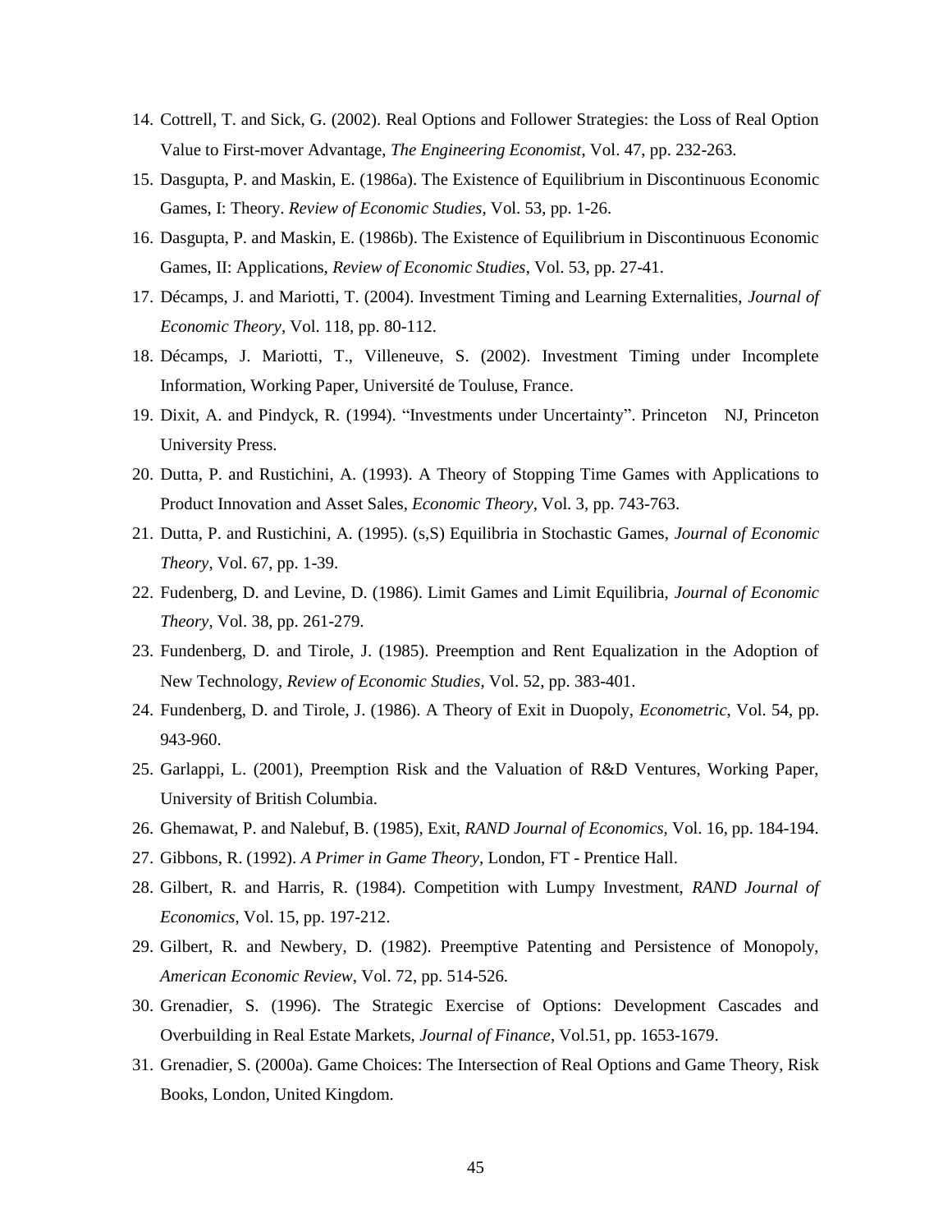14. Cottrell, T. and Sick, G. (2002). Real Options and Follower Strategies: the Loss of Real Option Value to First-mover Advantage, *The Engineering Economist*, Vol. 47, pp. 232-263.
15. Dasgupta, P. and Maskin, E. (1986a). The Existence of Equilibrium in Discontinuous Economic Games, I: Theory. *Review of Economic Studies*, Vol. 53, pp. 1-26.
16. Dasgupta, P. and Maskin, E. (1986b). The Existence of Equilibrium in Discontinuous Economic Games, II: Applications, *Review of Economic Studies*, Vol. 53, pp. 27-41.
17. Décamps, J. and Mariotti, T. (2004). Investment Timing and Learning Externalities, *Journal of Economic Theory*, Vol. 118, pp. 80-112.
18. Décamps, J. Mariotti, T., Villeneuve, S. (2002). Investment Timing under Incomplete Information, Working Paper, Université de Touluse, France.
19. Dixit, A. and Pindyck, R. (1994). "Investments under Uncertainty". Princeton NJ, Princeton University Press.
20. Dutta, P. and Rustichini, A. (1993). A Theory of Stopping Time Games with Applications to Product Innovation and Asset Sales, *Economic Theory*, Vol. 3, pp. 743-763.
21. Dutta, P. and Rustichini, A. (1995). (s,S) Equilibria in Stochastic Games, *Journal of Economic Theory*, Vol. 67, pp. 1-39.
22. Fudenberg, D. and Levine, D. (1986). Limit Games and Limit Equilibria, *Journal of Economic Theory*, Vol. 38, pp. 261-279.
23. Fundenberg, D. and Tirole, J. (1985). Preemption and Rent Equalization in the Adoption of New Technology, *Review of Economic Studies*, Vol. 52, pp. 383-401.
24. Fundenberg, D. and Tirole, J. (1986). A Theory of Exit in Duopoly, *Econometric*, Vol. 54, pp. 943-960.
25. Garlappi, L. (2001), Preemption Risk and the Valuation of R&D Ventures, Working Paper, University of British Columbia.
26. Ghemawat, P. and Nalebuf, B. (1985), Exit, *RAND Journal of Economics*, Vol. 16, pp. 184-194.
27. Gibbons, R. (1992). *A Primer in Game Theory*, London, FT - Prentice Hall.
28. Gilbert, R. and Harris, R. (1984). Competition with Lumpy Investment, *RAND Journal of Economics*, Vol. 15, pp. 197-212.
29. Gilbert, R. and Newbery, D. (1982). Preemptive Patenting and Persistence of Monopoly, *American Economic Review*, Vol. 72, pp. 514-526.
30. Grenadier, S. (1996). The Strategic Exercise of Options: Development Cascades and Overbuilding in Real Estate Markets, *Journal of Finance*, Vol.51, pp. 1653-1679.
31. Grenadier, S. (2000a). Game Choices: The Intersection of Real Options and Game Theory, Risk Books, London, United Kingdom.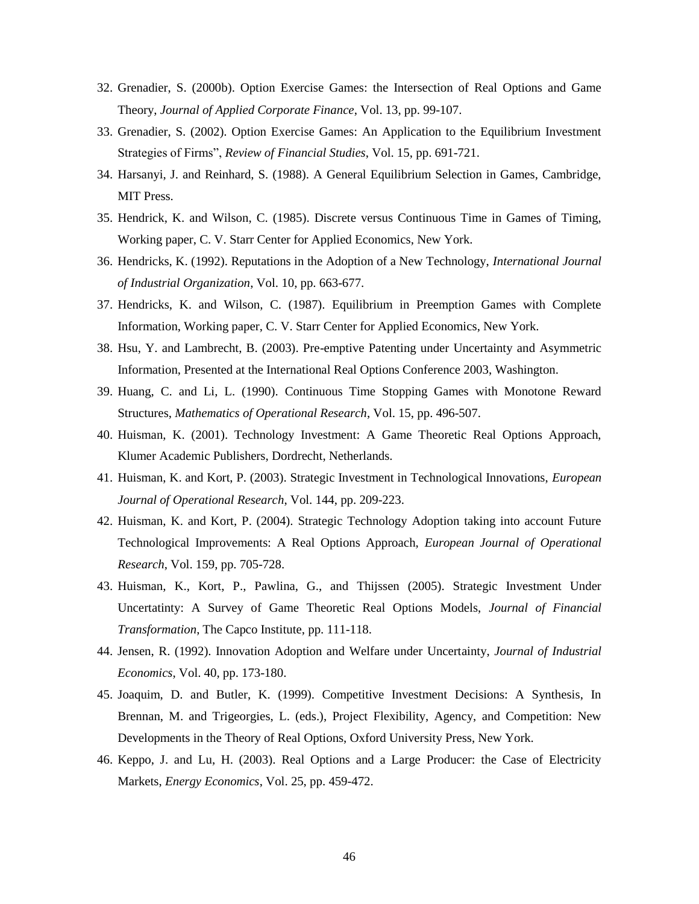32. Grenadier, S. (2000b). Option Exercise Games: the Intersection of Real Options and Game Theory, *Journal of Applied Corporate Finance*, Vol. 13, pp. 99-107.
33. Grenadier, S. (2002). Option Exercise Games: An Application to the Equilibrium Investment Strategies of Firms", *Review of Financial Studies*, Vol. 15, pp. 691-721.
34. Harsanyi, J. and Reinhard, S. (1988). A General Equilibrium Selection in Games, Cambridge, MIT Press.
35. Hendrick, K. and Wilson, C. (1985). Discrete versus Continuous Time in Games of Timing, Working paper, C. V. Starr Center for Applied Economics, New York.
36. Hendricks, K. (1992). Reputations in the Adoption of a New Technology, *International Journal of Industrial Organization*, Vol. 10, pp. 663-677.
37. Hendricks, K. and Wilson, C. (1987). Equilibrium in Preemption Games with Complete Information, Working paper, C. V. Starr Center for Applied Economics, New York.
38. Hsu, Y. and Lambrecht, B. (2003). Pre-emptive Patenting under Uncertainty and Asymmetric Information, Presented at the International Real Options Conference 2003, Washington.
39. Huang, C. and Li, L. (1990). Continuous Time Stopping Games with Monotone Reward Structures, *Mathematics of Operational Research*, Vol. 15, pp. 496-507.
40. Huisman, K. (2001). Technology Investment: A Game Theoretic Real Options Approach, Klumer Academic Publishers, Dordrecht, Netherlands.
41. Huisman, K. and Kort, P. (2003). Strategic Investment in Technological Innovations, *European Journal of Operational Research*, Vol. 144, pp. 209-223.
42. Huisman, K. and Kort, P. (2004). Strategic Technology Adoption taking into account Future Technological Improvements: A Real Options Approach, *European Journal of Operational Research*, Vol. 159, pp. 705-728.
43. Huisman, K., Kort, P., Pawlina, G., and Thijssen (2005). Strategic Investment Under Uncertatinty: A Survey of Game Theoretic Real Options Models, *Journal of Financial Transformation*, The Capco Institute, pp. 111-118.
44. Jensen, R. (1992). Innovation Adoption and Welfare under Uncertainty, *Journal of Industrial Economics*, Vol. 40, pp. 173-180.
45. Joaquim, D. and Butler, K. (1999). Competitive Investment Decisions: A Synthesis, In Brennan, M. and Trigeorgies, L. (eds.), Project Flexibility, Agency, and Competition: New Developments in the Theory of Real Options, Oxford University Press, New York.
46. Keppo, J. and Lu, H. (2003). Real Options and a Large Producer: the Case of Electricity Markets, *Energy Economics*, Vol. 25, pp. 459-472.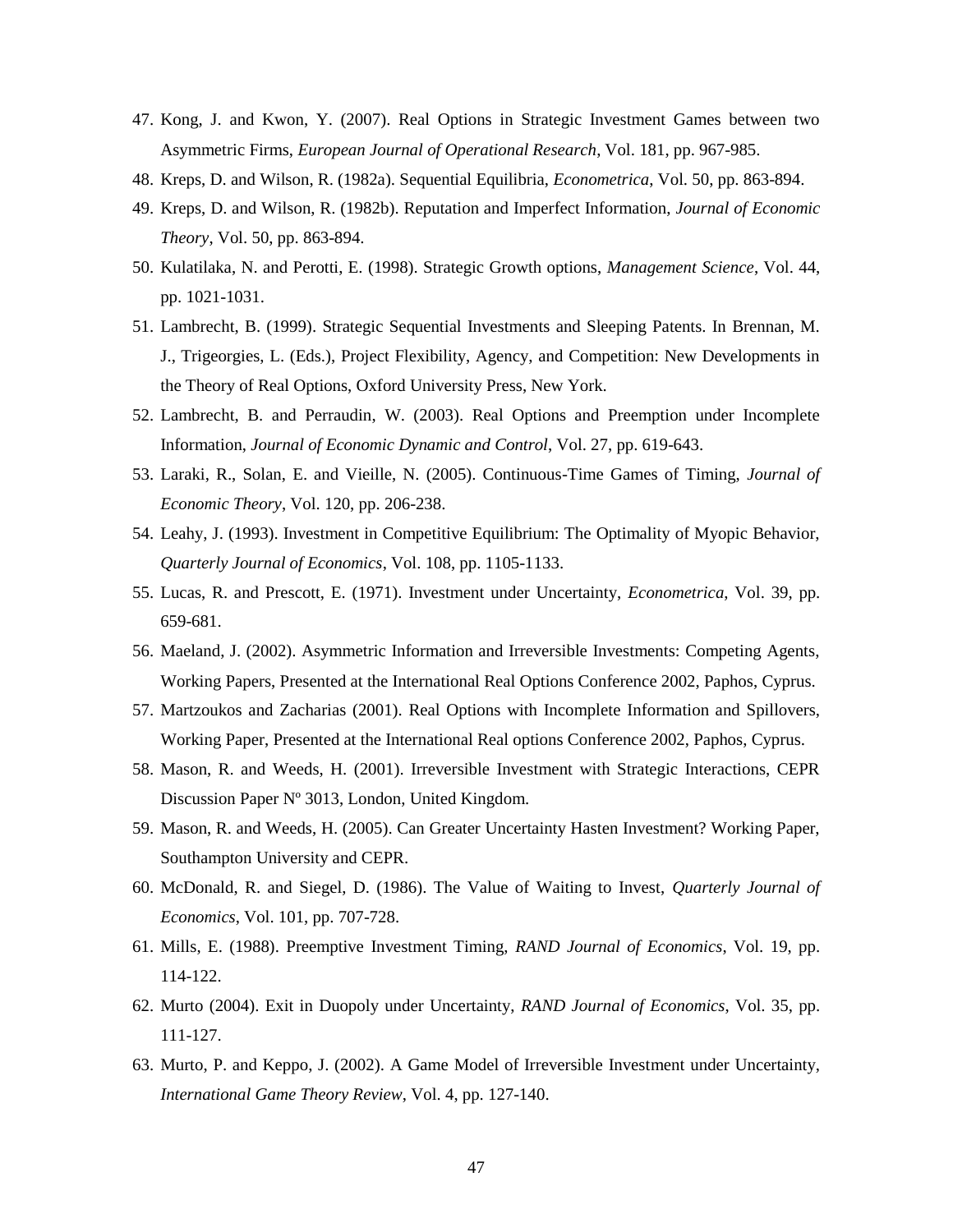47. Kong, J. and Kwon, Y. (2007). Real Options in Strategic Investment Games between two Asymmetric Firms, *European Journal of Operational Research*, Vol. 181, pp. 967-985.
48. Kreps, D. and Wilson, R. (1982a). Sequential Equilibria, *Econometrica*, Vol. 50, pp. 863-894.
49. Kreps, D. and Wilson, R. (1982b). Reputation and Imperfect Information, *Journal of Economic Theory*, Vol. 50, pp. 863-894.
50. Kulatilaka, N. and Perotti, E. (1998). Strategic Growth options, *Management Science*, Vol. 44, pp. 1021-1031.
51. Lambrecht, B. (1999). Strategic Sequential Investments and Sleeping Patents. In Brennan, M. J., Trigeorgies, L. (Eds.), Project Flexibility, Agency, and Competition: New Developments in the Theory of Real Options, Oxford University Press, New York.
52. Lambrecht, B. and Perraudin, W. (2003). Real Options and Preemption under Incomplete Information, *Journal of Economic Dynamic and Control*, Vol. 27, pp. 619-643.
53. Laraki, R., Solan, E. and Vieille, N. (2005). Continuous-Time Games of Timing, *Journal of Economic Theory*, Vol. 120, pp. 206-238.
54. Leahy, J. (1993). Investment in Competitive Equilibrium: The Optimality of Myopic Behavior, *Quarterly Journal of Economics*, Vol. 108, pp. 1105-1133.
55. Lucas, R. and Prescott, E. (1971). Investment under Uncertainty, *Econometrica*, Vol. 39, pp. 659-681.
56. Maeland, J. (2002). Asymmetric Information and Irreversible Investments: Competing Agents, Working Papers, Presented at the International Real Options Conference 2002, Paphos, Cyprus.
57. Martzoukos and Zacharias (2001). Real Options with Incomplete Information and Spillovers, Working Paper, Presented at the International Real options Conference 2002, Paphos, Cyprus.
58. Mason, R. and Weeds, H. (2001). Irreversible Investment with Strategic Interactions, CEPR Discussion Paper Nº 3013, London, United Kingdom.
59. Mason, R. and Weeds, H. (2005). Can Greater Uncertainty Hasten Investment? Working Paper, Southampton University and CEPR.
60. McDonald, R. and Siegel, D. (1986). The Value of Waiting to Invest, *Quarterly Journal of Economics*, Vol. 101, pp. 707-728.
61. Mills, E. (1988). Preemptive Investment Timing, *RAND Journal of Economics*, Vol. 19, pp. 114-122.
62. Murto (2004). Exit in Duopoly under Uncertainty, *RAND Journal of Economics*, Vol. 35, pp. 111-127.
63. Murto, P. and Keppo, J. (2002). A Game Model of Irreversible Investment under Uncertainty, *International Game Theory Review*, Vol. 4, pp. 127-140.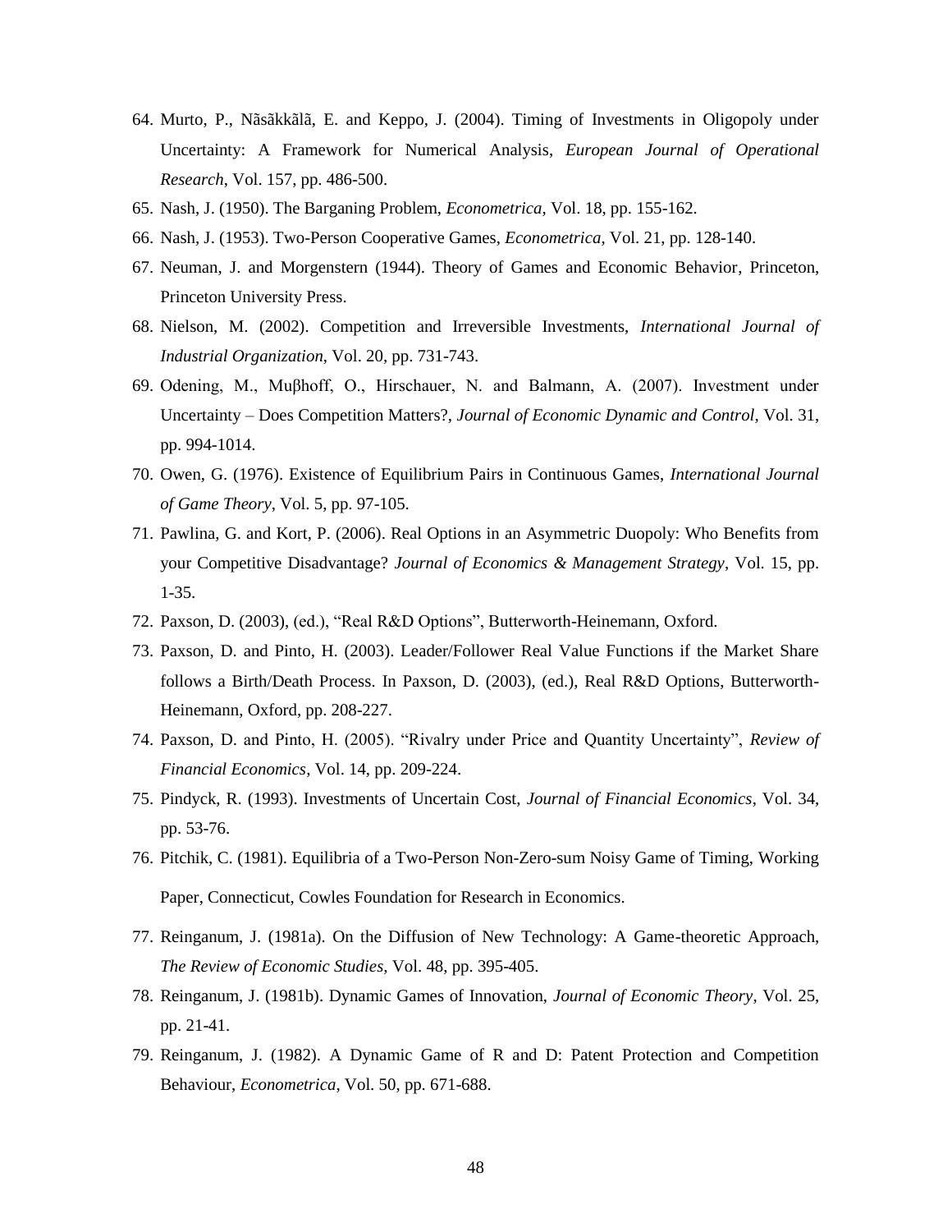64. Murto, P., Nãsãkkãlã, E. and Keppo, J. (2004). Timing of Investments in Oligopoly under Uncertainty: A Framework for Numerical Analysis, *European Journal of Operational Research*, Vol. 157, pp. 486-500.
65. Nash, J. (1950). The Barganing Problem, *Econometrica*, Vol. 18, pp. 155-162.
66. Nash, J. (1953). Two-Person Cooperative Games, *Econometrica*, Vol. 21, pp. 128-140.
67. Neuman, J. and Morgenstern (1944). Theory of Games and Economic Behavior, Princeton, Princeton University Press.
68. Nielson, M. (2002). Competition and Irreversible Investments, *International Journal of Industrial Organization*, Vol. 20, pp. 731-743.
69. Odening, M., Muβhoff, O., Hirschauer, N. and Balmann, A. (2007). Investment under Uncertainty – Does Competition Matters?, *Journal of Economic Dynamic and Control*, Vol. 31, pp. 994-1014.
70. Owen, G. (1976). Existence of Equilibrium Pairs in Continuous Games, *International Journal of Game Theory*, Vol. 5, pp. 97-105.
71. Pawlina, G. and Kort, P. (2006). Real Options in an Asymmetric Duopoly: Who Benefits from your Competitive Disadvantage? *Journal of Economics & Management Strategy*, Vol. 15, pp. 1-35.
72. Paxson, D. (2003), (ed.), "Real R&D Options", Butterworth-Heinemann, Oxford.
73. Paxson, D. and Pinto, H. (2003). Leader/Follower Real Value Functions if the Market Share follows a Birth/Death Process. In Paxson, D. (2003), (ed.), Real R&D Options, Butterworth-Heinemann, Oxford, pp. 208-227.
74. Paxson, D. and Pinto, H. (2005). "Rivalry under Price and Quantity Uncertainty", *Review of Financial Economics*, Vol. 14, pp. 209-224.
75. Pindyck, R. (1993). Investments of Uncertain Cost, *Journal of Financial Economics*, Vol. 34, pp. 53-76.
76. Pitchik, C. (1981). Equilibria of a Two-Person Non-Zero-sum Noisy Game of Timing, Working Paper, Connecticut, Cowles Foundation for Research in Economics.
77. Reinganum, J. (1981a). On the Diffusion of New Technology: A Game-theoretic Approach, *The Review of Economic Studies*, Vol. 48, pp. 395-405.
78. Reinganum, J. (1981b). Dynamic Games of Innovation, *Journal of Economic Theory*, Vol. 25, pp. 21-41.
79. Reinganum, J. (1982). A Dynamic Game of R and D: Patent Protection and Competition Behaviour, *Econometrica*, Vol. 50, pp. 671-688.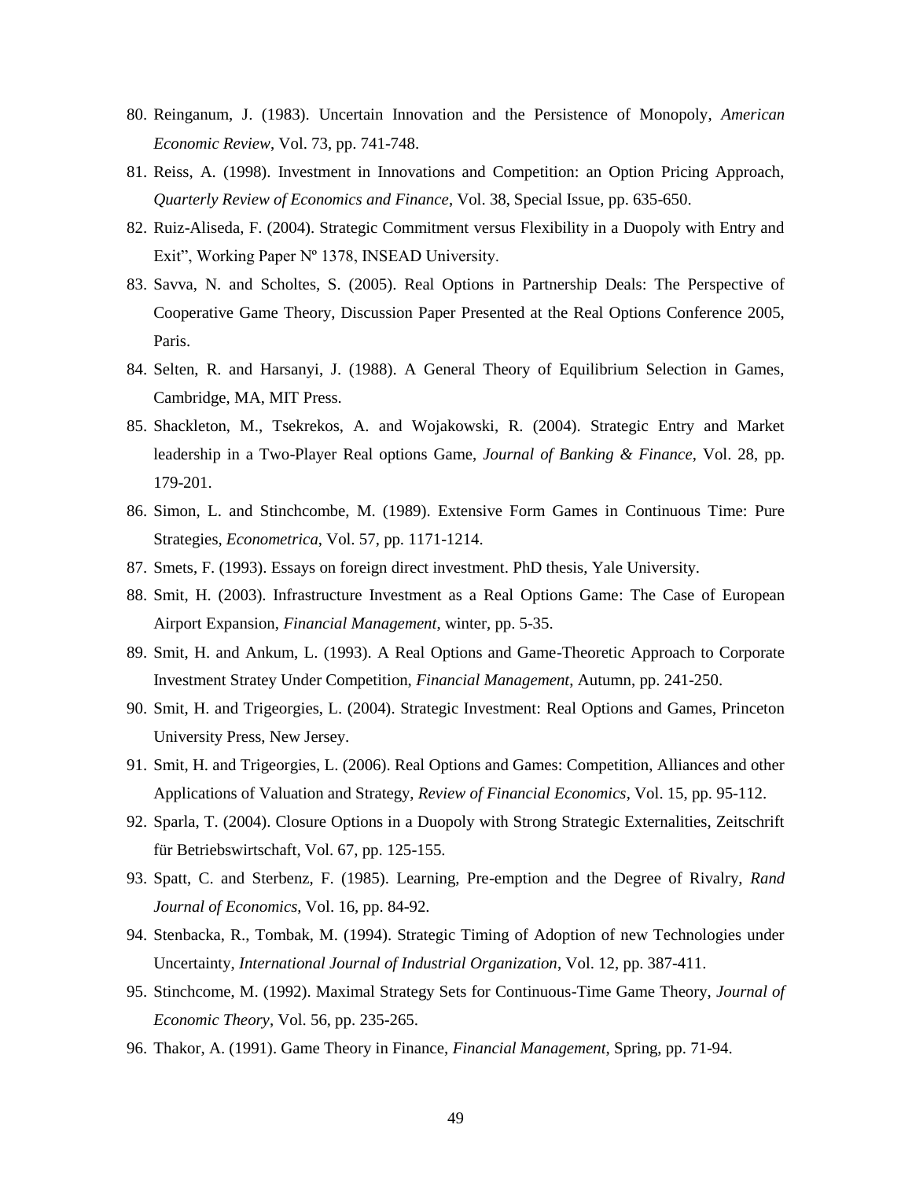80. Reinganum, J. (1983). Uncertain Innovation and the Persistence of Monopoly, *American Economic Review*, Vol. 73, pp. 741-748.
81. Reiss, A. (1998). Investment in Innovations and Competition: an Option Pricing Approach, *Quarterly Review of Economics and Finance*, Vol. 38, Special Issue, pp. 635-650.
82. Ruiz-Aliseda, F. (2004). Strategic Commitment versus Flexibility in a Duopoly with Entry and Exit", Working Paper Nº 1378, INSEAD University.
83. Savva, N. and Scholtes, S. (2005). Real Options in Partnership Deals: The Perspective of Cooperative Game Theory, Discussion Paper Presented at the Real Options Conference 2005, Paris.
84. Selten, R. and Harsanyi, J. (1988). A General Theory of Equilibrium Selection in Games, Cambridge, MA, MIT Press.
85. Shackleton, M., Tsekrekos, A. and Wojakowski, R. (2004). Strategic Entry and Market leadership in a Two-Player Real options Game, *Journal of Banking & Finance*, Vol. 28, pp. 179-201.
86. Simon, L. and Stinchcombe, M. (1989). Extensive Form Games in Continuous Time: Pure Strategies, *Econometrica*, Vol. 57, pp. 1171-1214.
87. Smets, F. (1993). Essays on foreign direct investment. PhD thesis, Yale University.
88. Smit, H. (2003). Infrastructure Investment as a Real Options Game: The Case of European Airport Expansion, *Financial Management*, winter, pp. 5-35.
89. Smit, H. and Ankum, L. (1993). A Real Options and Game-Theoretic Approach to Corporate Investment Stratey Under Competition, *Financial Management*, Autumn, pp. 241-250.
90. Smit, H. and Trigeorgies, L. (2004). Strategic Investment: Real Options and Games, Princeton University Press, New Jersey.
91. Smit, H. and Trigeorgies, L. (2006). Real Options and Games: Competition, Alliances and other Applications of Valuation and Strategy, *Review of Financial Economics*, Vol. 15, pp. 95-112.
92. Sparla, T. (2004). Closure Options in a Duopoly with Strong Strategic Externalities, Zeitschrift für Betriebswirtschaft, Vol. 67, pp. 125-155.
93. Spatt, C. and Sterbenz, F. (1985). Learning, Pre-emption and the Degree of Rivalry, *Rand Journal of Economics*, Vol. 16, pp. 84-92.
94. Stenbacka, R., Tombak, M. (1994). Strategic Timing of Adoption of new Technologies under Uncertainty, *International Journal of Industrial Organization*, Vol. 12, pp. 387-411.
95. Stinchcome, M. (1992). Maximal Strategy Sets for Continuous-Time Game Theory, *Journal of Economic Theory*, Vol. 56, pp. 235-265.
96. Thakor, A. (1991). Game Theory in Finance, *Financial Management*, Spring, pp. 71-94.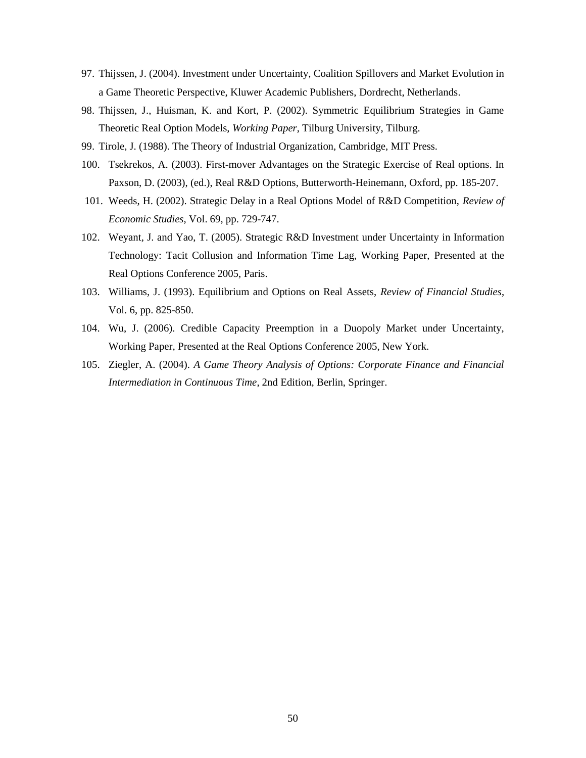97. Thijssen, J. (2004). Investment under Uncertainty, Coalition Spillovers and Market Evolution in a Game Theoretic Perspective, Kluwer Academic Publishers, Dordrecht, Netherlands.
98. Thijssen, J., Huisman, K. and Kort, P. (2002). Symmetric Equilibrium Strategies in Game Theoretic Real Option Models, *Working Paper*, Tilburg University, Tilburg.
99. Tirole, J. (1988). The Theory of Industrial Organization, Cambridge, MIT Press.
100. Tsekrekos, A. (2003). First-mover Advantages on the Strategic Exercise of Real options. In Paxson, D. (2003), (ed.), Real R&D Options, Butterworth-Heinemann, Oxford, pp. 185-207.
101. Weeds, H. (2002). Strategic Delay in a Real Options Model of R&D Competition, *Review of Economic Studies*, Vol. 69, pp. 729-747.
102. Weyant, J. and Yao, T. (2005). Strategic R&D Investment under Uncertainty in Information Technology: Tacit Collusion and Information Time Lag, Working Paper, Presented at the Real Options Conference 2005, Paris.
103. Williams, J. (1993). Equilibrium and Options on Real Assets, *Review of Financial Studies*, Vol. 6, pp. 825-850.
104. Wu, J. (2006). Credible Capacity Preemption in a Duopoly Market under Uncertainty, Working Paper, Presented at the Real Options Conference 2005, New York.
105. Ziegler, A. (2004). *A Game Theory Analysis of Options: Corporate Finance and Financial Intermediation in Continuous Time*, 2nd Edition, Berlin, Springer.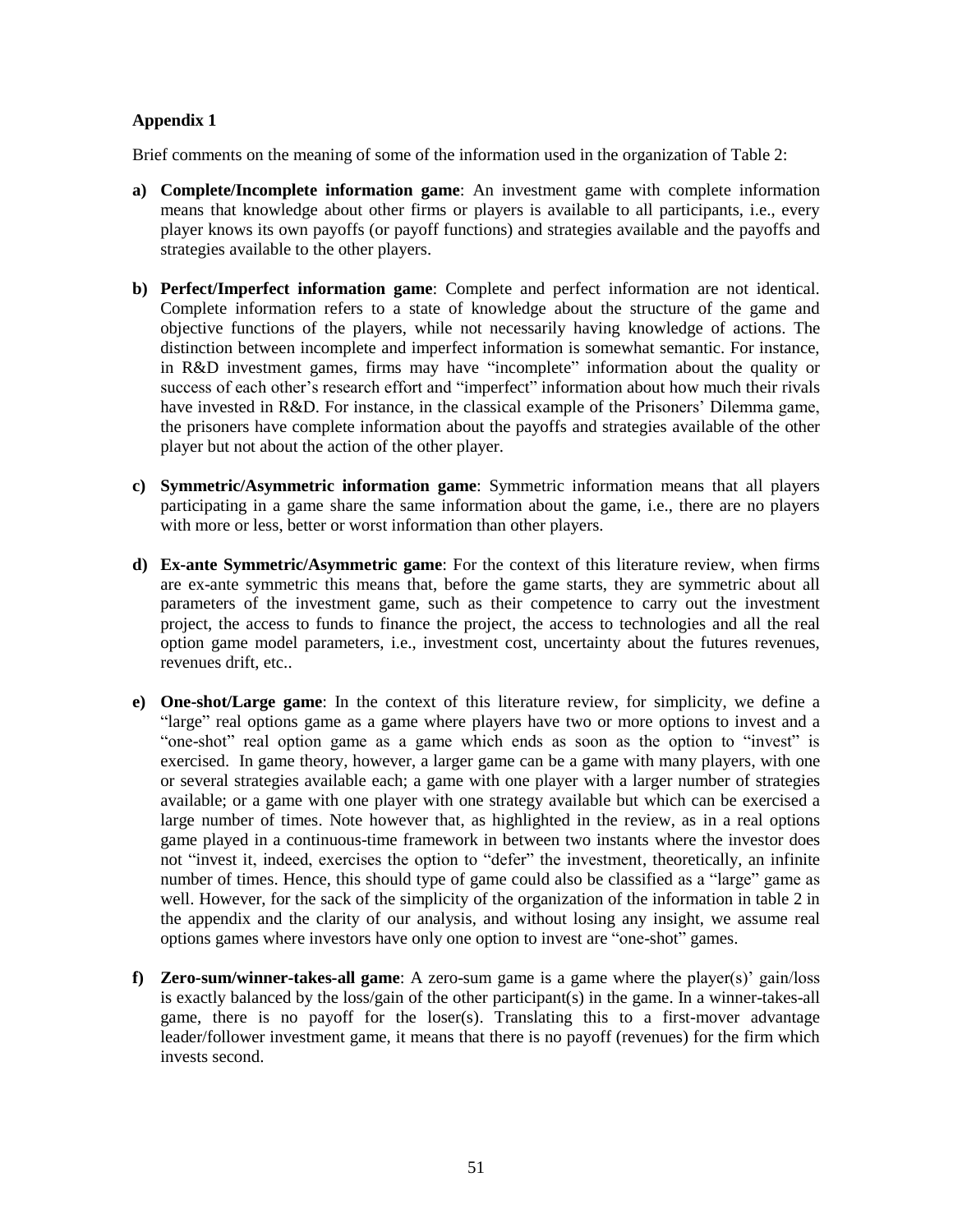**Appendix 1**

Brief comments on the meaning of some of the information used in the organization of Table 2:

a) **Complete/Incomplete information game**: An investment game with complete information means that knowledge about other firms or players is available to all participants, i.e., every player knows its own payoffs (or payoff functions) and strategies available and the payoffs and strategies available to the other players.

b) **Perfect/Imperfect information game**: Complete and perfect information are not identical. Complete information refers to a state of knowledge about the structure of the game and objective functions of the players, while not necessarily having knowledge of actions. The distinction between incomplete and imperfect information is somewhat semantic. For instance, in R&D investment games, firms may have "incomplete" information about the quality or success of each other's research effort and "imperfect" information about how much their rivals have invested in R&D. For instance, in the classical example of the Prisoners' Dilemma game, the prisoners have complete information about the payoffs and strategies available of the other player but not about the action of the other player.

c) **Symmetric/Asymmetric information game**: Symmetric information means that all players participating in a game share the same information about the game, i.e., there are no players with more or less, better or worst information than other players.

d) **Ex-ante Symmetric/Asymmetric game**: For the context of this literature review, when firms are ex-ante symmetric this means that, before the game starts, they are symmetric about all parameters of the investment game, such as their competence to carry out the investment project, the access to funds to finance the project, the access to technologies and all the real option game model parameters, i.e., investment cost, uncertainty about the futures revenues, revenues drift, etc..

e) **One-shot/Large game**: In the context of this literature review, for simplicity, we define a "large" real options game as a game where players have two or more options to invest and a "one-shot" real option game as a game which ends as soon as the option to "invest" is exercised. In game theory, however, a larger game can be a game with many players, with one or several strategies available each; a game with one player with a larger number of strategies available; or a game with one player with one strategy available but which can be exercised a large number of times. Note however that, as highlighted in the review, as in a real options game played in a continuous-time framework in between two instants where the investor does not "invest it, indeed, exercises the option to "defer" the investment, theoretically, an infinite number of times. Hence, this should type of game could also be classified as a "large" game as well. However, for the sack of the simplicity of the organization of the information in table 2 in the appendix and the clarity of our analysis, and without losing any insight, we assume real options games where investors have only one option to invest are "one-shot" games.

f) **Zero-sum/winner-takes-all game**: A zero-sum game is a game where the player(s)' gain/loss is exactly balanced by the loss/gain of the other participant(s) in the game. In a winner-takes-all game, there is no payoff for the loser(s). Translating this to a first-mover advantage leader/follower investment game, it means that there is no payoff (revenues) for the firm which invests second.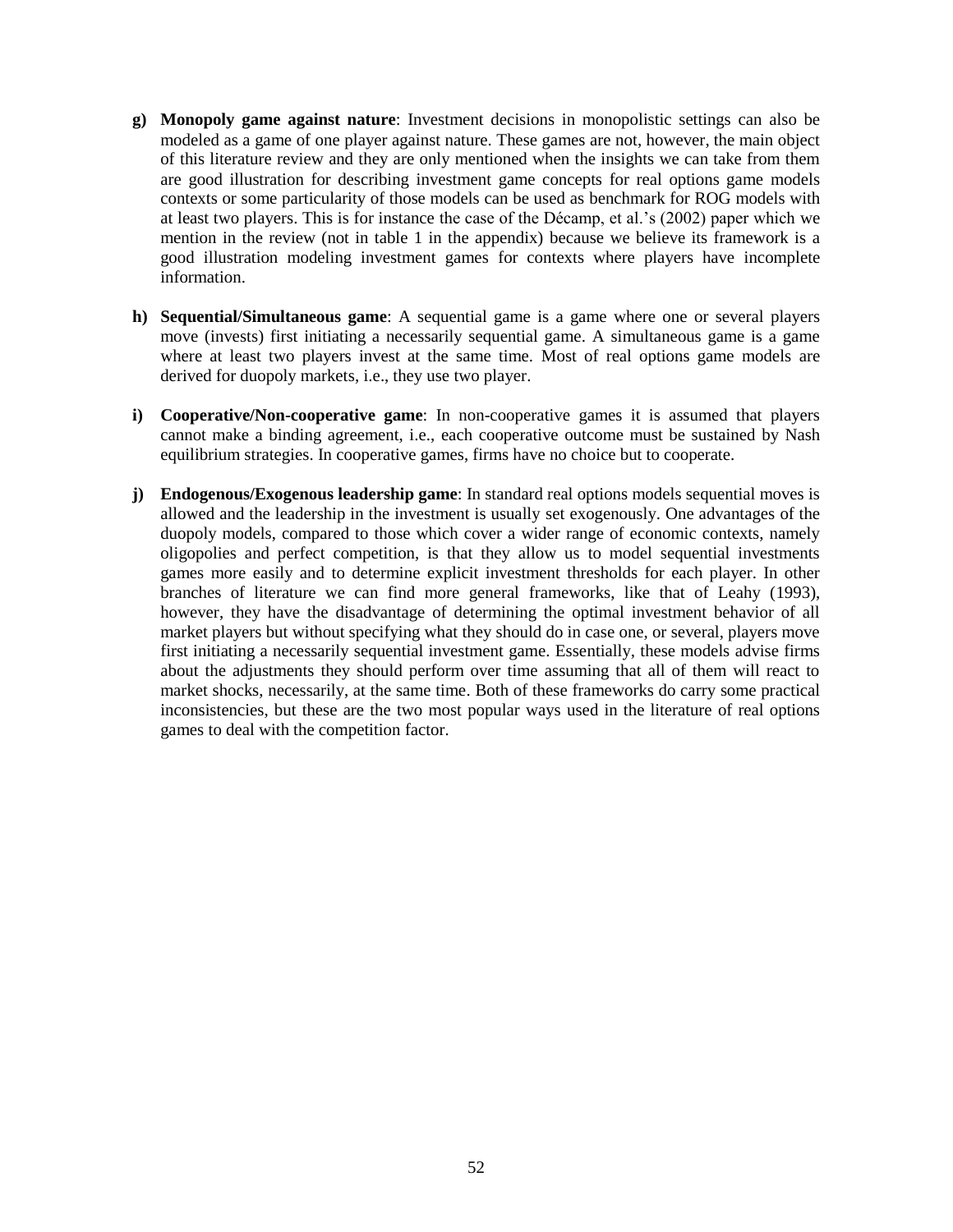g) **Monopoly game against nature**: Investment decisions in monopolistic settings can also be modeled as a game of one player against nature. These games are not, however, the main object of this literature review and they are only mentioned when the insights we can take from them are good illustration for describing investment game concepts for real options game models contexts or some particularity of those models can be used as benchmark for ROG models with at least two players. This is for instance the case of the Décamp, et al.'s (2002) paper which we mention in the review (not in table 1 in the appendix) because we believe its framework is a good illustration modeling investment games for contexts where players have incomplete information.

h) **Sequential/Simultaneous game**: A sequential game is a game where one or several players move (invests) first initiating a necessarily sequential game. A simultaneous game is a game where at least two players invest at the same time. Most of real options game models are derived for duopoly markets, i.e., they use two player.

i) **Cooperative/Non-cooperative game**: In non-cooperative games it is assumed that players cannot make a binding agreement, i.e., each cooperative outcome must be sustained by Nash equilibrium strategies. In cooperative games, firms have no choice but to cooperate.

j) **Endogenous/Exogenous leadership game**: In standard real options models sequential moves is allowed and the leadership in the investment is usually set exogenously. One advantages of the duopoly models, compared to those which cover a wider range of economic contexts, namely oligopolies and perfect competition, is that they allow us to model sequential investments games more easily and to determine explicit investment thresholds for each player. In other branches of literature we can find more general frameworks, like that of Leahy (1993), however, they have the disadvantage of determining the optimal investment behavior of all market players but without specifying what they should do in case one, or several, players move first initiating a necessarily sequential investment game. Essentially, these models advise firms about the adjustments they should perform over time assuming that all of them will react to market shocks, necessarily, at the same time. Both of these frameworks do carry some practical inconsistencies, but these are the two most popular ways used in the literature of real options games to deal with the competition factor.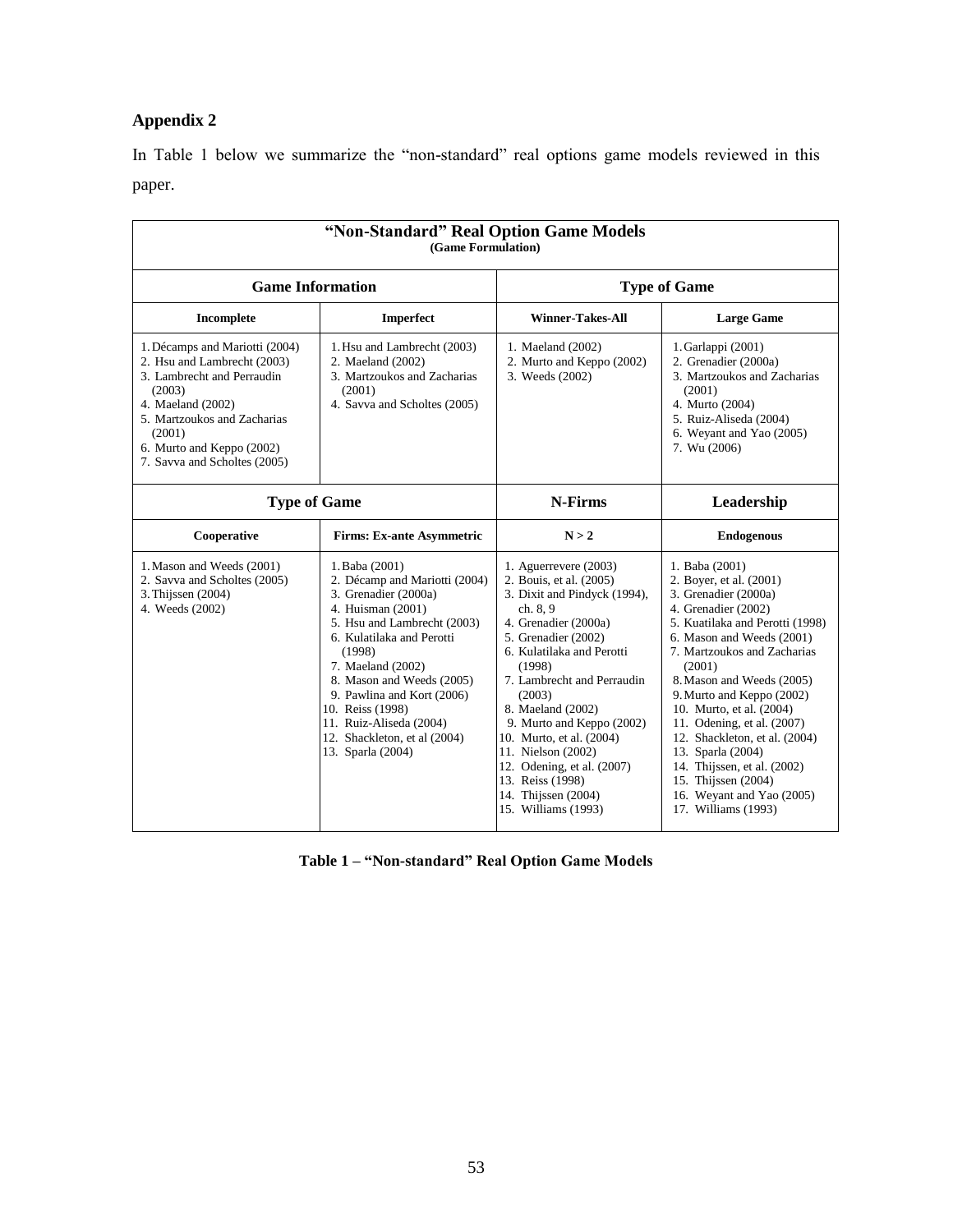## Appendix 2

In Table 1 below we summarize the "non-standard" real options game models reviewed in this paper.

| "Non-Standard" Real Option Game Models (Game Formulation) | | | |
|---|---|---|---|
| **Game Information** | | **Type of Game** | |
| **Incomplete** | **Imperfect** | **Winner-Takes-All** | **Large Game** |
| 1. Décamps and Mariotti (2004)<br>2. Hsu and Lambrecht (2003)<br>3. Lambrecht and Perraudin (2003)<br>4. Maeland (2002)<br>5. Martzoukos and Zacharias (2001)<br>6. Murto and Keppo (2002)<br>7. Savva and Scholtes (2005) | 1. Hsu and Lambrecht (2003)<br>2. Maeland (2002)<br>3. Martzoukos and Zacharias (2001)<br>4. Savva and Scholtes (2005) | 1. Maeland (2002)<br>2. Murto and Keppo (2002)<br>3. Weeds (2002) | 1. Garlappi (2001)<br>2. Grenadier (2000a)<br>3. Martzoukos and Zacharias (2001)<br>4. Murto (2004)<br>5. Ruiz-Aliseda (2004)<br>6. Weyant and Yao (2005)<br>7. Wu (2006) |
| **Type of Game** | | **N-Firms** | **Leadership** |
| **Cooperative** | **Firms: Ex-ante Asymmetric** | **N > 2** | **Endogenous** |
| 1. Mason and Weeds (2001)<br>2. Savva and Scholtes (2005)<br>3. Thijssen (2004)<br>4. Weeds (2002) | 1. Baba (2001)<br>2. Décamp and Mariotti (2004)<br>3. Grenadier (2000a)<br>4. Huisman (2001)<br>5. Hsu and Lambrecht (2003)<br>6. Kulatilaka and Perotti (1998)<br>7. Maeland (2002)<br>8. Mason and Weeds (2005)<br>9. Pawlina and Kort (2006)<br>10. Reiss (1998)<br>11. Ruiz-Aliseda (2004)<br>12. Shackleton, et al (2004)<br>13. Sparla (2004) | 1. Aguerrevere (2003)<br>2. Bouis, et al. (2005)<br>3. Dixit and Pindyck (1994), ch. 8, 9<br>4. Grenadier (2000a)<br>5. Grenadier (2002)<br>6. Kulatilaka and Perotti (1998)<br>7. Lambrecht and Perraudin (2003)<br>8. Maeland (2002)<br>9. Murto and Keppo (2002)<br>10. Murto, et al. (2004)<br>11. Nielson (2002)<br>12. Odening, et al. (2007)<br>13. Reiss (1998)<br>14. Thijssen (2004)<br>15. Williams (1993) | 1. Baba (2001)<br>2. Boyer, et al. (2001)<br>3. Grenadier (2000a)<br>4. Grenadier (2002)<br>5. Kuatilaka and Perotti (1998)<br>6. Mason and Weeds (2001)<br>7. Martzoukos and Zacharias (2001)<br>8. Mason and Weeds (2005)<br>9. Murto and Keppo (2002)<br>10. Murto, et al. (2004)<br>11. Odening, et al. (2007)<br>12. Shackleton, et al. (2004)<br>13. Sparla (2004)<br>14. Thijssen, et al. (2002)<br>15. Thijssen (2004)<br>16. Weyant and Yao (2005)<br>17. Williams (1993) |

**Table 1 – "Non-standard" Real Option Game Models**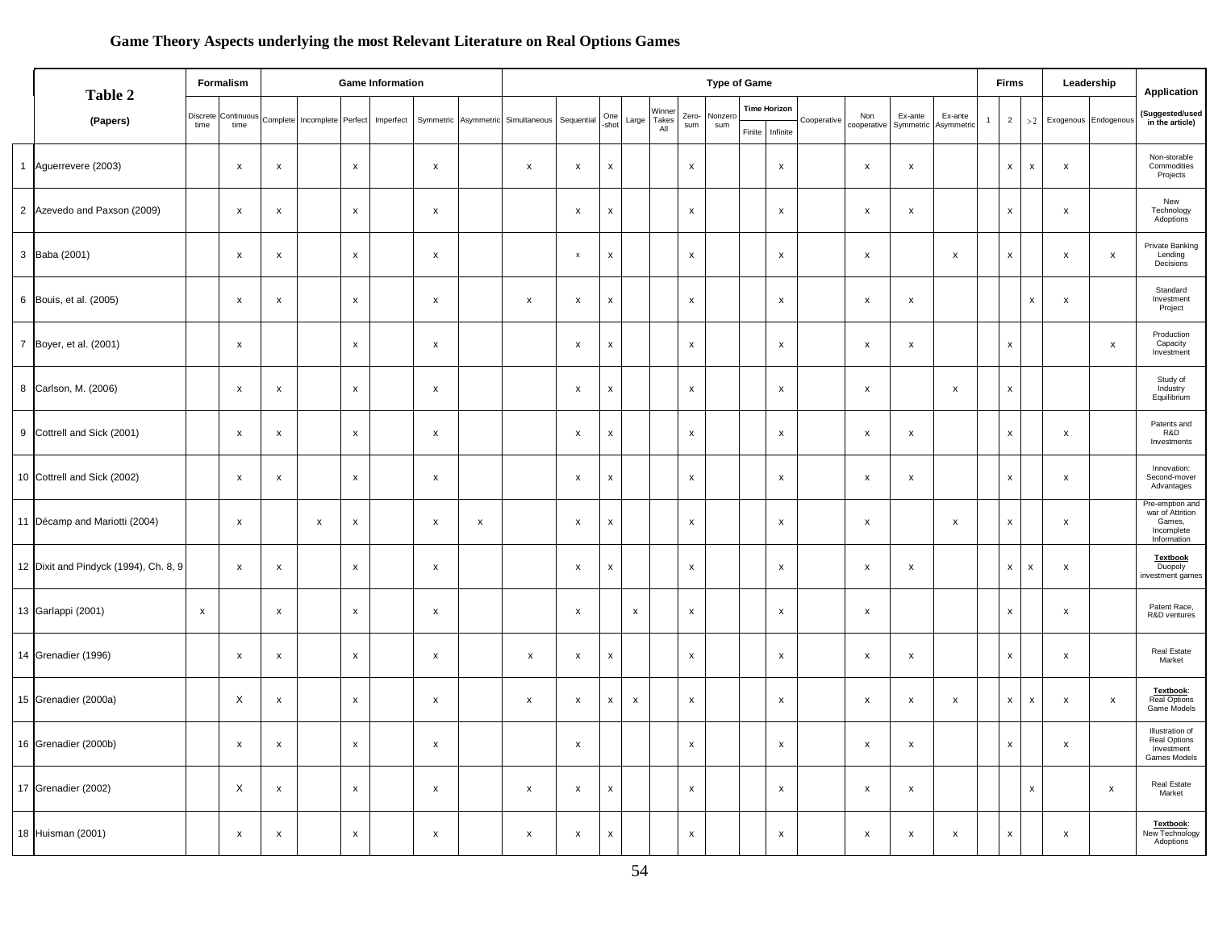**Game Theory Aspects underlying the most Relevant Literature on Real Options Games**

| | Table 2 (Papers) | Formalism | | Game Information | | | | | | Type of Game | | | | | | | Time Horizon | | | | | | Firms | | | Leadership | | Application (Suggested/used in the article) |
|---|---|---|---|---|---|---|---|---|---|---|---|---|---|---|---|---|---|---|---|---|---|---|---|---|---|---|---|---|
| | | Discrete time | Continuous time | Complete | Incomplete | Perfect | Imperfect | Symmetric | Asymmetric | Simultaneous | Sequential | One-shot | Large | Winner Takes All | Zero-sum | Nonzero sum | Finite | Infinite | Cooperative | Non cooperative | Ex-ante Symmetric | Ex-ante Asymmetric | 1 | 2 | >2 | Exogenous | Endogenous | |
| 1 | Aguerrevere (2003) | | x | x | | x | | x | | x | x | x | | | x | | | x | | x | x | | | x | x | x | | Non-storable Commodities Projects |
| 2 | Azevedo and Paxson (2009) | | x | x | | x | | x | | | x | x | | | x | | | x | | x | x | | | x | | x | | New Technology Adoptions |
| 3 | Baba (2001) | | x | x | | x | | x | | | x | x | | | x | | | x | | x | | x | | x | | x | x | Private Banking Lending Decisions |
| 6 | Bouis, et al. (2005) | | x | x | | x | | x | | x | x | x | | | x | | | x | | x | x | | | | x | x | | Standard Investment Project |
| 7 | Boyer, et al. (2001) | | x | | | x | | x | | | x | x | | | x | | | x | | x | x | | | x | | | x | Production Capacity Investment |
| 8 | Carlson, M. (2006) | | x | x | | x | | x | | | x | x | | | x | | | x | | x | | x | | x | | | | Study of Industry Equilibrium |
| 9 | Cottrell and Sick (2001) | | x | x | | x | | x | | | x | x | | | x | | | x | | x | x | | | x | | x | | Patents and R&D Investments |
| 10 | Cottrell and Sick (2002) | | x | x | | x | | x | | | x | x | | | x | | | x | | x | x | | | x | | x | | Innovation: Second-mover Advantages |
| 11 | Décamp and Mariotti (2004) | | x | | x | x | | x | x | | x | x | | | x | | | x | | x | | x | | x | | x | | Pre-emption and war of Attrition Games, Incomplete Information |
| 12 | Dixit and Pindyck (1994), Ch. 8, 9 | | x | x | | x | | x | | | x | x | | | x | | | x | | x | x | | | x | x | x | | **Textbook** Duopoly investment games |
| 13 | Garlappi (2001) | x | | x | | x | | x | | | x | | x | | x | | | x | | x | | | | x | | x | | Patent Race, R&D ventures |
| 14 | Grenadier (1996) | | x | x | | x | | x | | x | x | x | | | x | | | x | | x | x | | | x | | x | | Real Estate Market |
| 15 | Grenadier (2000a) | | X | x | | x | | x | | x | x | x | x | | x | | | x | | x | x | x | | x | x | x | x | **Textbook**: Real Options Game Models |
| 16 | Grenadier (2000b) | | x | x | | x | | x | | | x | | | | x | | | x | | x | x | | | x | | x | | Illustration of Real Options Investment Games Models |
| 17 | Grenadier (2002) | | X | x | | x | | x | | x | x | x | | | x | | | x | | x | x | | | | x | | x | Real Estate Market |
| 18 | Huisman (2001) | | x | x | | x | | x | | x | x | x | | | x | | | x | | x | x | x | | x | | x | | **Textbook**: New Technology Adoptions |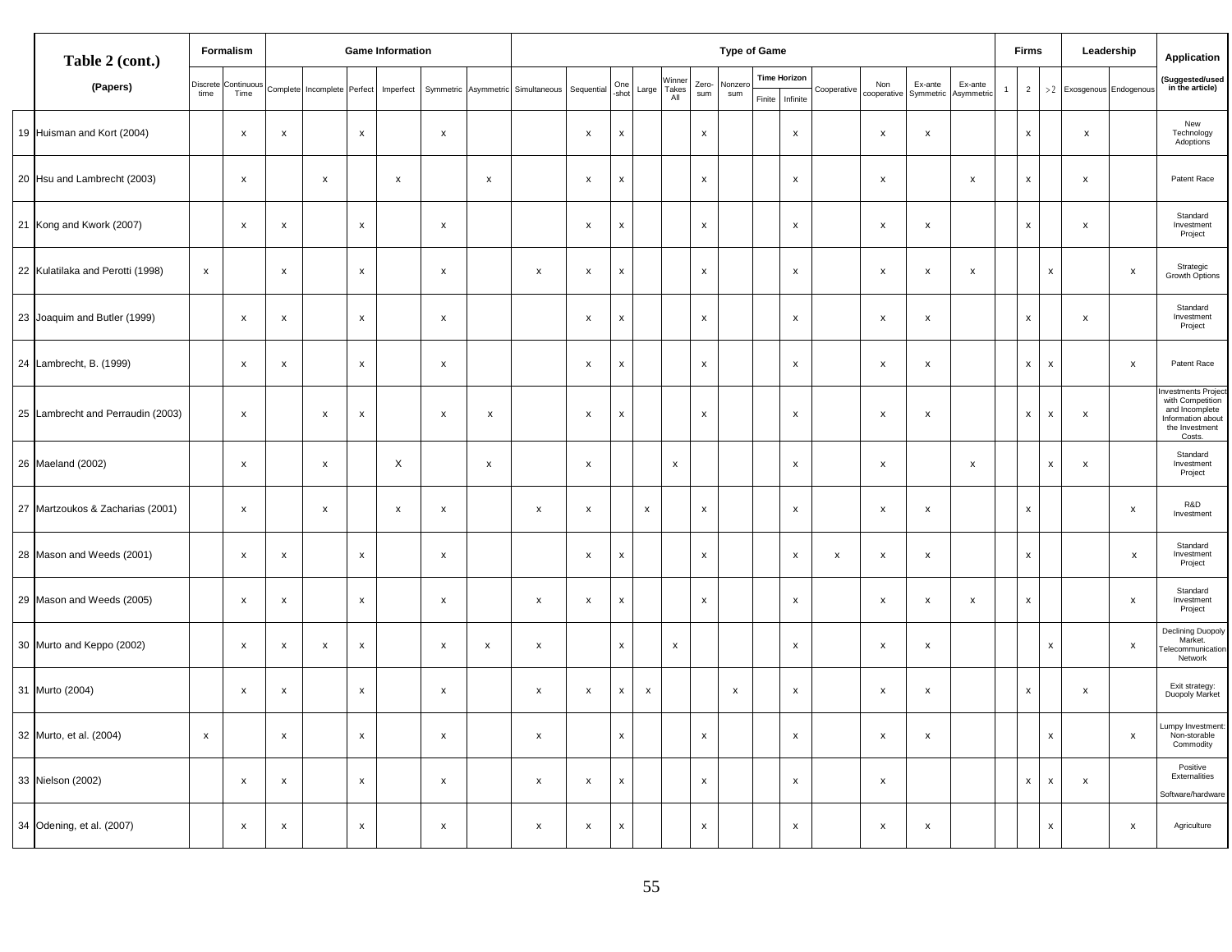| | Table 2 (cont.) | Formalism | | Game Information | | | | | | Type of Game | | | | | | | | | | | | | Firms | | | Leadership | | Application |
|---|---|---|---|---|---|---|---|---|---|---|---|---|---|---|---|---|---|---|---|---|---|---|---|---|---|---|---|---|
| | (Papers) | Discrete time | Continuous Time | Complete | Incomplete | Perfect | Imperfect | Symmetric | Asymmetric | Simultaneous | Sequential | One-shot | Large | Winner Takes All | Zero-sum | Nonzero sum | Time Horizon | | Cooperative | Non cooperative | Ex-ante Symmetric | Ex-ante Asymmetric | 1 | 2 | >2 | Exosgenous | Endogenous | (Suggested/used in the article) |
| | | | | | | | | | | | | | | | | | Finite | Infinite | | | | | | | | | | |
| 19 | Huisman and Kort (2004) | | x | x | | x | | x | | | x | x | | | x | | | x | | x | x | | | x | | x | | New Technology Adoptions |
| 20 | Hsu and Lambrecht (2003) | | x | | x | | x | | x | | x | x | | | x | | | x | | x | | x | | x | | x | | Patent Race |
| 21 | Kong and Kwork (2007) | | x | x | | x | | x | | | x | x | | | x | | | x | | x | x | | | x | | x | | Standard Investment Project |
| 22 | Kulatilaka and Perotti (1998) | x | | x | | x | | x | | x | x | x | | | x | | | x | | x | x | x | | | x | | x | Strategic Growth Options |
| 23 | Joaquim and Butler (1999) | | x | x | | x | | x | | | x | x | | | x | | | x | | x | x | | | x | | x | | Standard Investment Project |
| 24 | Lambrecht, B. (1999) | | x | x | | x | | x | | | x | x | | | x | | | x | | x | x | | | x | x | | x | Patent Race |
| 25 | Lambrecht and Perraudin (2003) | | x | | x | x | | x | x | | x | x | | | x | | | x | | x | x | | | x | x | x | | Investments Project with Competition and Incomplete Information about the Investment Costs. |
| 26 | Maeland (2002) | | x | | x | | X | | x | | x | | | x | | | | x | | x | | x | | | x | x | | Standard Investment Project |
| 27 | Martzoukos & Zacharias (2001) | | x | | x | | x | x | | x | x | | x | | x | | | x | | x | x | | | x | | | x | R&D Investment |
| 28 | Mason and Weeds (2001) | | x | x | | x | | x | | | x | x | | | x | | | x | x | x | x | | | x | | | x | Standard Investment Project |
| 29 | Mason and Weeds (2005) | | x | x | | x | | x | | x | x | x | | | x | | | x | | x | x | x | | x | | | x | Standard Investment Project |
| 30 | Murto and Keppo (2002) | | x | x | x | x | | x | x | x | | x | | x | | | | x | | x | x | | | | x | | x | Declining Duopoly Market. Telecommunication Network |
| 31 | Murto (2004) | | x | x | | x | | x | | x | x | x | x | | | x | | x | | x | x | | | x | | x | | Exit strategy: Duopoly Market |
| 32 | Murto, et al. (2004) | x | | x | | x | | x | | x | | x | | | x | | | x | | x | x | | | | x | | x | Lumpy Investment: Non-storable Commodity |
| 33 | Nielson (2002) | | x | x | | x | | x | | x | x | x | | | x | | | x | | x | | | | x | x | x | | Positive Externalities Software/hardware |
| 34 | Odening, et al. (2007) | | x | x | | x | | x | | x | x | x | | | x | | | x | | x | x | | | | x | | x | Agriculture |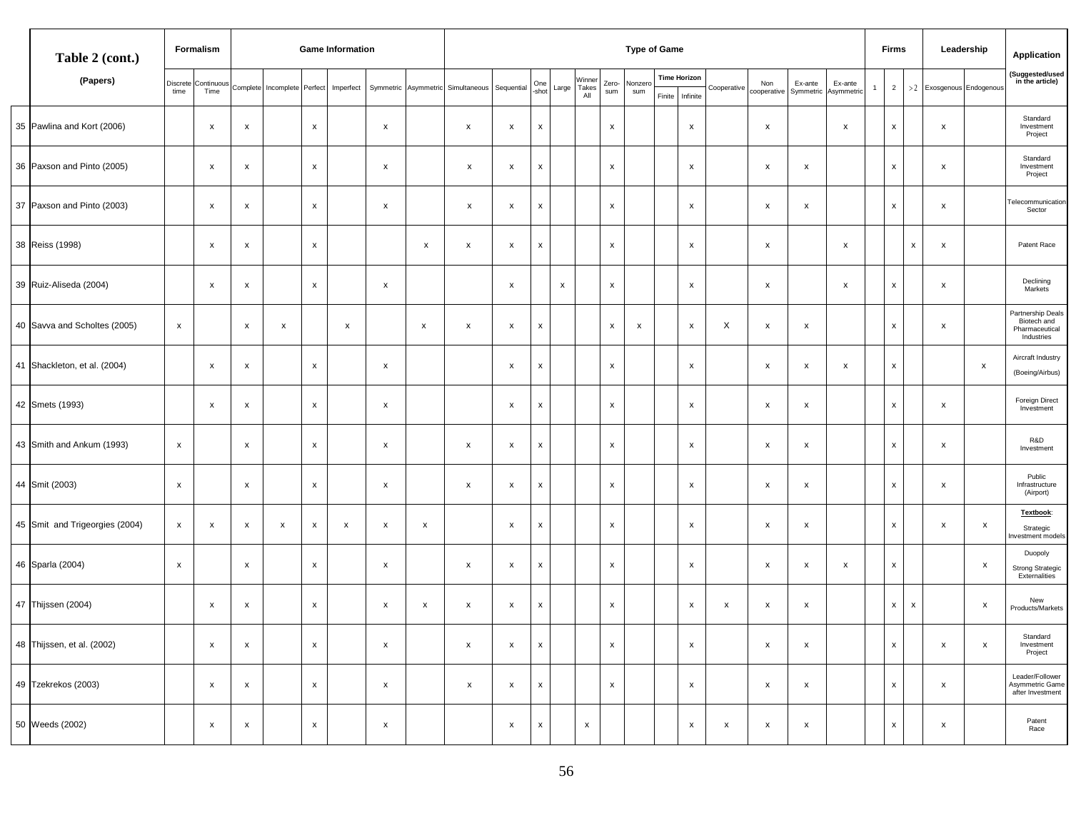| Table 2 (cont.) (Papers) | Formalism | | Game Information | | | | | | Type of Game | | | | | | | | | | | | | Firms | | | Leadership | | Application |
|---|---|---|---|---|---|---|---|---|---|---|---|---|---|---|---|---|---|---|---|---|---|---|---|---|---|---|---|
| | | | | | | | | | | | | | | | | Time Horizon | | | | | | | | | | | (Suggested/used in the article) |
| | Discrete time | Continuous Time | Complete | Incomplete | Perfect | Imperfect | Symmetric | Asymmetric | Simultaneous | Sequential | One -shot | Large | Winner Takes All | Zero-sum | Nonzero sum | Finite | Infinite | Cooperative | Non cooperative | Ex-ante Symmetric | Ex-ante Asymmetric | 1 | 2 | >2 | Exogenous | Endogenous | |
| 35 Pawlina and Kort (2006) | | x | x | | x | | x | | x | x | x | | | x | | | x | | x | | x | | x | | x | | Standard Investment Project |
| 36 Paxson and Pinto (2005) | | x | x | | x | | x | | x | x | x | | | x | | | x | | x | x | | | x | | x | | Standard Investment Project |
| 37 Paxson and Pinto (2003) | | x | x | | x | | x | | x | x | x | | | x | | | x | | x | x | | | x | | x | | Telecommunication Sector |
| 38 Reiss (1998) | | x | x | | x | | | x | x | x | x | | | x | | | x | | x | | x | | | x | x | | Patent Race |
| 39 Ruiz-Aliseda (2004) | | x | x | | x | | x | | | x | | x | | x | | | x | | x | | x | | x | | x | | Declining Markets |
| 40 Savva and Scholtes (2005) | x | | x | x | | x | | x | x | x | x | | | x | x | | x | X | x | x | | | x | | x | | Partnership Deals Biotech and Phamaceutical Industries |
| 41 Shackleton, et al. (2004) | | x | x | | x | | x | | | x | x | | | x | | | x | | x | x | x | | x | | | x | Aircraft Industry (Boeing/Airbus) |
| 42 Smets (1993) | | x | x | | x | | x | | | x | x | | | x | | | x | | x | x | | | x | | x | | Foreign Direct Investment |
| 43 Smith and Ankum (1993) | x | | x | | x | | x | | x | x | x | | | x | | | x | | x | x | | | x | | x | | R&D Investment |
| 44 Smit (2003) | x | | x | | x | | x | | x | x | x | | | x | | | x | | x | x | | | x | | x | | Public Infrastructure (Airport) |
| 45 Smit and Trigeorgies (2004) | x | x | x | x | x | x | x | x | | x | x | | | x | | | x | | x | x | | | x | | x | x | **Textbook**: Strategic Investment models |
| 46 Sparla (2004) | x | | x | | x | | x | | x | x | x | | | x | | | x | | x | x | x | | x | | | x | Duopoly Strong Strategic Externalities |
| 47 Thijssen (2004) | | x | x | | x | | x | x | x | x | x | | | x | | | x | x | x | x | | | x | x | | x | New Products/Markets |
| 48 Thijssen, et al. (2002) | | x | x | | x | | x | | x | x | x | | | x | | | x | | x | x | | | x | | x | x | Standard Investment Project |
| 49 Tzekrekos (2003) | | x | x | | x | | x | | x | x | x | | | x | | | x | | x | x | | | x | | x | | Leader/Follower Asymmetric Game after Investment |
| 50 Weeds (2002) | | x | x | | x | | x | | | x | x | | x | | | | x | x | x | x | | | x | | x | | Patent Race |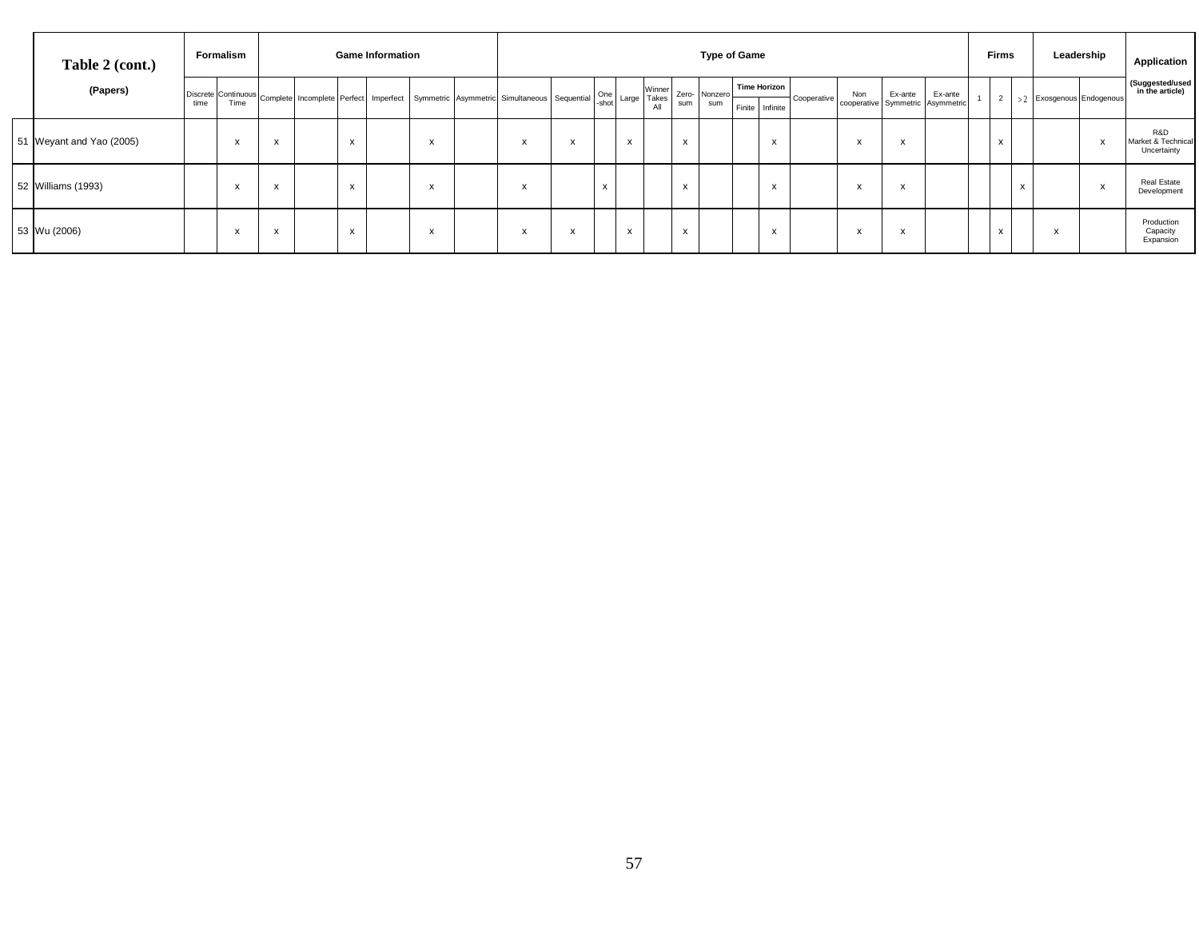| Table 2 (cont.) (Papers) | Formalism | | Game Information | | | | | | Type of Game | | | | | | | | | | | | | Firms | | | Leadership | | Application |
|---|---|---|---|---|---|---|---|---|---|---|---|---|---|---|---|---|---|---|---|---|---|---|---|---|---|---|---|
| | Discrete time | Continuous Time | Complete | Incomplete | Perfect | Imperfect | Symmetric | Asymmetric | Simultaneous | Sequential | One-shot | Large | Winner Takes All | Zero-sum | Nonzero sum | Time Horizon Finite | Time Horizon Infinite | Cooperative | Non cooperative | Ex-ante Symmetric | Ex-ante Asymmetric | 1 | 2 | >2 | Exosgenous | Endogenous | (Suggested/used in the article) |
| 51 Weyant and Yao (2005) | | x | x | | x | | x | | x | x | | x | | x | | | x | | x | x | | | x | | | x | R&D Market & Technical Uncertainty |
| 52 Williams (1993) | | x | x | | x | | x | | x | | x | | | x | | | x | | x | x | | | | x | | x | Real Estate Development |
| 53 Wu (2006) | | x | x | | x | | x | | x | x | | x | | x | | | x | | x | x | | | x | | x | | Production Capacity Expansion |